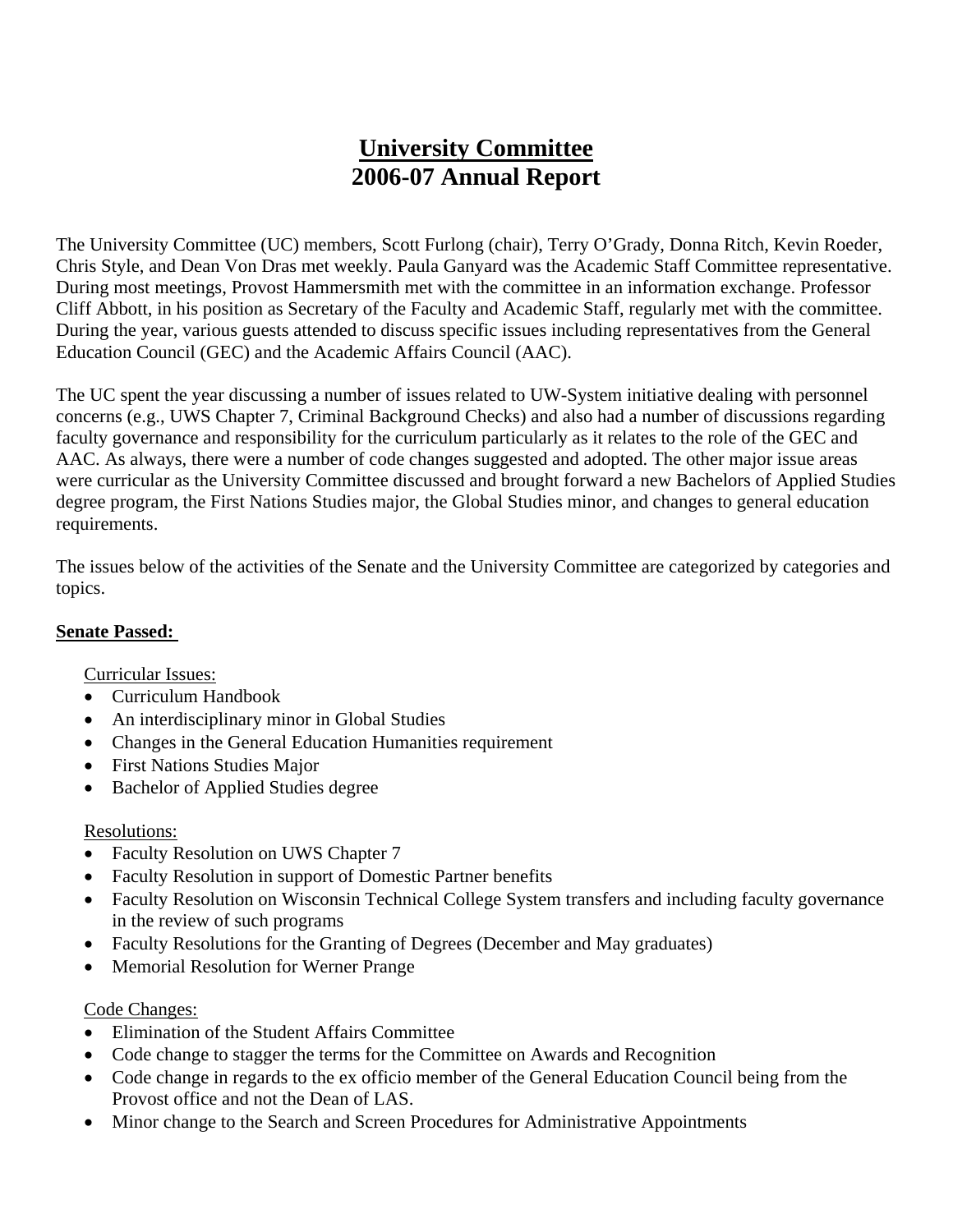# University Committee
# 2006-07 Annual Report

The University Committee (UC) members, Scott Furlong (chair), Terry O'Grady, Donna Ritch, Kevin Roeder, Chris Style, and Dean Von Dras met weekly. Paula Ganyard was the Academic Staff Committee representative. During most meetings, Provost Hammersmith met with the committee in an information exchange. Professor Cliff Abbott, in his position as Secretary of the Faculty and Academic Staff, regularly met with the committee. During the year, various guests attended to discuss specific issues including representatives from the General Education Council (GEC) and the Academic Affairs Council (AAC).

The UC spent the year discussing a number of issues related to UW-System initiative dealing with personnel concerns (e.g., UWS Chapter 7, Criminal Background Checks) and also had a number of discussions regarding faculty governance and responsibility for the curriculum particularly as it relates to the role of the GEC and AAC. As always, there were a number of code changes suggested and adopted. The other major issue areas were curricular as the University Committee discussed and brought forward a new Bachelors of Applied Studies degree program, the First Nations Studies major, the Global Studies minor, and changes to general education requirements.

The issues below of the activities of the Senate and the University Committee are categorized by categories and topics.

**Senate Passed:**

Curricular Issues:

- Curriculum Handbook
- An interdisciplinary minor in Global Studies
- Changes in the General Education Humanities requirement
- First Nations Studies Major
- Bachelor of Applied Studies degree

Resolutions:

- Faculty Resolution on UWS Chapter 7
- Faculty Resolution in support of Domestic Partner benefits
- Faculty Resolution on Wisconsin Technical College System transfers and including faculty governance in the review of such programs
- Faculty Resolutions for the Granting of Degrees (December and May graduates)
- Memorial Resolution for Werner Prange

Code Changes:

- Elimination of the Student Affairs Committee
- Code change to stagger the terms for the Committee on Awards and Recognition
- Code change in regards to the ex officio member of the General Education Council being from the Provost office and not the Dean of LAS.
- Minor change to the Search and Screen Procedures for Administrative Appointments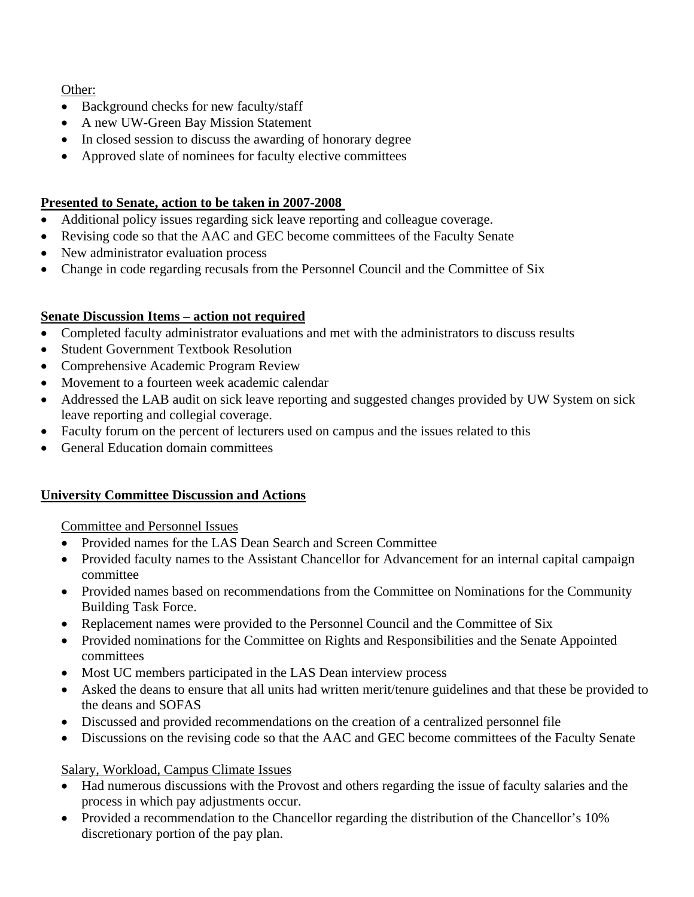Other:

- Background checks for new faculty/staff
- A new UW-Green Bay Mission Statement
- In closed session to discuss the awarding of honorary degree
- Approved slate of nominees for faculty elective committees

**Presented to Senate, action to be taken in 2007-2008**

- Additional policy issues regarding sick leave reporting and colleague coverage.
- Revising code so that the AAC and GEC become committees of the Faculty Senate
- New administrator evaluation process
- Change in code regarding recusals from the Personnel Council and the Committee of Six

**Senate Discussion Items – action not required**

- Completed faculty administrator evaluations and met with the administrators to discuss results
- Student Government Textbook Resolution
- Comprehensive Academic Program Review
- Movement to a fourteen week academic calendar
- Addressed the LAB audit on sick leave reporting and suggested changes provided by UW System on sick leave reporting and collegial coverage.
- Faculty forum on the percent of lecturers used on campus and the issues related to this
- General Education domain committees

**University Committee Discussion and Actions**

Committee and Personnel Issues

- Provided names for the LAS Dean Search and Screen Committee
- Provided faculty names to the Assistant Chancellor for Advancement for an internal capital campaign committee
- Provided names based on recommendations from the Committee on Nominations for the Community Building Task Force.
- Replacement names were provided to the Personnel Council and the Committee of Six
- Provided nominations for the Committee on Rights and Responsibilities and the Senate Appointed committees
- Most UC members participated in the LAS Dean interview process
- Asked the deans to ensure that all units had written merit/tenure guidelines and that these be provided to the deans and SOFAS
- Discussed and provided recommendations on the creation of a centralized personnel file
- Discussions on the revising code so that the AAC and GEC become committees of the Faculty Senate

Salary, Workload, Campus Climate Issues

- Had numerous discussions with the Provost and others regarding the issue of faculty salaries and the process in which pay adjustments occur.
- Provided a recommendation to the Chancellor regarding the distribution of the Chancellor's 10% discretionary portion of the pay plan.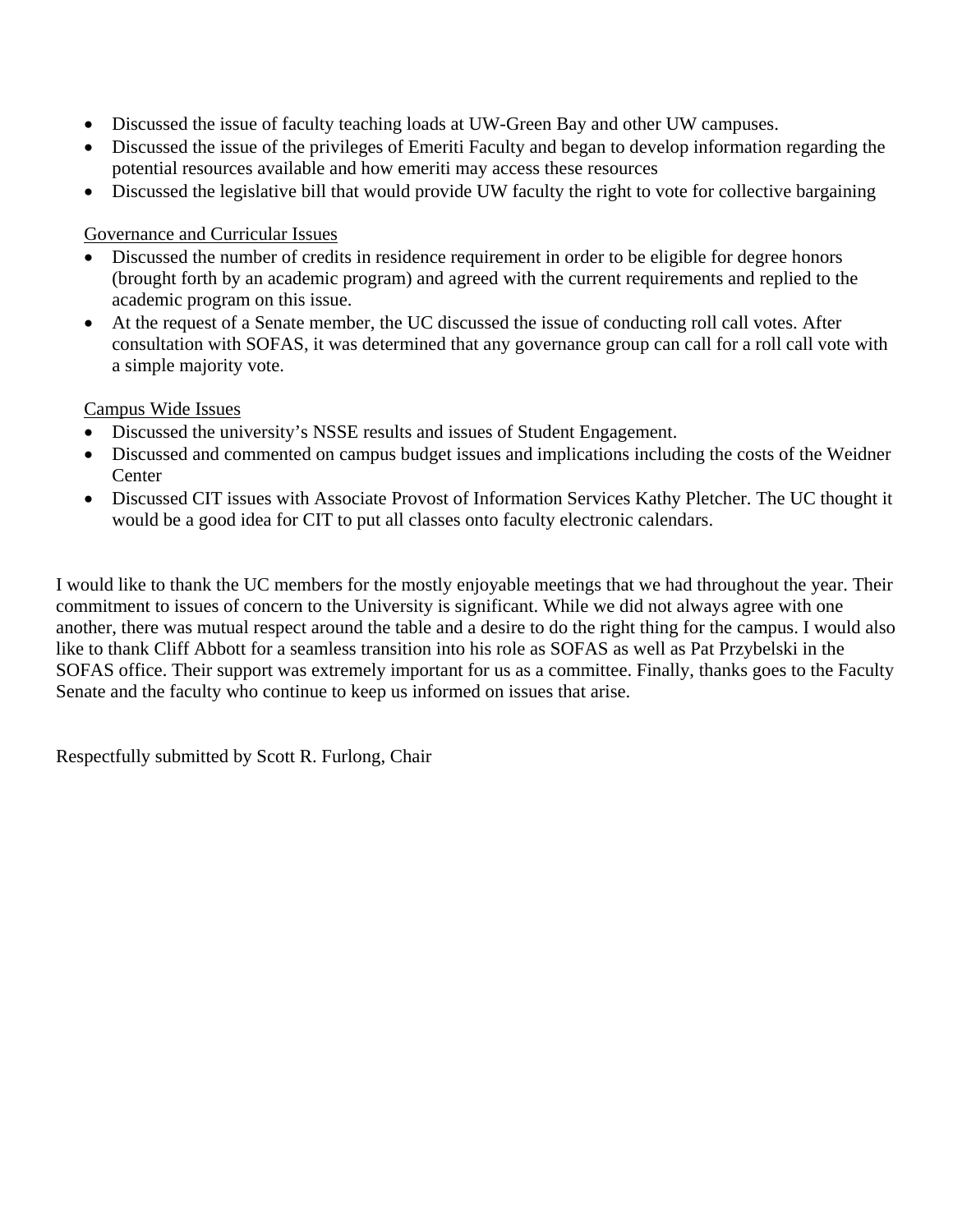- Discussed the issue of faculty teaching loads at UW-Green Bay and other UW campuses.
- Discussed the issue of the privileges of Emeriti Faculty and began to develop information regarding the potential resources available and how emeriti may access these resources
- Discussed the legislative bill that would provide UW faculty the right to vote for collective bargaining

Governance and Curricular Issues

- Discussed the number of credits in residence requirement in order to be eligible for degree honors (brought forth by an academic program) and agreed with the current requirements and replied to the academic program on this issue.
- At the request of a Senate member, the UC discussed the issue of conducting roll call votes. After consultation with SOFAS, it was determined that any governance group can call for a roll call vote with a simple majority vote.

Campus Wide Issues

- Discussed the university's NSSE results and issues of Student Engagement.
- Discussed and commented on campus budget issues and implications including the costs of the Weidner Center
- Discussed CIT issues with Associate Provost of Information Services Kathy Pletcher. The UC thought it would be a good idea for CIT to put all classes onto faculty electronic calendars.

I would like to thank the UC members for the mostly enjoyable meetings that we had throughout the year. Their commitment to issues of concern to the University is significant. While we did not always agree with one another, there was mutual respect around the table and a desire to do the right thing for the campus. I would also like to thank Cliff Abbott for a seamless transition into his role as SOFAS as well as Pat Przybelski in the SOFAS office. Their support was extremely important for us as a committee. Finally, thanks goes to the Faculty Senate and the faculty who continue to keep us informed on issues that arise.

Respectfully submitted by Scott R. Furlong, Chair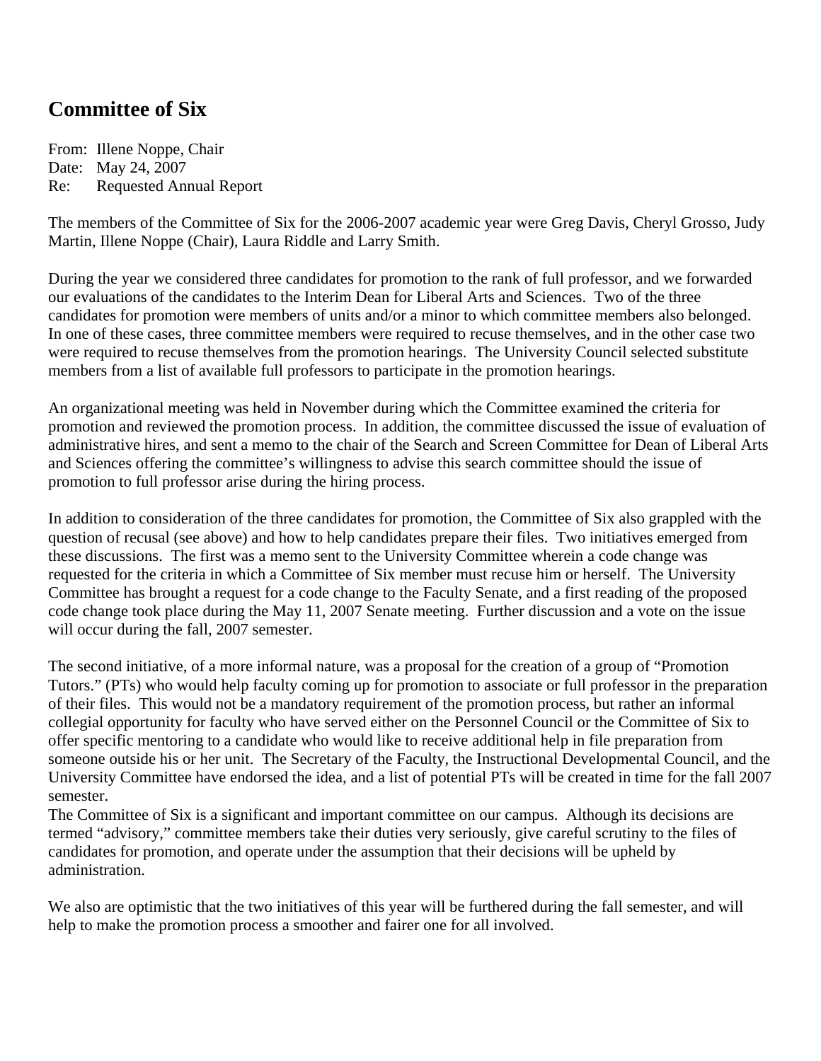## Committee of Six

From: Illene Noppe, Chair
Date: May 24, 2007
Re: Requested Annual Report

The members of the Committee of Six for the 2006-2007 academic year were Greg Davis, Cheryl Grosso, Judy Martin, Illene Noppe (Chair), Laura Riddle and Larry Smith.

During the year we considered three candidates for promotion to the rank of full professor, and we forwarded our evaluations of the candidates to the Interim Dean for Liberal Arts and Sciences. Two of the three candidates for promotion were members of units and/or a minor to which committee members also belonged. In one of these cases, three committee members were required to recuse themselves, and in the other case two were required to recuse themselves from the promotion hearings. The University Council selected substitute members from a list of available full professors to participate in the promotion hearings.

An organizational meeting was held in November during which the Committee examined the criteria for promotion and reviewed the promotion process. In addition, the committee discussed the issue of evaluation of administrative hires, and sent a memo to the chair of the Search and Screen Committee for Dean of Liberal Arts and Sciences offering the committee's willingness to advise this search committee should the issue of promotion to full professor arise during the hiring process.

In addition to consideration of the three candidates for promotion, the Committee of Six also grappled with the question of recusal (see above) and how to help candidates prepare their files. Two initiatives emerged from these discussions. The first was a memo sent to the University Committee wherein a code change was requested for the criteria in which a Committee of Six member must recuse him or herself. The University Committee has brought a request for a code change to the Faculty Senate, and a first reading of the proposed code change took place during the May 11, 2007 Senate meeting. Further discussion and a vote on the issue will occur during the fall, 2007 semester.

The second initiative, of a more informal nature, was a proposal for the creation of a group of "Promotion Tutors." (PTs) who would help faculty coming up for promotion to associate or full professor in the preparation of their files. This would not be a mandatory requirement of the promotion process, but rather an informal collegial opportunity for faculty who have served either on the Personnel Council or the Committee of Six to offer specific mentoring to a candidate who would like to receive additional help in file preparation from someone outside his or her unit. The Secretary of the Faculty, the Instructional Developmental Council, and the University Committee have endorsed the idea, and a list of potential PTs will be created in time for the fall 2007 semester.

The Committee of Six is a significant and important committee on our campus. Although its decisions are termed "advisory," committee members take their duties very seriously, give careful scrutiny to the files of candidates for promotion, and operate under the assumption that their decisions will be upheld by administration.

We also are optimistic that the two initiatives of this year will be furthered during the fall semester, and will help to make the promotion process a smoother and fairer one for all involved.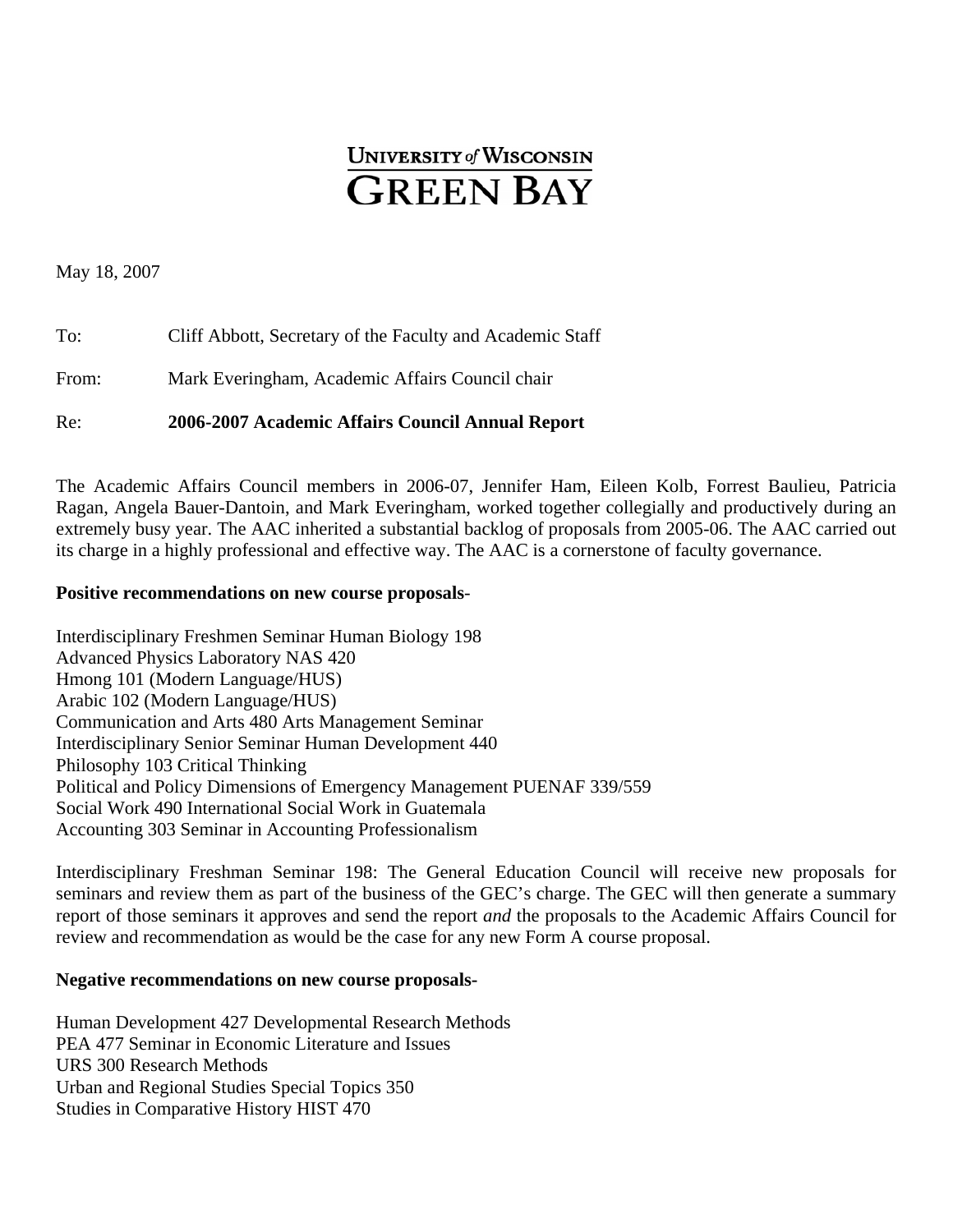UNIVERSITY *of* WISCONSIN
GREEN BAY

May 18, 2007

To: Cliff Abbott, Secretary of the Faculty and Academic Staff

From: Mark Everingham, Academic Affairs Council chair

Re: **2006-2007 Academic Affairs Council Annual Report**

The Academic Affairs Council members in 2006-07, Jennifer Ham, Eileen Kolb, Forrest Baulieu, Patricia Ragan, Angela Bauer-Dantoin, and Mark Everingham, worked together collegially and productively during an extremely busy year. The AAC inherited a substantial backlog of proposals from 2005-06. The AAC carried out its charge in a highly professional and effective way. The AAC is a cornerstone of faculty governance.

**Positive recommendations on new course proposals**-

Interdisciplinary Freshmen Seminar Human Biology 198
Advanced Physics Laboratory NAS 420
Hmong 101 (Modern Language/HUS)
Arabic 102 (Modern Language/HUS)
Communication and Arts 480 Arts Management Seminar
Interdisciplinary Senior Seminar Human Development 440
Philosophy 103 Critical Thinking
Political and Policy Dimensions of Emergency Management PUENAF 339/559
Social Work 490 International Social Work in Guatemala
Accounting 303 Seminar in Accounting Professionalism

Interdisciplinary Freshman Seminar 198: The General Education Council will receive new proposals for seminars and review them as part of the business of the GEC's charge. The GEC will then generate a summary report of those seminars it approves and send the report *and* the proposals to the Academic Affairs Council for review and recommendation as would be the case for any new Form A course proposal.

**Negative recommendations on new course proposals-**

Human Development 427 Developmental Research Methods
PEA 477 Seminar in Economic Literature and Issues
URS 300 Research Methods
Urban and Regional Studies Special Topics 350
Studies in Comparative History HIST 470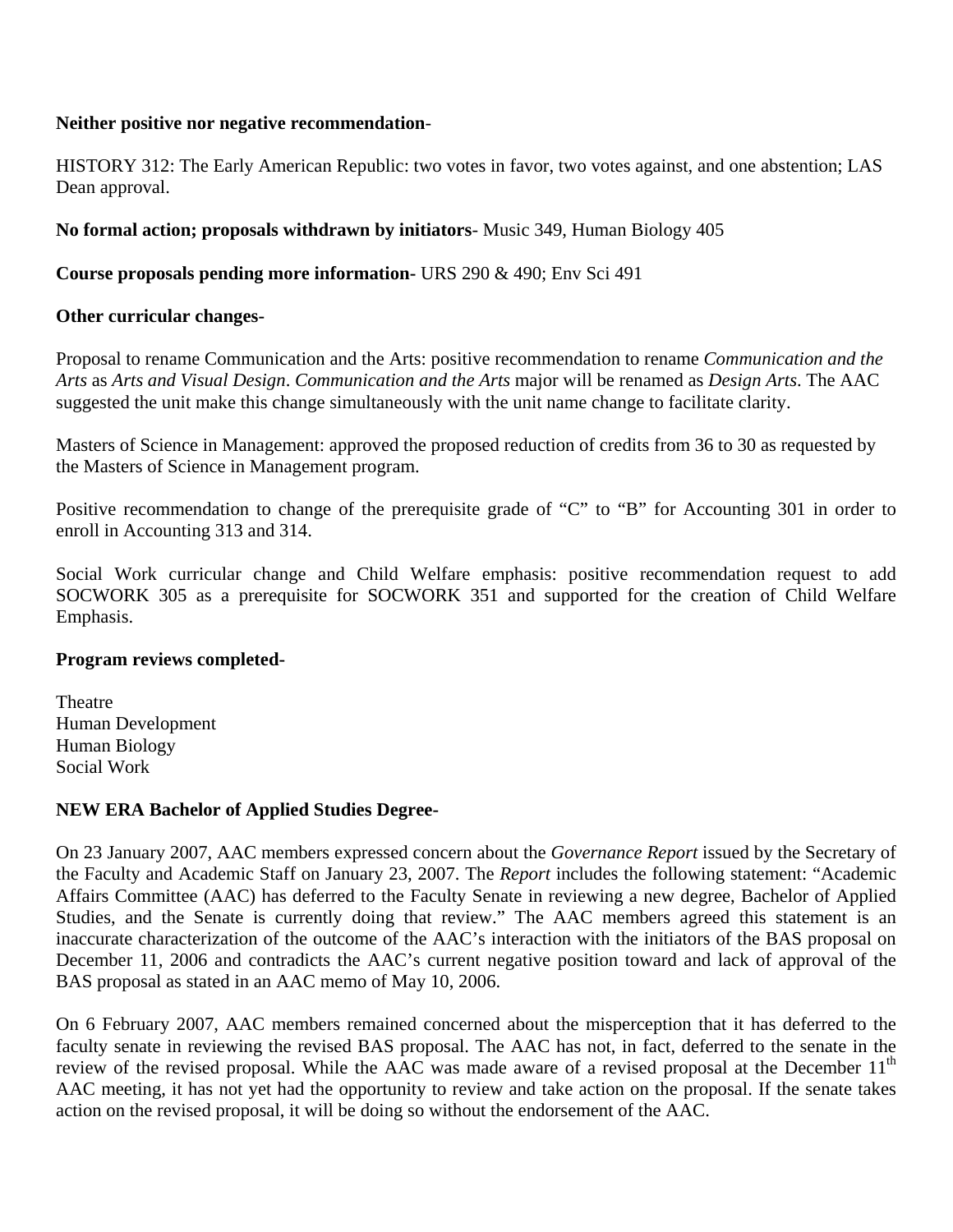**Neither positive nor negative recommendation**-

HISTORY 312: The Early American Republic: two votes in favor, two votes against, and one abstention; LAS Dean approval.

**No formal action; proposals withdrawn by initiators**- Music 349, Human Biology 405

**Course proposals pending more information-** URS 290 & 490; Env Sci 491

**Other curricular changes**-

Proposal to rename Communication and the Arts: positive recommendation to rename *Communication and the Arts* as *Arts and Visual Design*. *Communication and the Arts* major will be renamed as *Design Arts*. The AAC suggested the unit make this change simultaneously with the unit name change to facilitate clarity.

Masters of Science in Management: approved the proposed reduction of credits from 36 to 30 as requested by the Masters of Science in Management program.

Positive recommendation to change of the prerequisite grade of "C" to "B" for Accounting 301 in order to enroll in Accounting 313 and 314.

Social Work curricular change and Child Welfare emphasis: positive recommendation request to add SOCWORK 305 as a prerequisite for SOCWORK 351 and supported for the creation of Child Welfare Emphasis.

**Program reviews completed-**

Theatre
Human Development
Human Biology
Social Work

**NEW ERA Bachelor of Applied Studies Degree-**

On 23 January 2007, AAC members expressed concern about the *Governance Report* issued by the Secretary of the Faculty and Academic Staff on January 23, 2007. The *Report* includes the following statement: "Academic Affairs Committee (AAC) has deferred to the Faculty Senate in reviewing a new degree, Bachelor of Applied Studies, and the Senate is currently doing that review." The AAC members agreed this statement is an inaccurate characterization of the outcome of the AAC's interaction with the initiators of the BAS proposal on December 11, 2006 and contradicts the AAC's current negative position toward and lack of approval of the BAS proposal as stated in an AAC memo of May 10, 2006.

On 6 February 2007, AAC members remained concerned about the misperception that it has deferred to the faculty senate in reviewing the revised BAS proposal. The AAC has not, in fact, deferred to the senate in the review of the revised proposal. While the AAC was made aware of a revised proposal at the December 11th AAC meeting, it has not yet had the opportunity to review and take action on the proposal. If the senate takes action on the revised proposal, it will be doing so without the endorsement of the AAC.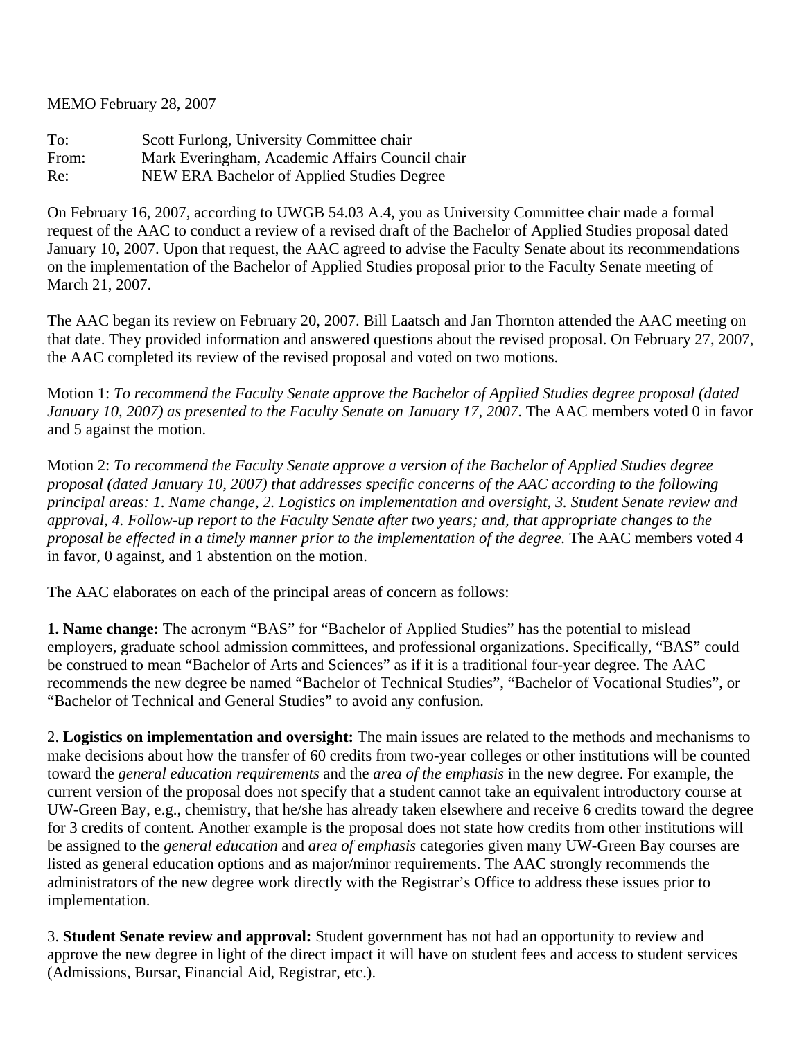MEMO February 28, 2007

To: Scott Furlong, University Committee chair
From: Mark Everingham, Academic Affairs Council chair
Re: NEW ERA Bachelor of Applied Studies Degree

On February 16, 2007, according to UWGB 54.03 A.4, you as University Committee chair made a formal request of the AAC to conduct a review of a revised draft of the Bachelor of Applied Studies proposal dated January 10, 2007. Upon that request, the AAC agreed to advise the Faculty Senate about its recommendations on the implementation of the Bachelor of Applied Studies proposal prior to the Faculty Senate meeting of March 21, 2007.

The AAC began its review on February 20, 2007. Bill Laatsch and Jan Thornton attended the AAC meeting on that date. They provided information and answered questions about the revised proposal. On February 27, 2007, the AAC completed its review of the revised proposal and voted on two motions.

Motion 1: *To recommend the Faculty Senate approve the Bachelor of Applied Studies degree proposal (dated January 10, 2007) as presented to the Faculty Senate on January 17, 2007*. The AAC members voted 0 in favor and 5 against the motion.

Motion 2: *To recommend the Faculty Senate approve a version of the Bachelor of Applied Studies degree proposal (dated January 10, 2007) that addresses specific concerns of the AAC according to the following principal areas: 1. Name change, 2. Logistics on implementation and oversight, 3. Student Senate review and approval, 4. Follow-up report to the Faculty Senate after two years; and, that appropriate changes to the proposal be effected in a timely manner prior to the implementation of the degree.* The AAC members voted 4 in favor, 0 against, and 1 abstention on the motion.

The AAC elaborates on each of the principal areas of concern as follows:

**1. Name change:** The acronym "BAS" for "Bachelor of Applied Studies" has the potential to mislead employers, graduate school admission committees, and professional organizations. Specifically, "BAS" could be construed to mean "Bachelor of Arts and Sciences" as if it is a traditional four-year degree. The AAC recommends the new degree be named "Bachelor of Technical Studies", "Bachelor of Vocational Studies", or "Bachelor of Technical and General Studies" to avoid any confusion.

2. **Logistics on implementation and oversight:** The main issues are related to the methods and mechanisms to make decisions about how the transfer of 60 credits from two-year colleges or other institutions will be counted toward the *general education requirements* and the *area of the emphasis* in the new degree. For example, the current version of the proposal does not specify that a student cannot take an equivalent introductory course at UW-Green Bay, e.g., chemistry, that he/she has already taken elsewhere and receive 6 credits toward the degree for 3 credits of content. Another example is the proposal does not state how credits from other institutions will be assigned to the *general education* and *area of emphasis* categories given many UW-Green Bay courses are listed as general education options and as major/minor requirements. The AAC strongly recommends the administrators of the new degree work directly with the Registrar's Office to address these issues prior to implementation.

3. **Student Senate review and approval:** Student government has not had an opportunity to review and approve the new degree in light of the direct impact it will have on student fees and access to student services (Admissions, Bursar, Financial Aid, Registrar, etc.).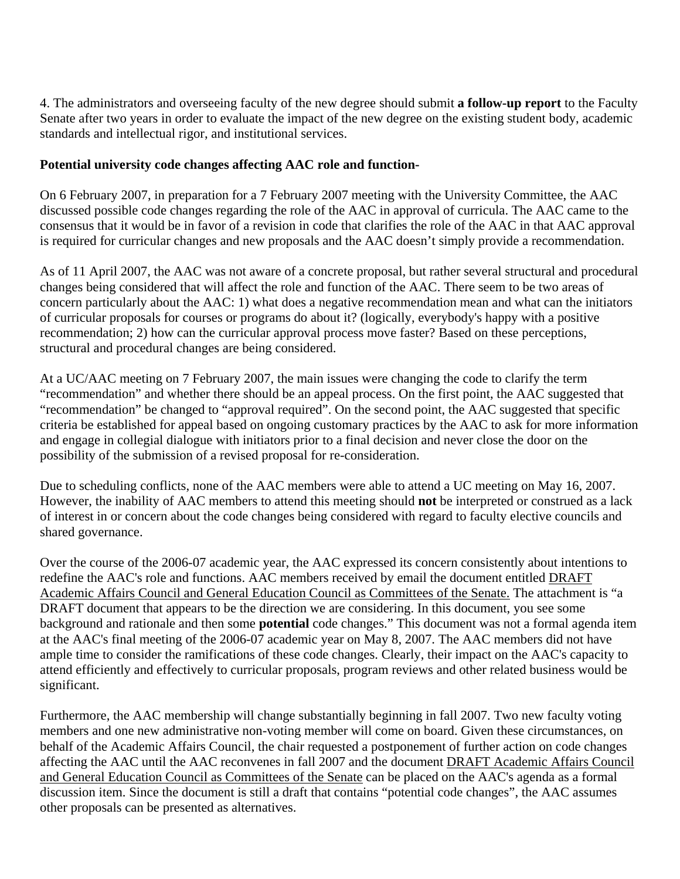4. The administrators and overseeing faculty of the new degree should submit **a follow-up report** to the Faculty Senate after two years in order to evaluate the impact of the new degree on the existing student body, academic standards and intellectual rigor, and institutional services.

**Potential university code changes affecting AAC role and function-**

On 6 February 2007, in preparation for a 7 February 2007 meeting with the University Committee, the AAC discussed possible code changes regarding the role of the AAC in approval of curricula. The AAC came to the consensus that it would be in favor of a revision in code that clarifies the role of the AAC in that AAC approval is required for curricular changes and new proposals and the AAC doesn't simply provide a recommendation.

As of 11 April 2007, the AAC was not aware of a concrete proposal, but rather several structural and procedural changes being considered that will affect the role and function of the AAC. There seem to be two areas of concern particularly about the AAC: 1) what does a negative recommendation mean and what can the initiators of curricular proposals for courses or programs do about it? (logically, everybody's happy with a positive recommendation; 2) how can the curricular approval process move faster? Based on these perceptions, structural and procedural changes are being considered.

At a UC/AAC meeting on 7 February 2007, the main issues were changing the code to clarify the term "recommendation" and whether there should be an appeal process. On the first point, the AAC suggested that "recommendation" be changed to "approval required". On the second point, the AAC suggested that specific criteria be established for appeal based on ongoing customary practices by the AAC to ask for more information and engage in collegial dialogue with initiators prior to a final decision and never close the door on the possibility of the submission of a revised proposal for re-consideration.

Due to scheduling conflicts, none of the AAC members were able to attend a UC meeting on May 16, 2007. However, the inability of AAC members to attend this meeting should **not** be interpreted or construed as a lack of interest in or concern about the code changes being considered with regard to faculty elective councils and shared governance.

Over the course of the 2006-07 academic year, the AAC expressed its concern consistently about intentions to redefine the AAC's role and functions. AAC members received by email the document entitled DRAFT Academic Affairs Council and General Education Council as Committees of the Senate. The attachment is "a DRAFT document that appears to be the direction we are considering. In this document, you see some background and rationale and then some **potential** code changes." This document was not a formal agenda item at the AAC's final meeting of the 2006-07 academic year on May 8, 2007. The AAC members did not have ample time to consider the ramifications of these code changes. Clearly, their impact on the AAC's capacity to attend efficiently and effectively to curricular proposals, program reviews and other related business would be significant.

Furthermore, the AAC membership will change substantially beginning in fall 2007. Two new faculty voting members and one new administrative non-voting member will come on board. Given these circumstances, on behalf of the Academic Affairs Council, the chair requested a postponement of further action on code changes affecting the AAC until the AAC reconvenes in fall 2007 and the document DRAFT Academic Affairs Council and General Education Council as Committees of the Senate can be placed on the AAC's agenda as a formal discussion item. Since the document is still a draft that contains "potential code changes", the AAC assumes other proposals can be presented as alternatives.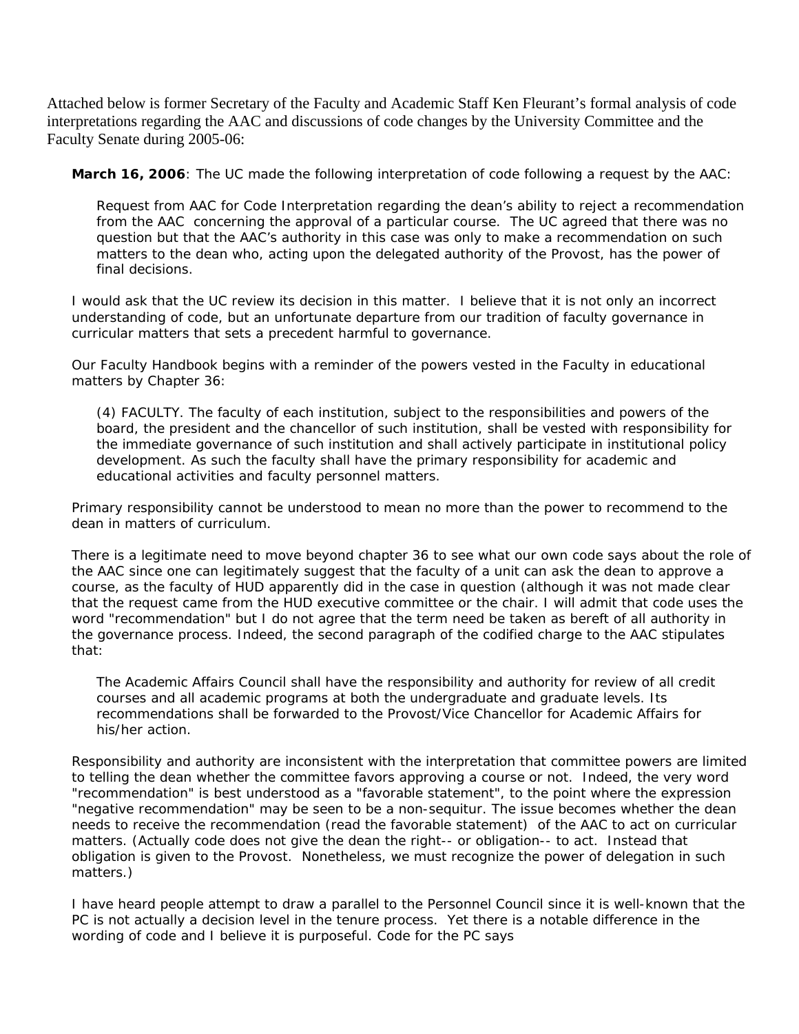Attached below is former Secretary of the Faculty and Academic Staff Ken Fleurant's formal analysis of code interpretations regarding the AAC and discussions of code changes by the University Committee and the Faculty Senate during 2005-06:

> **March 16, 2006**: The UC made the following interpretation of code following a request by the AAC:
>
> > Request from AAC for Code Interpretation regarding the dean's ability to reject a recommendation from the AAC concerning the approval of a particular course. The UC agreed that there was no question but that the AAC's authority in this case was only to make a recommendation on such matters to the dean who, acting upon the delegated authority of the Provost, has the power of final decisions.
>
> I would ask that the UC review its decision in this matter. I believe that it is not only an incorrect understanding of code, but an unfortunate departure from our tradition of faculty governance in curricular matters that sets a precedent harmful to governance.
>
> Our Faculty Handbook begins with a reminder of the powers vested in the Faculty in educational matters by Chapter 36:
>
> > (4) FACULTY. The faculty of each institution, subject to the responsibilities and powers of the board, the president and the chancellor of such institution, shall be vested with responsibility for the immediate governance of such institution and shall actively participate in institutional policy development. As such the faculty shall have the primary responsibility for academic and educational activities and faculty personnel matters.
>
> Primary responsibility cannot be understood to mean no more than the power to recommend to the dean in matters of curriculum.
>
> There is a legitimate need to move beyond chapter 36 to see what our own code says about the role of the AAC since one can legitimately suggest that the faculty of a unit can ask the dean to approve a course, as the faculty of HUD apparently did in the case in question (although it was not made clear that the request came from the HUD executive committee or the chair. I will admit that code uses the word "recommendation" but I do not agree that the term need be taken as bereft of all authority in the governance process. Indeed, the second paragraph of the codified charge to the AAC stipulates that:
>
> > The Academic Affairs Council shall have the responsibility and authority for review of all credit courses and all academic programs at both the undergraduate and graduate levels. Its recommendations shall be forwarded to the Provost/Vice Chancellor for Academic Affairs for his/her action.
>
> Responsibility and authority are inconsistent with the interpretation that committee powers are limited to telling the dean whether the committee favors approving a course or not. Indeed, the very word "recommendation" is best understood as a "favorable statement", to the point where the expression "negative recommendation" may be seen to be a non-sequitur. The issue becomes whether the dean needs to receive the recommendation (read the favorable statement) of the AAC to act on curricular matters. (Actually code does not give the dean the right-- or obligation-- to act. Instead that obligation is given to the Provost. Nonetheless, we must recognize the power of delegation in such matters.)
>
> I have heard people attempt to draw a parallel to the Personnel Council since it is well-known that the PC is not actually a decision level in the tenure process. Yet there is a notable difference in the wording of code and I believe it is purposeful. Code for the PC says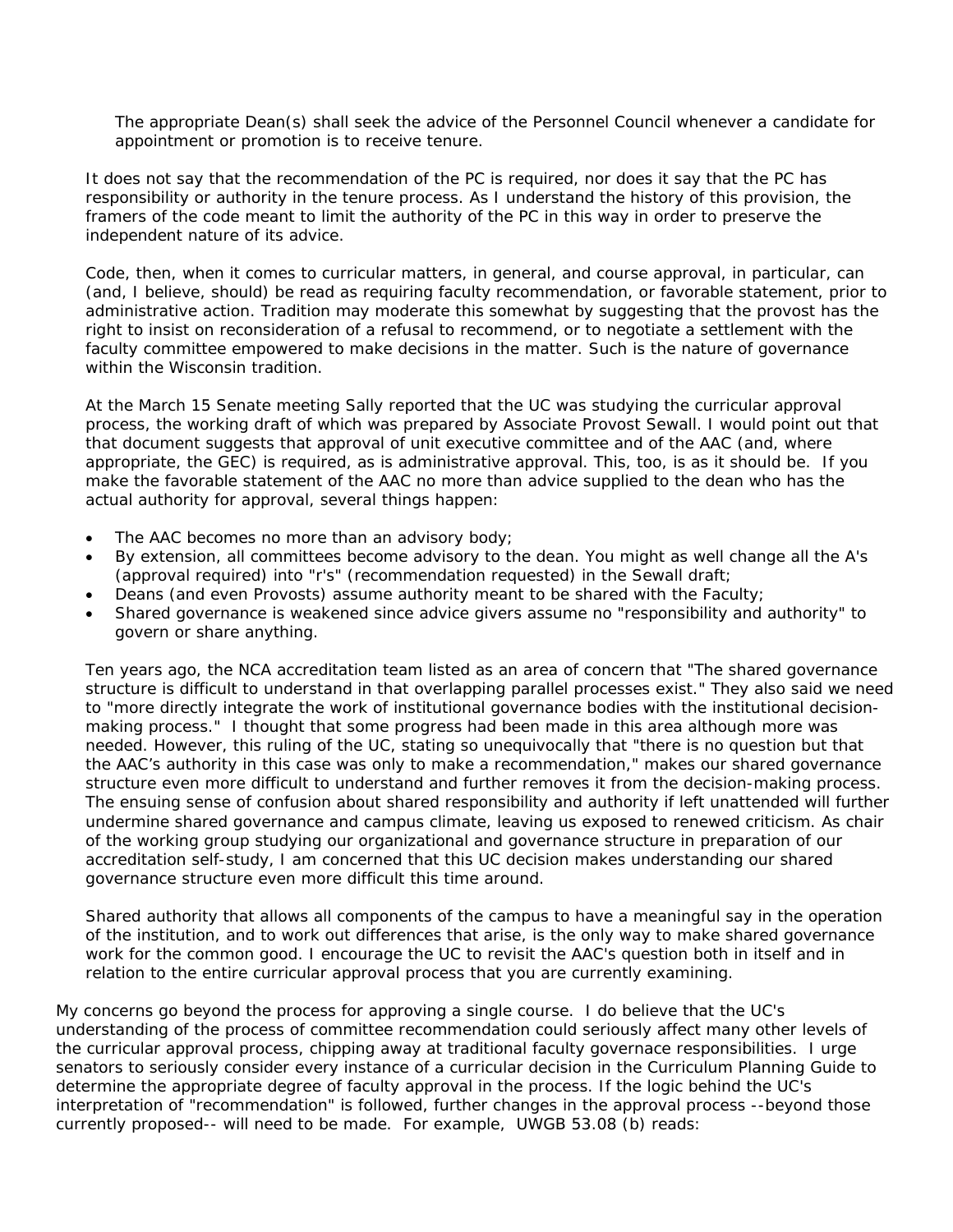> The appropriate Dean(s) shall seek the advice of the Personnel Council whenever a candidate for appointment or promotion is to receive tenure.

It does not say that the recommendation of the PC is required, nor does it say that the PC has responsibility or authority in the tenure process. As I understand the history of this provision, the framers of the code meant to limit the authority of the PC in this way in order to preserve the independent nature of its advice.

Code, then, when it comes to curricular matters, in general, and course approval, in particular, can (and, I believe, should) be read as requiring faculty recommendation, or favorable statement, prior to administrative action. Tradition may moderate this somewhat by suggesting that the provost has the right to insist on reconsideration of a refusal to recommend, or to negotiate a settlement with the faculty committee empowered to make decisions in the matter. Such is the nature of governance within the Wisconsin tradition.

At the March 15 Senate meeting Sally reported that the UC was studying the curricular approval process, the working draft of which was prepared by Associate Provost Sewall. I would point out that that document suggests that approval of unit executive committee and of the AAC (and, where appropriate, the GEC) is required, as is administrative approval. This, too, is as it should be. If you make the favorable statement of the AAC no more than advice supplied to the dean who has the actual authority for approval, several things happen:

- The AAC becomes no more than an advisory body;
- By extension, all committees become advisory to the dean. You might as well change all the A's (approval required) into "r's" (recommendation requested) in the Sewall draft;
- Deans (and even Provosts) assume authority meant to be shared with the Faculty;
- Shared governance is weakened since advice givers assume no "responsibility and authority" to govern or share anything.

Ten years ago, the NCA accreditation team listed as an area of concern that "The shared governance structure is difficult to understand in that overlapping parallel processes exist." They also said we need to "more directly integrate the work of institutional governance bodies with the institutional decision-making process." I thought that some progress had been made in this area although more was needed. However, this ruling of the UC, stating so unequivocally that "there is no question but that the AAC's authority in this case was only to make a recommendation," makes our shared governance structure even more difficult to understand and further removes it from the decision-making process. The ensuing sense of confusion about shared responsibility and authority if left unattended will further undermine shared governance and campus climate, leaving us exposed to renewed criticism. As chair of the working group studying our organizational and governance structure in preparation of our accreditation self-study, I am concerned that this UC decision makes understanding our shared governance structure even more difficult this time around.

Shared authority that allows all components of the campus to have a meaningful say in the operation of the institution, and to work out differences that arise, is the only way to make shared governance work for the common good. I encourage the UC to revisit the AAC's question both in itself and in relation to the entire curricular approval process that you are currently examining.

My concerns go beyond the process for approving a single course. I do believe that the UC's understanding of the process of committee recommendation could seriously affect many other levels of the curricular approval process, chipping away at traditional faculty governace responsibilities. I urge senators to seriously consider every instance of a curricular decision in the Curriculum Planning Guide to determine the appropriate degree of faculty approval in the process. If the logic behind the UC's interpretation of "recommendation" is followed, further changes in the approval process --beyond those currently proposed-- will need to be made. For example, UWGB 53.08 (b) reads: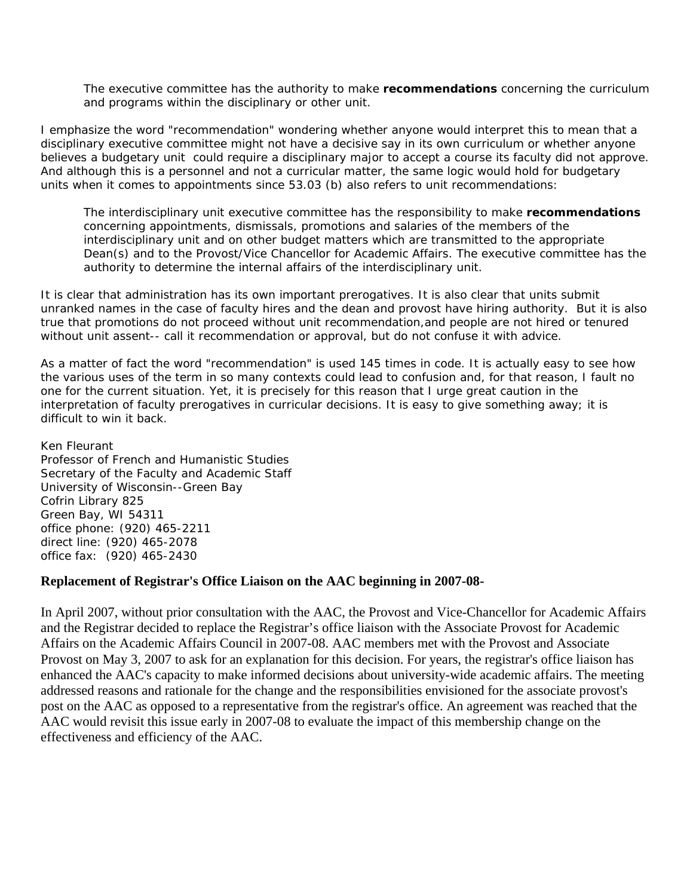> The executive committee has the authority to make **recommendations** concerning the curriculum and programs within the disciplinary or other unit.

I emphasize the word "recommendation" wondering whether anyone would interpret this to mean that a disciplinary executive committee might not have a decisive say in its own curriculum or whether anyone believes a budgetary unit could require a disciplinary major to accept a course its faculty did not approve. And although this is a personnel and not a curricular matter, the same logic would hold for budgetary units when it comes to appointments since 53.03 (b) also refers to unit recommendations:

> The interdisciplinary unit executive committee has the responsibility to make **recommendations** concerning appointments, dismissals, promotions and salaries of the members of the interdisciplinary unit and on other budget matters which are transmitted to the appropriate Dean(s) and to the Provost/Vice Chancellor for Academic Affairs. The executive committee has the authority to determine the internal affairs of the interdisciplinary unit.

It is clear that administration has its own important prerogatives. It is also clear that units submit unranked names in the case of faculty hires and the dean and provost have hiring authority. But it is also true that promotions do not proceed without unit recommendation,and people are not hired or tenured without unit assent-- call it recommendation or approval, but do not confuse it with advice.

As a matter of fact the word "recommendation" is used 145 times in code. It is actually easy to see how the various uses of the term in so many contexts could lead to confusion and, for that reason, I fault no one for the current situation. Yet, it is precisely for this reason that I urge great caution in the interpretation of faculty prerogatives in curricular decisions. It is easy to give something away; it is difficult to win it back.

Ken Fleurant
Professor of French and Humanistic Studies
Secretary of the Faculty and Academic Staff
University of Wisconsin--Green Bay
Cofrin Library 825
Green Bay, WI 54311
office phone: (920) 465-2211
direct line: (920) 465-2078
office fax: (920) 465-2430

**Replacement of Registrar's Office Liaison on the AAC beginning in 2007-08-**

In April 2007, without prior consultation with the AAC, the Provost and Vice-Chancellor for Academic Affairs and the Registrar decided to replace the Registrar's office liaison with the Associate Provost for Academic Affairs on the Academic Affairs Council in 2007-08. AAC members met with the Provost and Associate Provost on May 3, 2007 to ask for an explanation for this decision. For years, the registrar's office liaison has enhanced the AAC's capacity to make informed decisions about university-wide academic affairs. The meeting addressed reasons and rationale for the change and the responsibilities envisioned for the associate provost's post on the AAC as opposed to a representative from the registrar's office. An agreement was reached that the AAC would revisit this issue early in 2007-08 to evaluate the impact of this membership change on the effectiveness and efficiency of the AAC.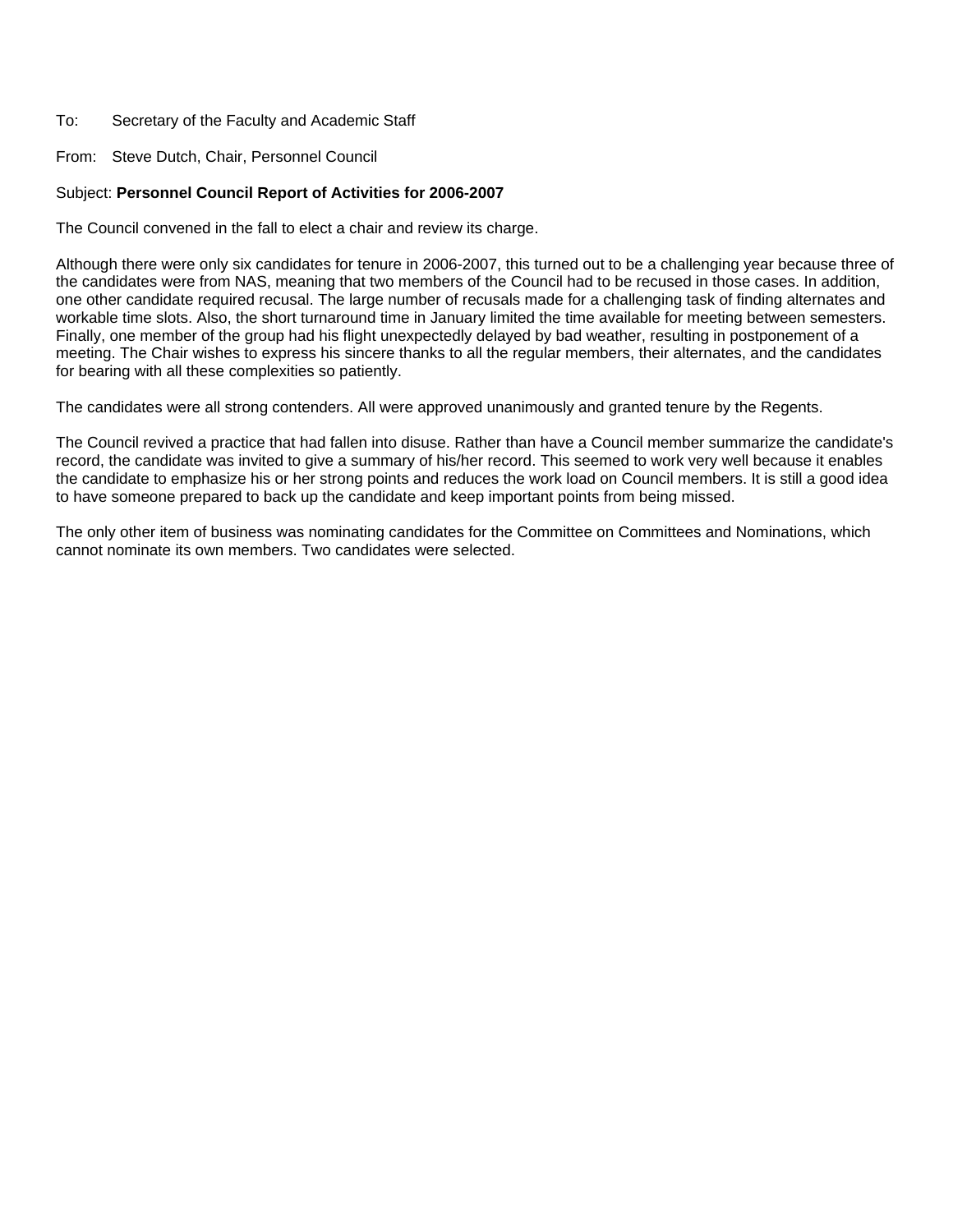To: Secretary of the Faculty and Academic Staff

From: Steve Dutch, Chair, Personnel Council

Subject: **Personnel Council Report of Activities for 2006-2007**

The Council convened in the fall to elect a chair and review its charge.

Although there were only six candidates for tenure in 2006-2007, this turned out to be a challenging year because three of the candidates were from NAS, meaning that two members of the Council had to be recused in those cases. In addition, one other candidate required recusal. The large number of recusals made for a challenging task of finding alternates and workable time slots. Also, the short turnaround time in January limited the time available for meeting between semesters. Finally, one member of the group had his flight unexpectedly delayed by bad weather, resulting in postponement of a meeting. The Chair wishes to express his sincere thanks to all the regular members, their alternates, and the candidates for bearing with all these complexities so patiently.

The candidates were all strong contenders. All were approved unanimously and granted tenure by the Regents.

The Council revived a practice that had fallen into disuse. Rather than have a Council member summarize the candidate's record, the candidate was invited to give a summary of his/her record. This seemed to work very well because it enables the candidate to emphasize his or her strong points and reduces the work load on Council members. It is still a good idea to have someone prepared to back up the candidate and keep important points from being missed.

The only other item of business was nominating candidates for the Committee on Committees and Nominations, which cannot nominate its own members. Two candidates were selected.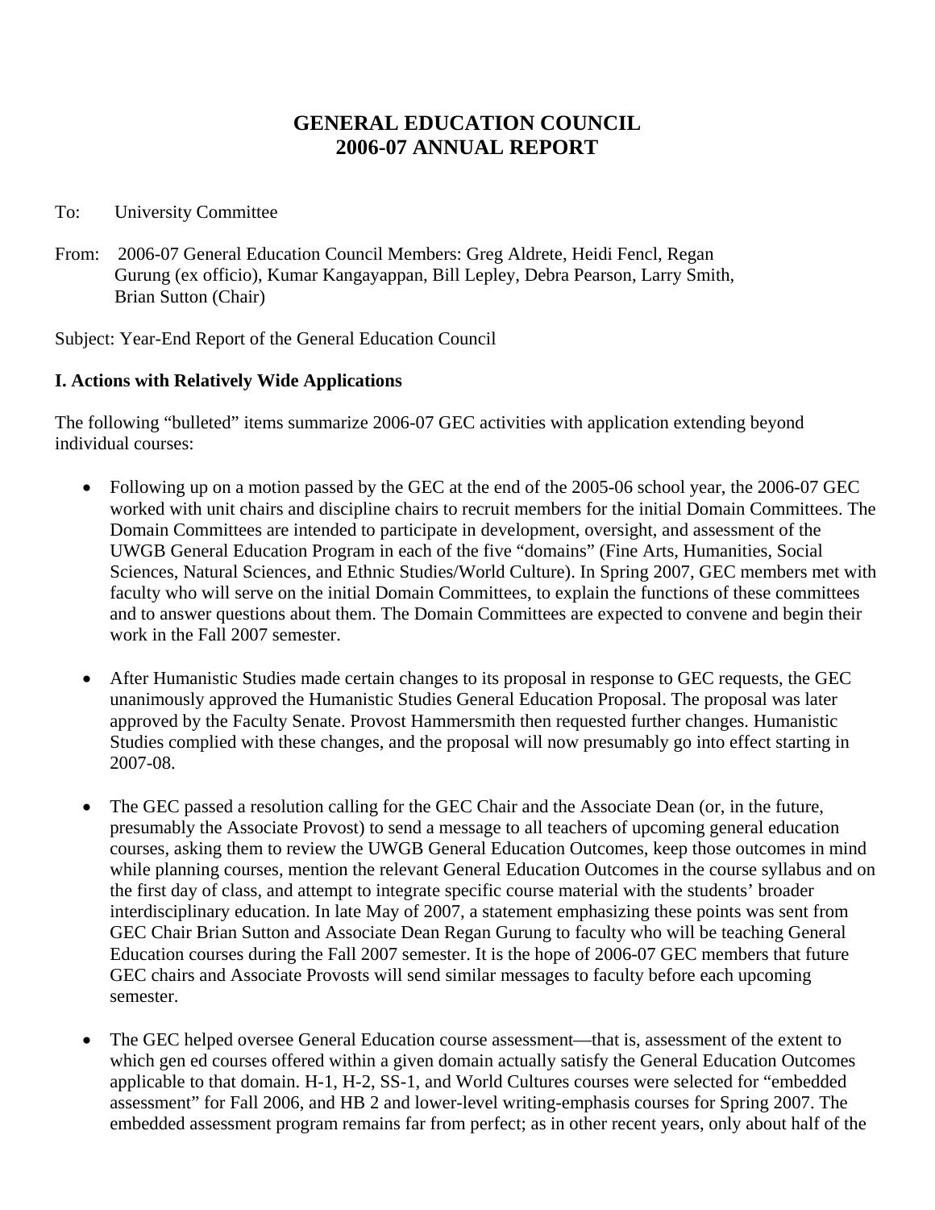# GENERAL EDUCATION COUNCIL
# 2006-07 ANNUAL REPORT

To: University Committee

From: 2006-07 General Education Council Members: Greg Aldrete, Heidi Fencl, Regan Gurung (ex officio), Kumar Kangayappan, Bill Lepley, Debra Pearson, Larry Smith, Brian Sutton (Chair)

Subject: Year-End Report of the General Education Council

**I. Actions with Relatively Wide Applications**

The following "bulleted" items summarize 2006-07 GEC activities with application extending beyond individual courses:

- Following up on a motion passed by the GEC at the end of the 2005-06 school year, the 2006-07 GEC worked with unit chairs and discipline chairs to recruit members for the initial Domain Committees. The Domain Committees are intended to participate in development, oversight, and assessment of the UWGB General Education Program in each of the five "domains" (Fine Arts, Humanities, Social Sciences, Natural Sciences, and Ethnic Studies/World Culture). In Spring 2007, GEC members met with faculty who will serve on the initial Domain Committees, to explain the functions of these committees and to answer questions about them. The Domain Committees are expected to convene and begin their work in the Fall 2007 semester.

- After Humanistic Studies made certain changes to its proposal in response to GEC requests, the GEC unanimously approved the Humanistic Studies General Education Proposal. The proposal was later approved by the Faculty Senate. Provost Hammersmith then requested further changes. Humanistic Studies complied with these changes, and the proposal will now presumably go into effect starting in 2007-08.

- The GEC passed a resolution calling for the GEC Chair and the Associate Dean (or, in the future, presumably the Associate Provost) to send a message to all teachers of upcoming general education courses, asking them to review the UWGB General Education Outcomes, keep those outcomes in mind while planning courses, mention the relevant General Education Outcomes in the course syllabus and on the first day of class, and attempt to integrate specific course material with the students' broader interdisciplinary education. In late May of 2007, a statement emphasizing these points was sent from GEC Chair Brian Sutton and Associate Dean Regan Gurung to faculty who will be teaching General Education courses during the Fall 2007 semester. It is the hope of 2006-07 GEC members that future GEC chairs and Associate Provosts will send similar messages to faculty before each upcoming semester.

- The GEC helped oversee General Education course assessment—that is, assessment of the extent to which gen ed courses offered within a given domain actually satisfy the General Education Outcomes applicable to that domain. H-1, H-2, SS-1, and World Cultures courses were selected for "embedded assessment" for Fall 2006, and HB 2 and lower-level writing-emphasis courses for Spring 2007. The embedded assessment program remains far from perfect; as in other recent years, only about half of the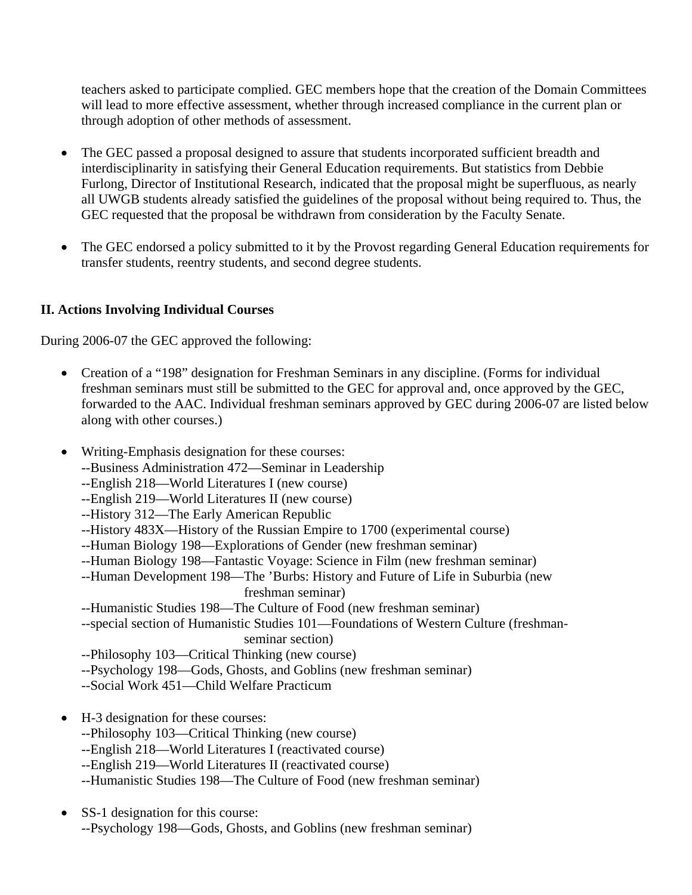teachers asked to participate complied. GEC members hope that the creation of the Domain Committees will lead to more effective assessment, whether through increased compliance in the current plan or through adoption of other methods of assessment.

- The GEC passed a proposal designed to assure that students incorporated sufficient breadth and interdisciplinarity in satisfying their General Education requirements. But statistics from Debbie Furlong, Director of Institutional Research, indicated that the proposal might be superfluous, as nearly all UWGB students already satisfied the guidelines of the proposal without being required to. Thus, the GEC requested that the proposal be withdrawn from consideration by the Faculty Senate.

- The GEC endorsed a policy submitted to it by the Provost regarding General Education requirements for transfer students, reentry students, and second degree students.

**II. Actions Involving Individual Courses**

During 2006-07 the GEC approved the following:

- Creation of a "198" designation for Freshman Seminars in any discipline. (Forms for individual freshman seminars must still be submitted to the GEC for approval and, once approved by the GEC, forwarded to the AAC. Individual freshman seminars approved by GEC during 2006-07 are listed below along with other courses.)

- Writing-Emphasis designation for these courses:
  --Business Administration 472—Seminar in Leadership
  --English 218—World Literatures I (new course)
  --English 219—World Literatures II (new course)
  --History 312—The Early American Republic
  --History 483X—History of the Russian Empire to 1700 (experimental course)
  --Human Biology 198—Explorations of Gender (new freshman seminar)
  --Human Biology 198—Fantastic Voyage: Science in Film (new freshman seminar)
  --Human Development 198—The 'Burbs: History and Future of Life in Suburbia (new freshman seminar)
  --Humanistic Studies 198—The Culture of Food (new freshman seminar)
  --special section of Humanistic Studies 101—Foundations of Western Culture (freshman-seminar section)
  --Philosophy 103—Critical Thinking (new course)
  --Psychology 198—Gods, Ghosts, and Goblins (new freshman seminar)
  --Social Work 451—Child Welfare Practicum

- H-3 designation for these courses:
  --Philosophy 103—Critical Thinking (new course)
  --English 218—World Literatures I (reactivated course)
  --English 219—World Literatures II (reactivated course)
  --Humanistic Studies 198—The Culture of Food (new freshman seminar)

- SS-1 designation for this course:
  --Psychology 198—Gods, Ghosts, and Goblins (new freshman seminar)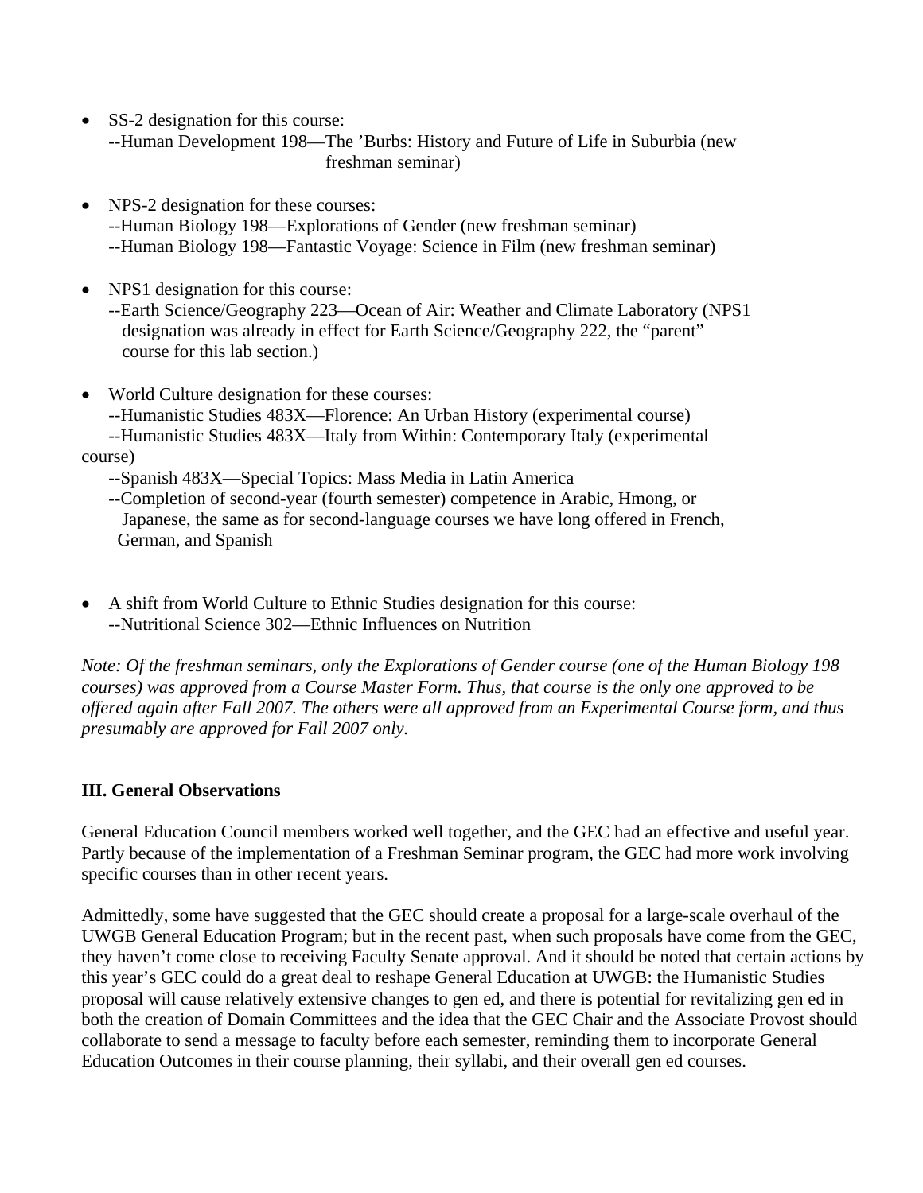- SS-2 designation for this course:
  --Human Development 198—The 'Burbs: History and Future of Life in Suburbia (new freshman seminar)

- NPS-2 designation for these courses:
  --Human Biology 198—Explorations of Gender (new freshman seminar)
  --Human Biology 198—Fantastic Voyage: Science in Film (new freshman seminar)

- NPS1 designation for this course:
  --Earth Science/Geography 223—Ocean of Air: Weather and Climate Laboratory (NPS1 designation was already in effect for Earth Science/Geography 222, the "parent" course for this lab section.)

- World Culture designation for these courses:
  --Humanistic Studies 483X—Florence: An Urban History (experimental course)
  --Humanistic Studies 483X—Italy from Within: Contemporary Italy (experimental course)
  --Spanish 483X—Special Topics: Mass Media in Latin America
  --Completion of second-year (fourth semester) competence in Arabic, Hmong, or Japanese, the same as for second-language courses we have long offered in French, German, and Spanish

- A shift from World Culture to Ethnic Studies designation for this course:
  --Nutritional Science 302—Ethnic Influences on Nutrition

*Note: Of the freshman seminars, only the Explorations of Gender course (one of the Human Biology 198 courses) was approved from a Course Master Form. Thus, that course is the only one approved to be offered again after Fall 2007. The others were all approved from an Experimental Course form, and thus presumably are approved for Fall 2007 only.*

### III. General Observations

General Education Council members worked well together, and the GEC had an effective and useful year. Partly because of the implementation of a Freshman Seminar program, the GEC had more work involving specific courses than in other recent years.

Admittedly, some have suggested that the GEC should create a proposal for a large-scale overhaul of the UWGB General Education Program; but in the recent past, when such proposals have come from the GEC, they haven't come close to receiving Faculty Senate approval. And it should be noted that certain actions by this year's GEC could do a great deal to reshape General Education at UWGB: the Humanistic Studies proposal will cause relatively extensive changes to gen ed, and there is potential for revitalizing gen ed in both the creation of Domain Committees and the idea that the GEC Chair and the Associate Provost should collaborate to send a message to faculty before each semester, reminding them to incorporate General Education Outcomes in their course planning, their syllabi, and their overall gen ed courses.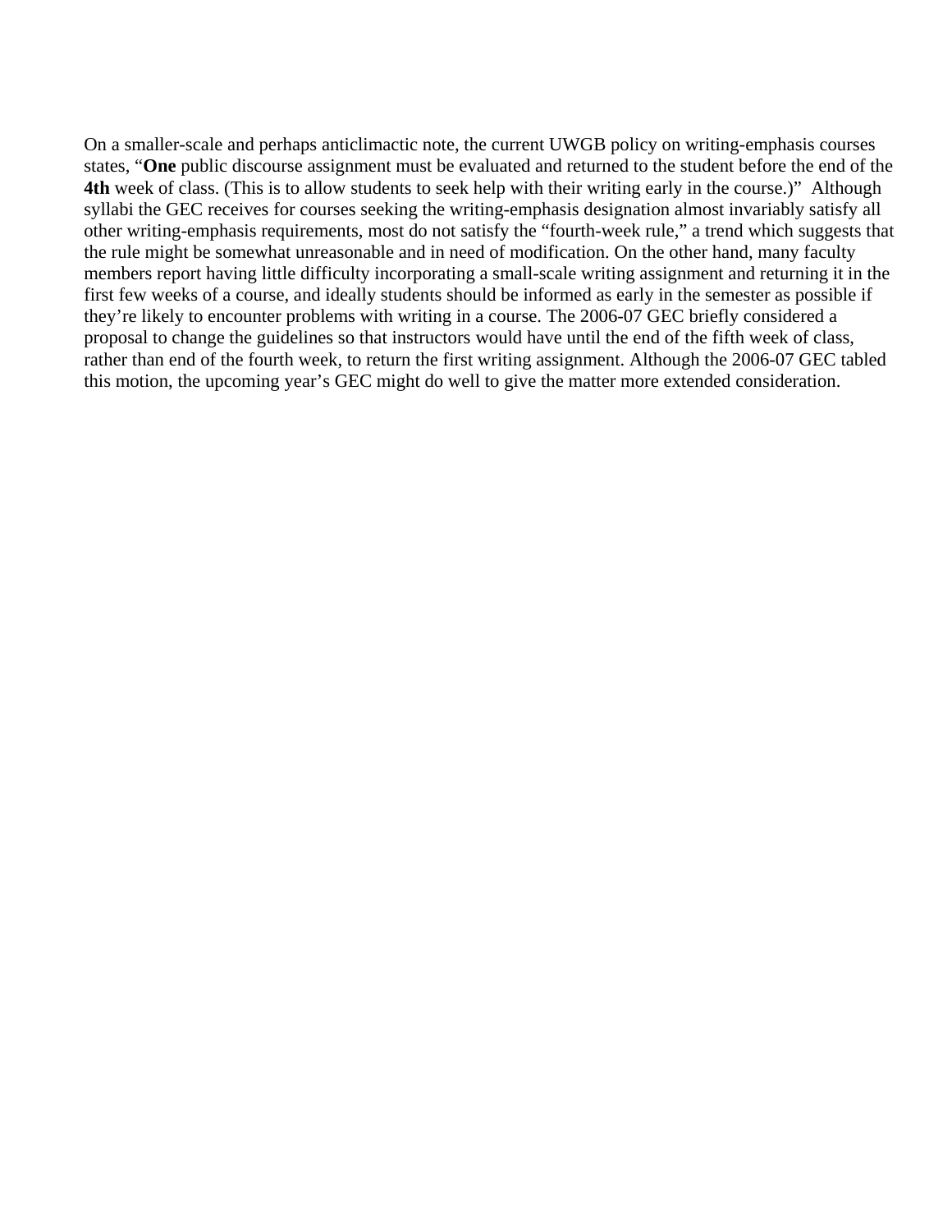On a smaller-scale and perhaps anticlimactic note, the current UWGB policy on writing-emphasis courses states, "**One** public discourse assignment must be evaluated and returned to the student before the end of the **4th** week of class. (This is to allow students to seek help with their writing early in the course.)"  Although syllabi the GEC receives for courses seeking the writing-emphasis designation almost invariably satisfy all other writing-emphasis requirements, most do not satisfy the "fourth-week rule," a trend which suggests that the rule might be somewhat unreasonable and in need of modification. On the other hand, many faculty members report having little difficulty incorporating a small-scale writing assignment and returning it in the first few weeks of a course, and ideally students should be informed as early in the semester as possible if they're likely to encounter problems with writing in a course. The 2006-07 GEC briefly considered a proposal to change the guidelines so that instructors would have until the end of the fifth week of class, rather than end of the fourth week, to return the first writing assignment. Although the 2006-07 GEC tabled this motion, the upcoming year's GEC might do well to give the matter more extended consideration.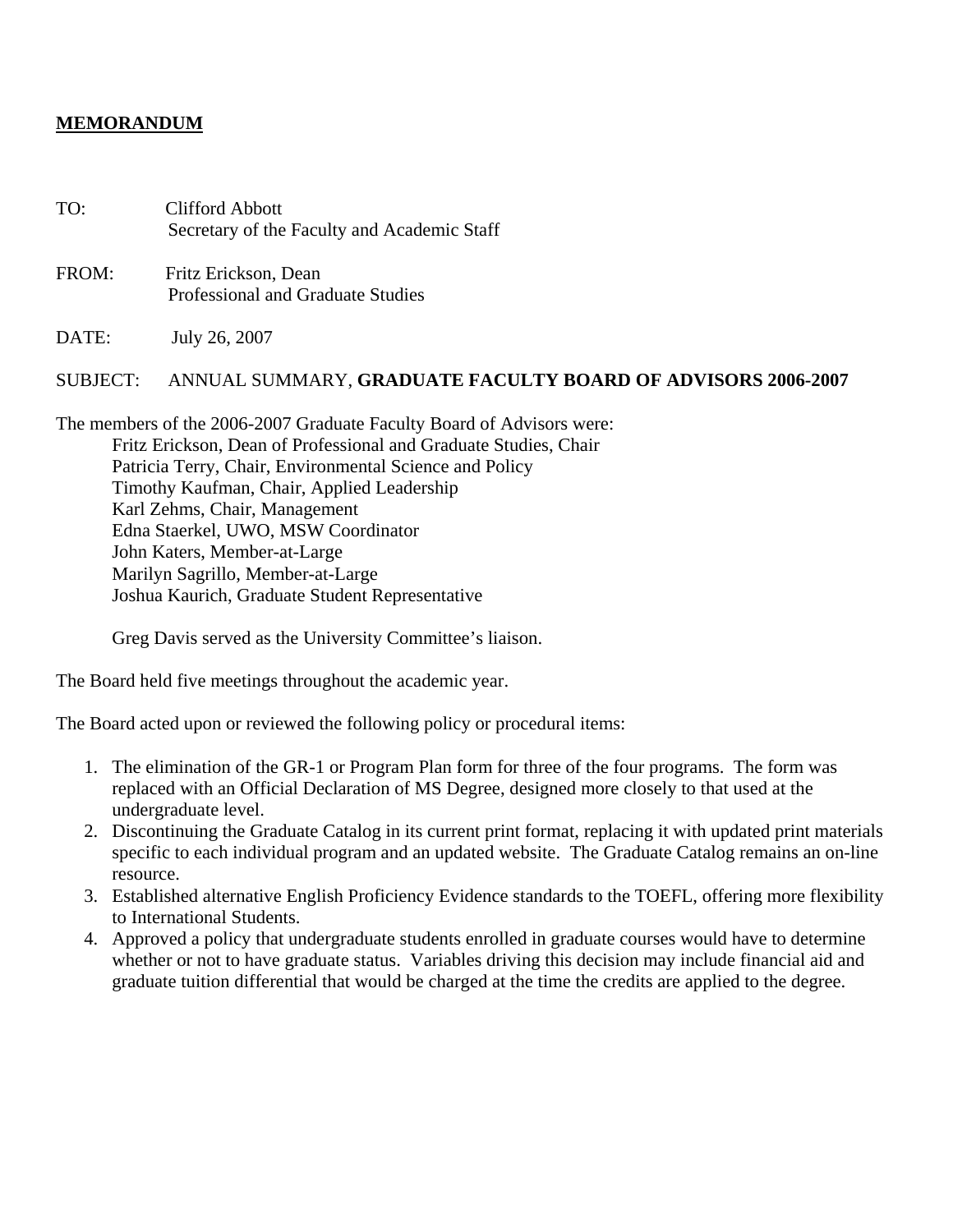**MEMORANDUM**

TO: Clifford Abbott
Secretary of the Faculty and Academic Staff

FROM: Fritz Erickson, Dean
Professional and Graduate Studies

DATE: July 26, 2007

SUBJECT: ANNUAL SUMMARY, **GRADUATE FACULTY BOARD OF ADVISORS 2006-2007**

The members of the 2006-2007 Graduate Faculty Board of Advisors were:

Fritz Erickson, Dean of Professional and Graduate Studies, Chair
Patricia Terry, Chair, Environmental Science and Policy
Timothy Kaufman, Chair, Applied Leadership
Karl Zehms, Chair, Management
Edna Staerkel, UWO, MSW Coordinator
John Katers, Member-at-Large
Marilyn Sagrillo, Member-at-Large
Joshua Kaurich, Graduate Student Representative

Greg Davis served as the University Committee's liaison.

The Board held five meetings throughout the academic year.

The Board acted upon or reviewed the following policy or procedural items:

1. The elimination of the GR-1 or Program Plan form for three of the four programs. The form was replaced with an Official Declaration of MS Degree, designed more closely to that used at the undergraduate level.
2. Discontinuing the Graduate Catalog in its current print format, replacing it with updated print materials specific to each individual program and an updated website. The Graduate Catalog remains an on-line resource.
3. Established alternative English Proficiency Evidence standards to the TOEFL, offering more flexibility to International Students.
4. Approved a policy that undergraduate students enrolled in graduate courses would have to determine whether or not to have graduate status. Variables driving this decision may include financial aid and graduate tuition differential that would be charged at the time the credits are applied to the degree.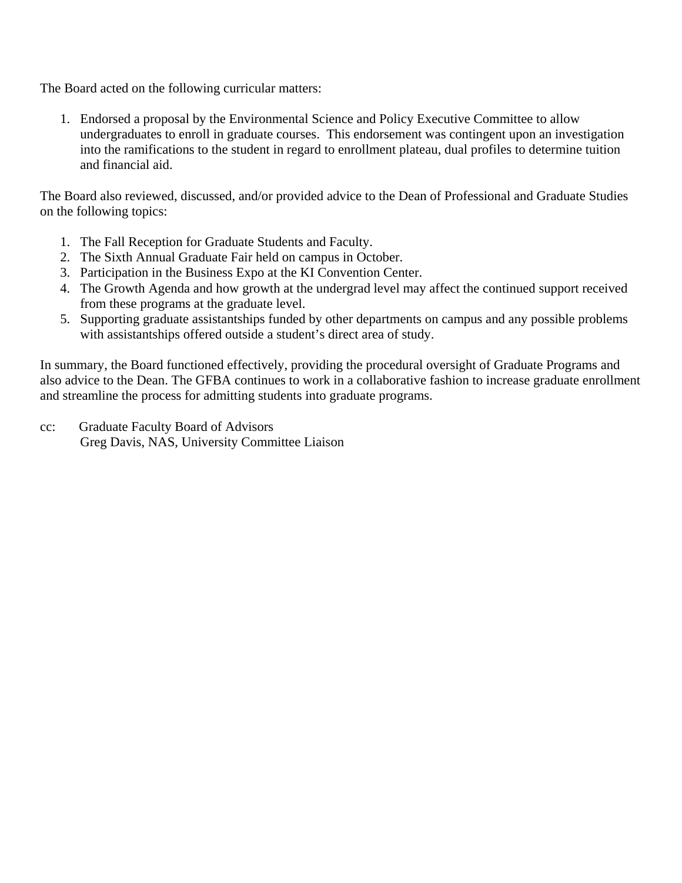The Board acted on the following curricular matters:

1. Endorsed a proposal by the Environmental Science and Policy Executive Committee to allow undergraduates to enroll in graduate courses. This endorsement was contingent upon an investigation into the ramifications to the student in regard to enrollment plateau, dual profiles to determine tuition and financial aid.

The Board also reviewed, discussed, and/or provided advice to the Dean of Professional and Graduate Studies on the following topics:

1. The Fall Reception for Graduate Students and Faculty.
2. The Sixth Annual Graduate Fair held on campus in October.
3. Participation in the Business Expo at the KI Convention Center.
4. The Growth Agenda and how growth at the undergrad level may affect the continued support received from these programs at the graduate level.
5. Supporting graduate assistantships funded by other departments on campus and any possible problems with assistantships offered outside a student's direct area of study.

In summary, the Board functioned effectively, providing the procedural oversight of Graduate Programs and also advice to the Dean. The GFBA continues to work in a collaborative fashion to increase graduate enrollment and streamline the process for admitting students into graduate programs.

cc: Graduate Faculty Board of Advisors
Greg Davis, NAS, University Committee Liaison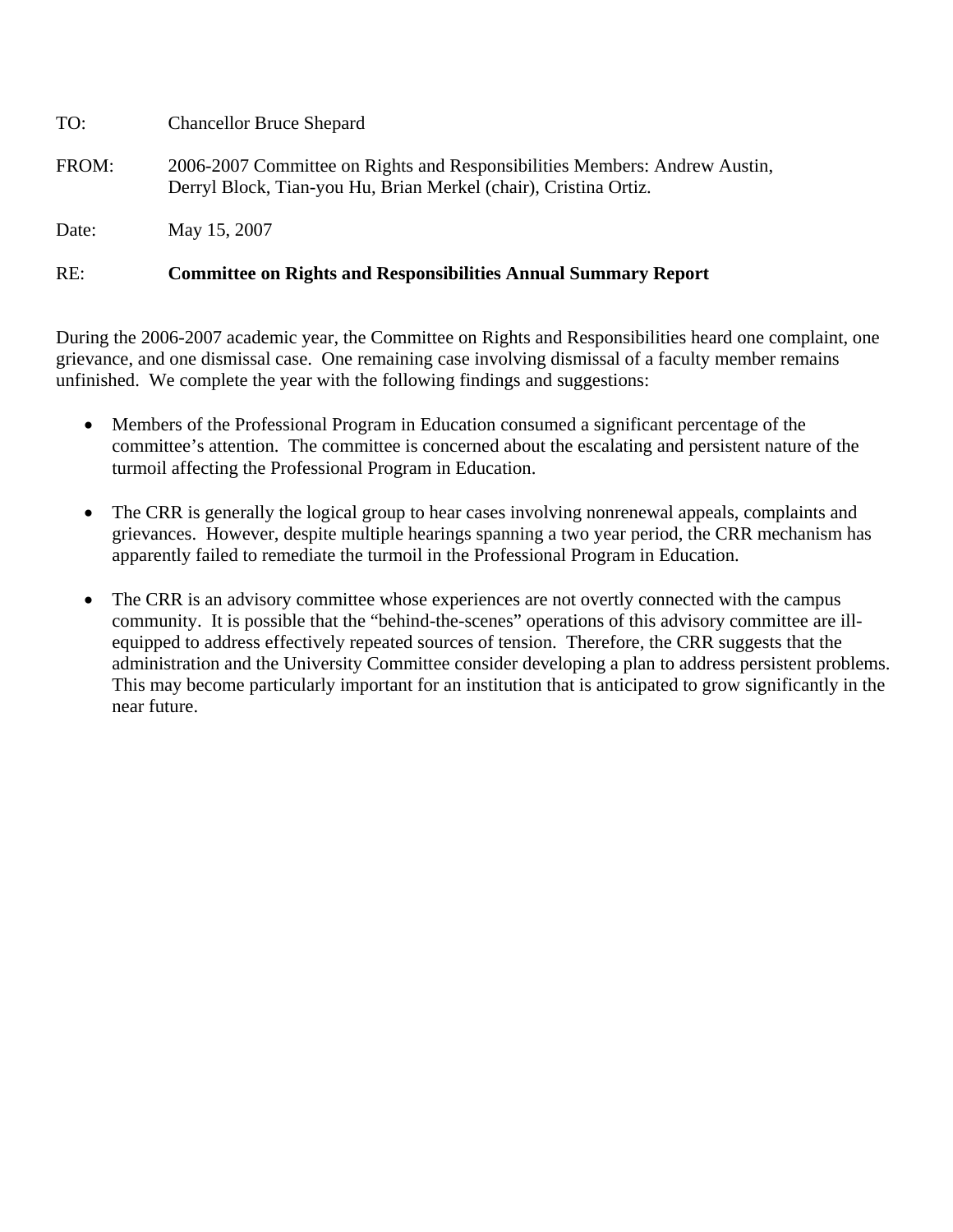TO: Chancellor Bruce Shepard

FROM: 2006-2007 Committee on Rights and Responsibilities Members: Andrew Austin, Derryl Block, Tian-you Hu, Brian Merkel (chair), Cristina Ortiz.

Date: May 15, 2007

RE: **Committee on Rights and Responsibilities Annual Summary Report**

During the 2006-2007 academic year, the Committee on Rights and Responsibilities heard one complaint, one grievance, and one dismissal case. One remaining case involving dismissal of a faculty member remains unfinished. We complete the year with the following findings and suggestions:

- Members of the Professional Program in Education consumed a significant percentage of the committee's attention. The committee is concerned about the escalating and persistent nature of the turmoil affecting the Professional Program in Education.

- The CRR is generally the logical group to hear cases involving nonrenewal appeals, complaints and grievances. However, despite multiple hearings spanning a two year period, the CRR mechanism has apparently failed to remediate the turmoil in the Professional Program in Education.

- The CRR is an advisory committee whose experiences are not overtly connected with the campus community. It is possible that the "behind-the-scenes" operations of this advisory committee are ill-equipped to address effectively repeated sources of tension. Therefore, the CRR suggests that the administration and the University Committee consider developing a plan to address persistent problems. This may become particularly important for an institution that is anticipated to grow significantly in the near future.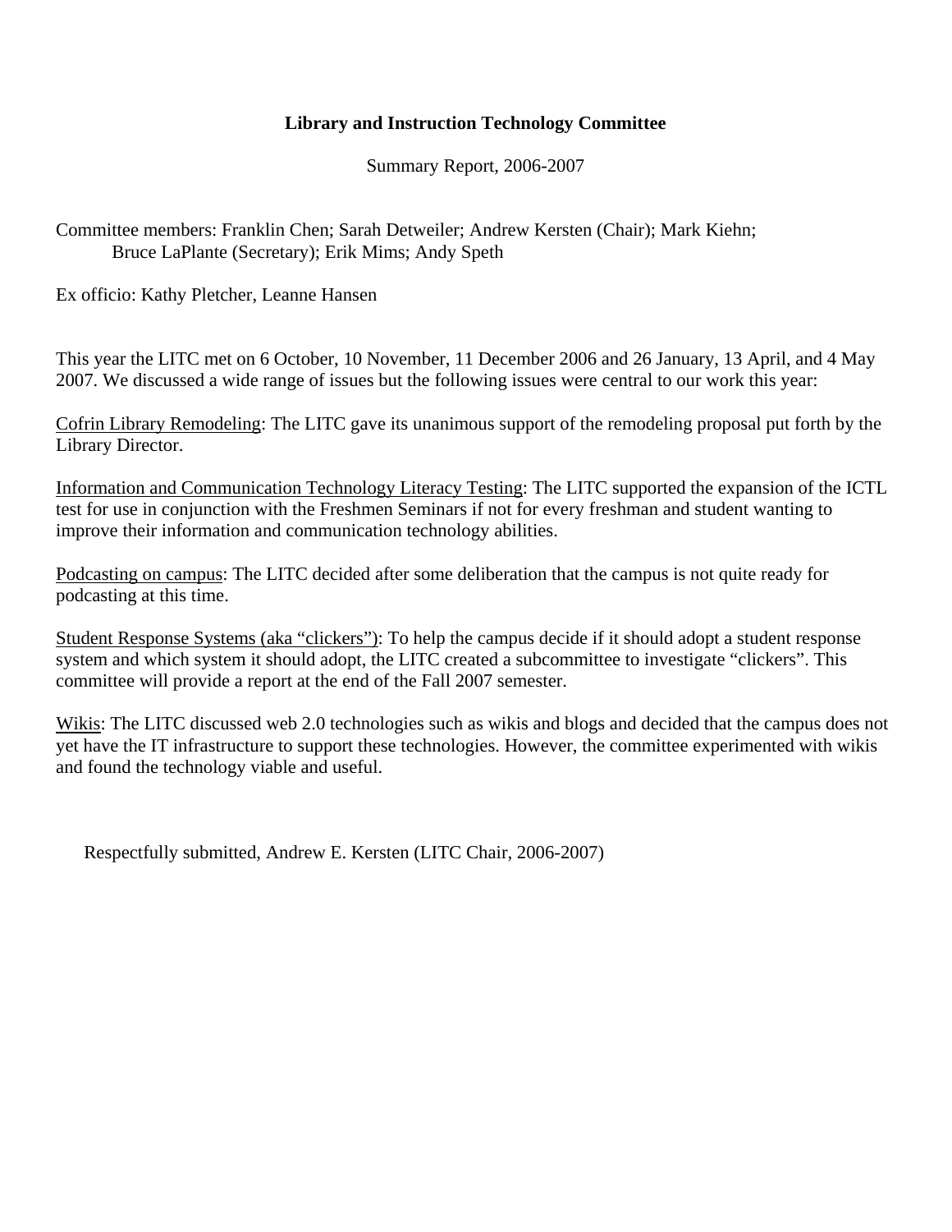**Library and Instruction Technology Committee**

Summary Report, 2006-2007

Committee members: Franklin Chen; Sarah Detweiler; Andrew Kersten (Chair); Mark Kiehn; Bruce LaPlante (Secretary); Erik Mims; Andy Speth

Ex officio: Kathy Pletcher, Leanne Hansen

This year the LITC met on 6 October, 10 November, 11 December 2006 and 26 January, 13 April, and 4 May 2007. We discussed a wide range of issues but the following issues were central to our work this year:

<u>Cofrin Library Remodeling</u>: The LITC gave its unanimous support of the remodeling proposal put forth by the Library Director.

<u>Information and Communication Technology Literacy Testing</u>: The LITC supported the expansion of the ICTL test for use in conjunction with the Freshmen Seminars if not for every freshman and student wanting to improve their information and communication technology abilities.

<u>Podcasting on campus</u>: The LITC decided after some deliberation that the campus is not quite ready for podcasting at this time.

<u>Student Response Systems (aka "clickers")</u>: To help the campus decide if it should adopt a student response system and which system it should adopt, the LITC created a subcommittee to investigate "clickers". This committee will provide a report at the end of the Fall 2007 semester.

<u>Wikis</u>: The LITC discussed web 2.0 technologies such as wikis and blogs and decided that the campus does not yet have the IT infrastructure to support these technologies. However, the committee experimented with wikis and found the technology viable and useful.

Respectfully submitted, Andrew E. Kersten (LITC Chair, 2006-2007)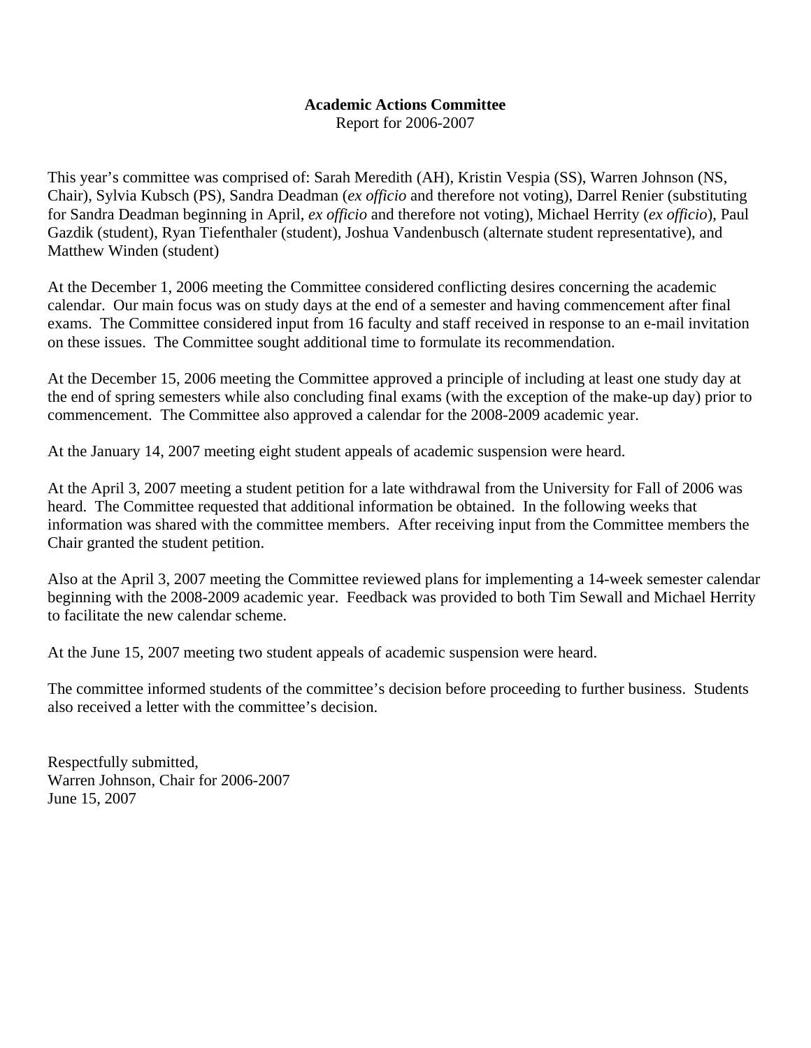**Academic Actions Committee**
Report for 2006-2007

This year's committee was comprised of: Sarah Meredith (AH), Kristin Vespia (SS), Warren Johnson (NS, Chair), Sylvia Kubsch (PS), Sandra Deadman (*ex officio* and therefore not voting), Darrel Renier (substituting for Sandra Deadman beginning in April, *ex officio* and therefore not voting), Michael Herrity (*ex officio*), Paul Gazdik (student), Ryan Tiefenthaler (student), Joshua Vandenbusch (alternate student representative), and Matthew Winden (student)

At the December 1, 2006 meeting the Committee considered conflicting desires concerning the academic calendar. Our main focus was on study days at the end of a semester and having commencement after final exams. The Committee considered input from 16 faculty and staff received in response to an e-mail invitation on these issues. The Committee sought additional time to formulate its recommendation.

At the December 15, 2006 meeting the Committee approved a principle of including at least one study day at the end of spring semesters while also concluding final exams (with the exception of the make-up day) prior to commencement. The Committee also approved a calendar for the 2008-2009 academic year.

At the January 14, 2007 meeting eight student appeals of academic suspension were heard.

At the April 3, 2007 meeting a student petition for a late withdrawal from the University for Fall of 2006 was heard. The Committee requested that additional information be obtained. In the following weeks that information was shared with the committee members. After receiving input from the Committee members the Chair granted the student petition.

Also at the April 3, 2007 meeting the Committee reviewed plans for implementing a 14-week semester calendar beginning with the 2008-2009 academic year. Feedback was provided to both Tim Sewall and Michael Herrity to facilitate the new calendar scheme.

At the June 15, 2007 meeting two student appeals of academic suspension were heard.

The committee informed students of the committee's decision before proceeding to further business. Students also received a letter with the committee's decision.

Respectfully submitted,
Warren Johnson, Chair for 2006-2007
June 15, 2007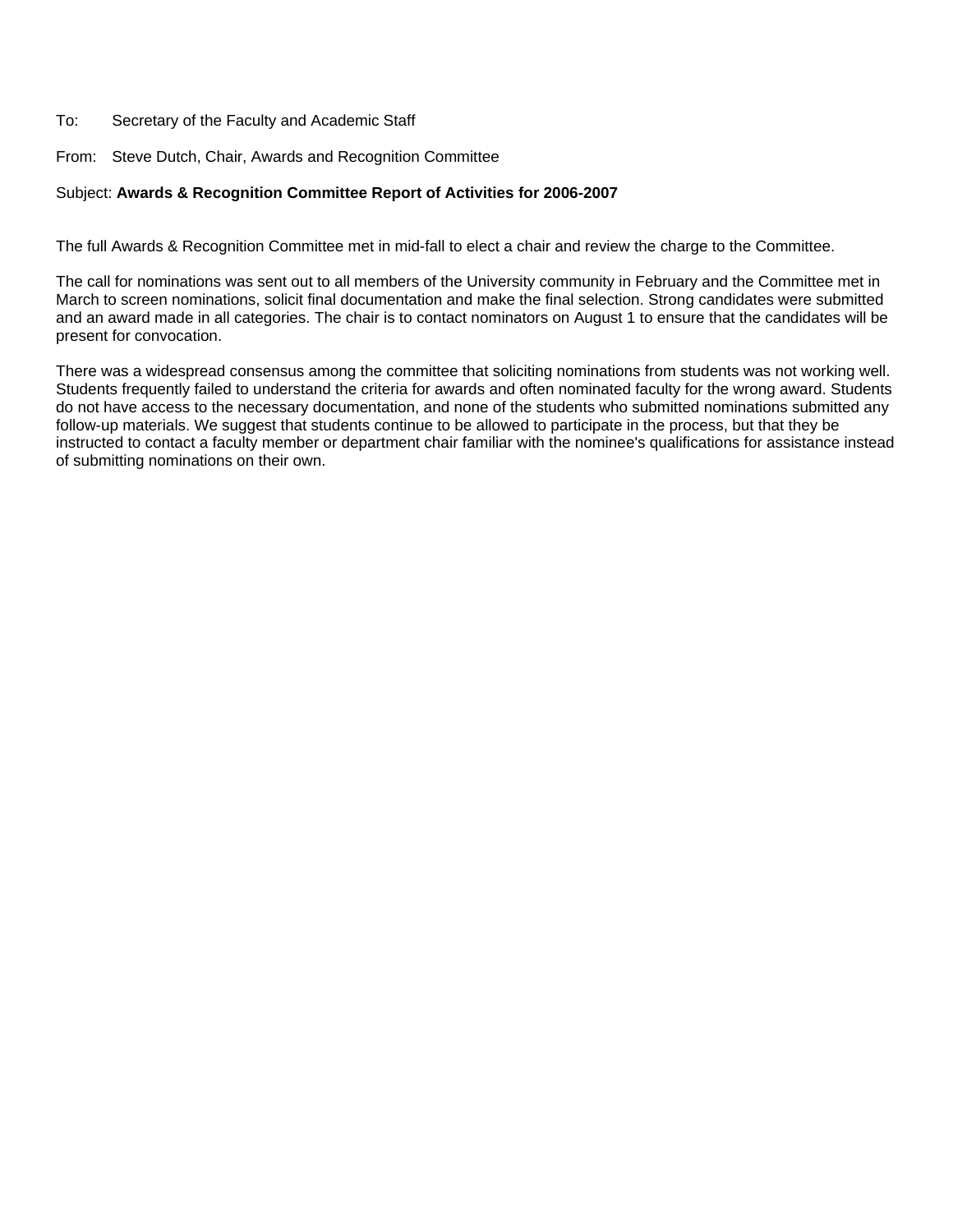To: Secretary of the Faculty and Academic Staff

From: Steve Dutch, Chair, Awards and Recognition Committee

Subject: **Awards & Recognition Committee Report of Activities for 2006-2007**

The full Awards & Recognition Committee met in mid-fall to elect a chair and review the charge to the Committee.

The call for nominations was sent out to all members of the University community in February and the Committee met in March to screen nominations, solicit final documentation and make the final selection. Strong candidates were submitted and an award made in all categories. The chair is to contact nominators on August 1 to ensure that the candidates will be present for convocation.

There was a widespread consensus among the committee that soliciting nominations from students was not working well. Students frequently failed to understand the criteria for awards and often nominated faculty for the wrong award. Students do not have access to the necessary documentation, and none of the students who submitted nominations submitted any follow-up materials. We suggest that students continue to be allowed to participate in the process, but that they be instructed to contact a faculty member or department chair familiar with the nominee's qualifications for assistance instead of submitting nominations on their own.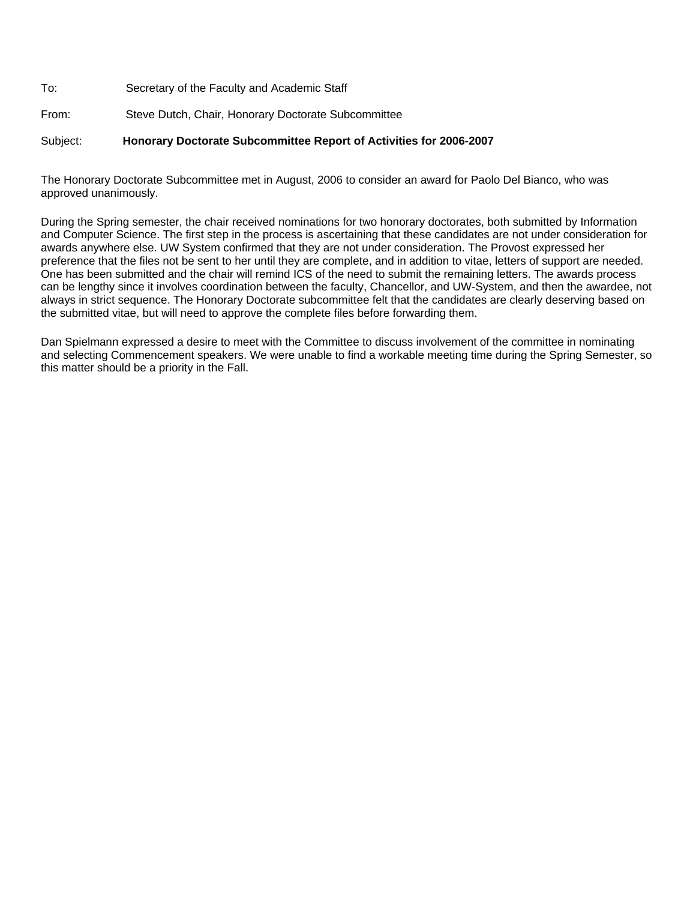To: Secretary of the Faculty and Academic Staff

From: Steve Dutch, Chair, Honorary Doctorate Subcommittee

Subject: **Honorary Doctorate Subcommittee Report of Activities for 2006-2007**

The Honorary Doctorate Subcommittee met in August, 2006 to consider an award for Paolo Del Bianco, who was approved unanimously.

During the Spring semester, the chair received nominations for two honorary doctorates, both submitted by Information and Computer Science. The first step in the process is ascertaining that these candidates are not under consideration for awards anywhere else. UW System confirmed that they are not under consideration. The Provost expressed her preference that the files not be sent to her until they are complete, and in addition to vitae, letters of support are needed. One has been submitted and the chair will remind ICS of the need to submit the remaining letters. The awards process can be lengthy since it involves coordination between the faculty, Chancellor, and UW-System, and then the awardee, not always in strict sequence. The Honorary Doctorate subcommittee felt that the candidates are clearly deserving based on the submitted vitae, but will need to approve the complete files before forwarding them.

Dan Spielmann expressed a desire to meet with the Committee to discuss involvement of the committee in nominating and selecting Commencement speakers. We were unable to find a workable meeting time during the Spring Semester, so this matter should be a priority in the Fall.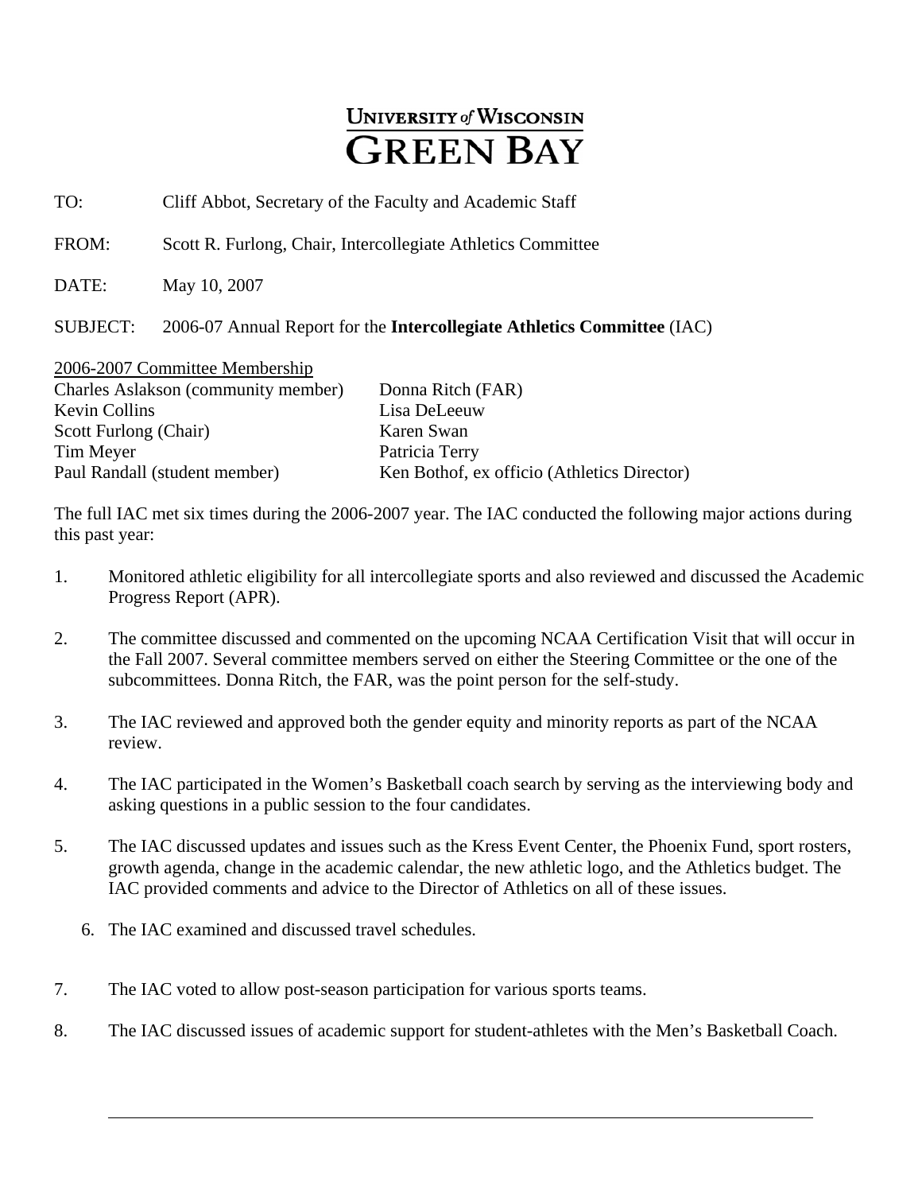# University of Wisconsin Green Bay

TO: Cliff Abbot, Secretary of the Faculty and Academic Staff

FROM: Scott R. Furlong, Chair, Intercollegiate Athletics Committee

DATE: May 10, 2007

SUBJECT: 2006-07 Annual Report for the **Intercollegiate Athletics Committee** (IAC)

2006-2007 Committee Membership

| | |
|---|---|
| Charles Aslakson (community member) | Donna Ritch (FAR) |
| Kevin Collins | Lisa DeLeeuw |
| Scott Furlong (Chair) | Karen Swan |
| Tim Meyer | Patricia Terry |
| Paul Randall (student member) | Ken Bothof, ex officio (Athletics Director) |

The full IAC met six times during the 2006-2007 year. The IAC conducted the following major actions during this past year:

1. Monitored athletic eligibility for all intercollegiate sports and also reviewed and discussed the Academic Progress Report (APR).
2. The committee discussed and commented on the upcoming NCAA Certification Visit that will occur in the Fall 2007. Several committee members served on either the Steering Committee or the one of the subcommittees. Donna Ritch, the FAR, was the point person for the self-study.
3. The IAC reviewed and approved both the gender equity and minority reports as part of the NCAA review.
4. The IAC participated in the Women's Basketball coach search by serving as the interviewing body and asking questions in a public session to the four candidates.
5. The IAC discussed updates and issues such as the Kress Event Center, the Phoenix Fund, sport rosters, growth agenda, change in the academic calendar, the new athletic logo, and the Athletics budget. The IAC provided comments and advice to the Director of Athletics on all of these issues.
6. The IAC examined and discussed travel schedules.
7. The IAC voted to allow post-season participation for various sports teams.
8. The IAC discussed issues of academic support for student-athletes with the Men's Basketball Coach.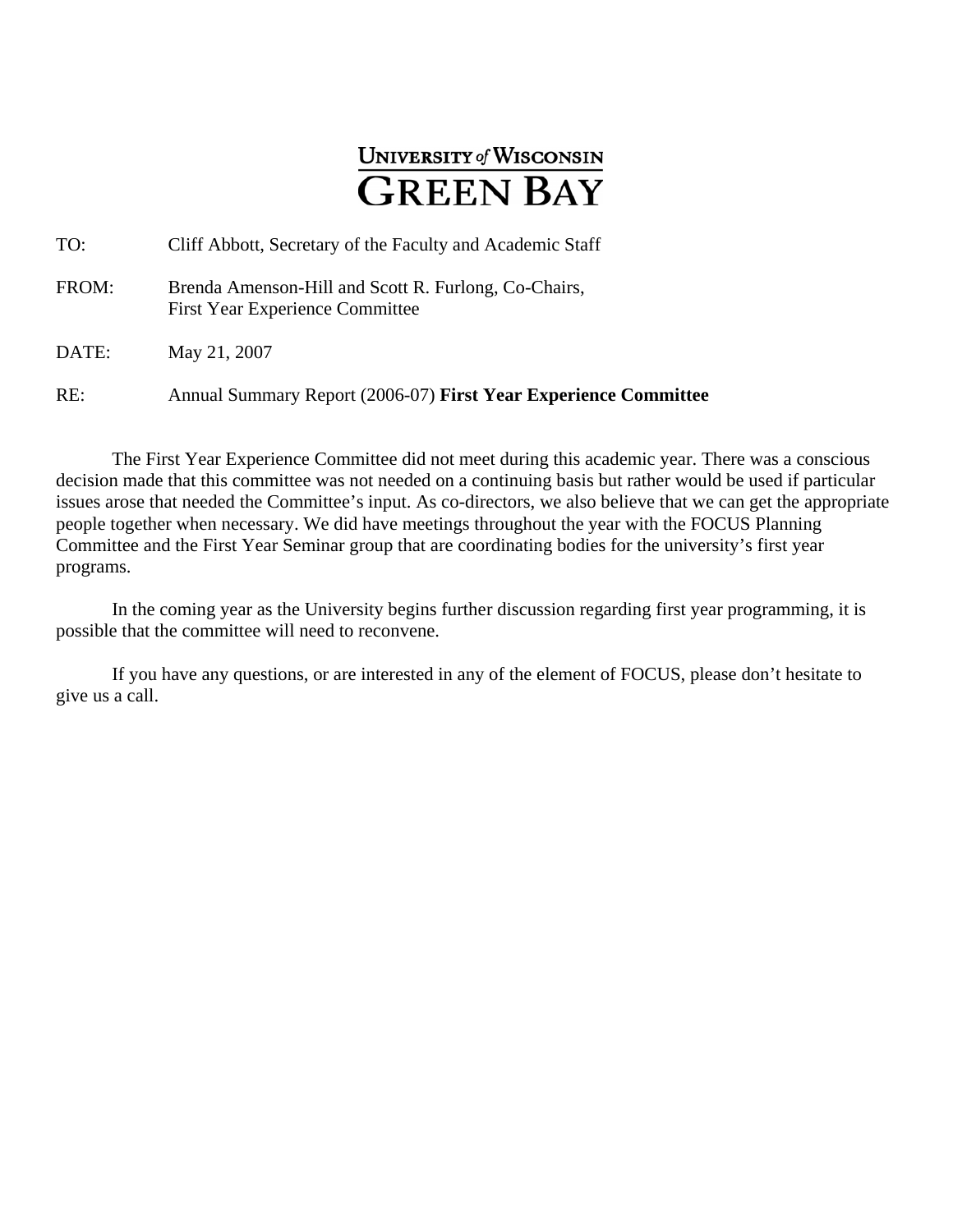**UNIVERSITY *of* WISCONSIN**
**GREEN BAY**

TO: Cliff Abbott, Secretary of the Faculty and Academic Staff

FROM: Brenda Amenson-Hill and Scott R. Furlong, Co-Chairs, First Year Experience Committee

DATE: May 21, 2007

RE: Annual Summary Report (2006-07) **First Year Experience Committee**

The First Year Experience Committee did not meet during this academic year. There was a conscious decision made that this committee was not needed on a continuing basis but rather would be used if particular issues arose that needed the Committee's input. As co-directors, we also believe that we can get the appropriate people together when necessary. We did have meetings throughout the year with the FOCUS Planning Committee and the First Year Seminar group that are coordinating bodies for the university's first year programs.

In the coming year as the University begins further discussion regarding first year programming, it is possible that the committee will need to reconvene.

If you have any questions, or are interested in any of the element of FOCUS, please don't hesitate to give us a call.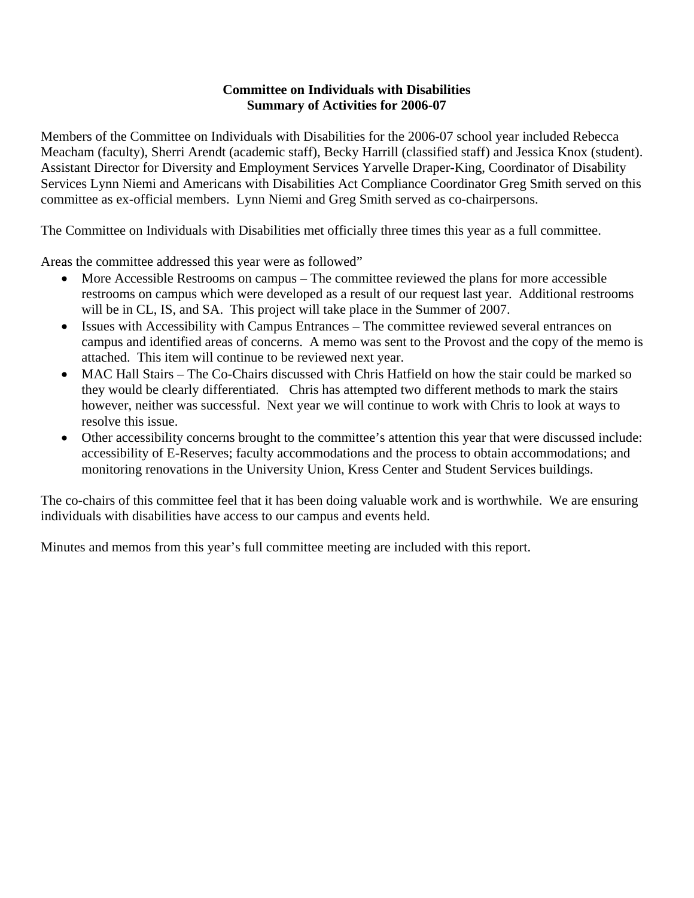**Committee on Individuals with Disabilities**
**Summary of Activities for 2006-07**

Members of the Committee on Individuals with Disabilities for the 2006-07 school year included Rebecca Meacham (faculty), Sherri Arendt (academic staff), Becky Harrill (classified staff) and Jessica Knox (student). Assistant Director for Diversity and Employment Services Yarvelle Draper-King, Coordinator of Disability Services Lynn Niemi and Americans with Disabilities Act Compliance Coordinator Greg Smith served on this committee as ex-official members. Lynn Niemi and Greg Smith served as co-chairpersons.

The Committee on Individuals with Disabilities met officially three times this year as a full committee.

Areas the committee addressed this year were as followed"

- More Accessible Restrooms on campus – The committee reviewed the plans for more accessible restrooms on campus which were developed as a result of our request last year. Additional restrooms will be in CL, IS, and SA. This project will take place in the Summer of 2007.
- Issues with Accessibility with Campus Entrances – The committee reviewed several entrances on campus and identified areas of concerns. A memo was sent to the Provost and the copy of the memo is attached. This item will continue to be reviewed next year.
- MAC Hall Stairs – The Co-Chairs discussed with Chris Hatfield on how the stair could be marked so they would be clearly differentiated. Chris has attempted two different methods to mark the stairs however, neither was successful. Next year we will continue to work with Chris to look at ways to resolve this issue.
- Other accessibility concerns brought to the committee's attention this year that were discussed include: accessibility of E-Reserves; faculty accommodations and the process to obtain accommodations; and monitoring renovations in the University Union, Kress Center and Student Services buildings.

The co-chairs of this committee feel that it has been doing valuable work and is worthwhile. We are ensuring individuals with disabilities have access to our campus and events held.

Minutes and memos from this year's full committee meeting are included with this report.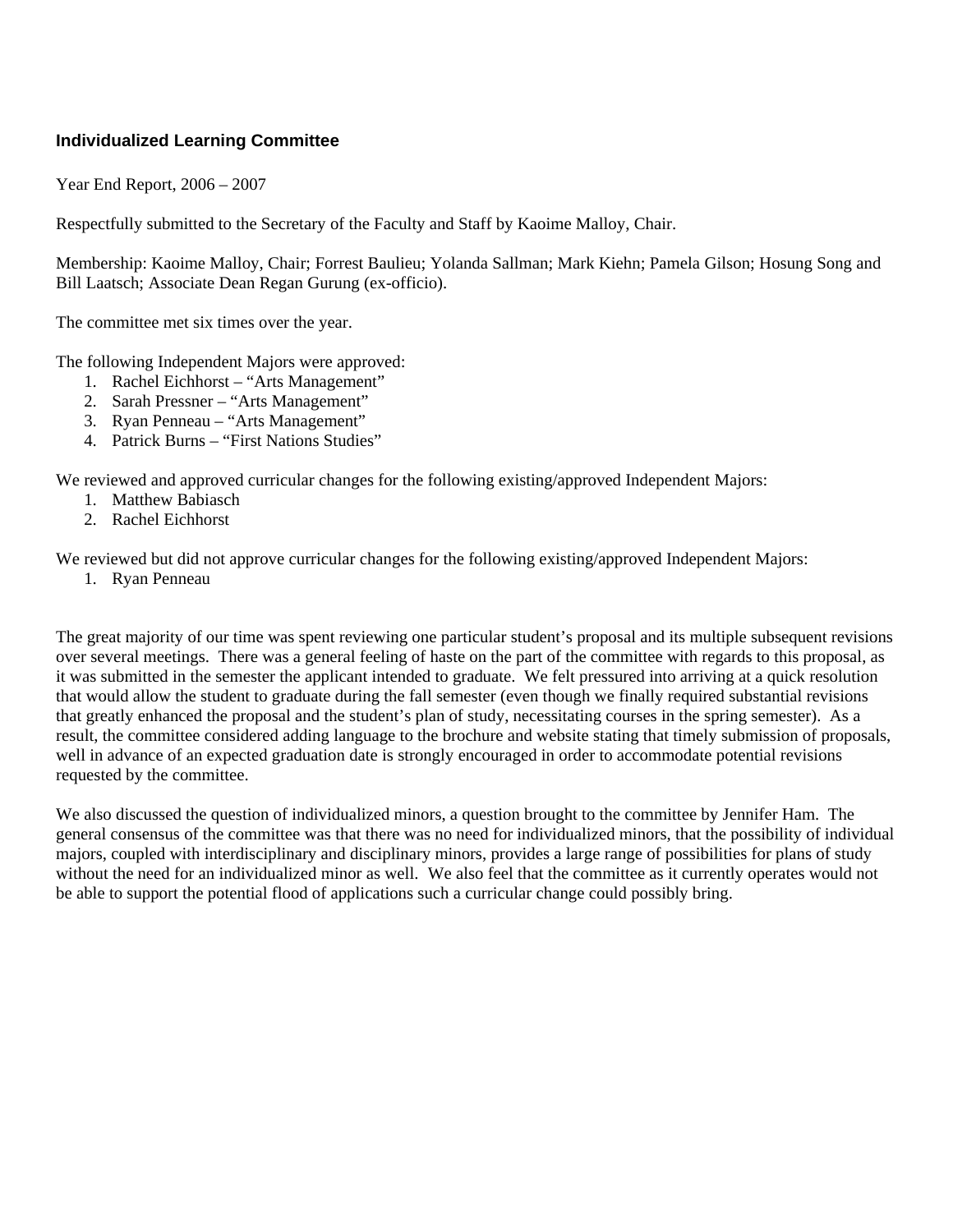## Individualized Learning Committee

Year End Report, 2006 – 2007

Respectfully submitted to the Secretary of the Faculty and Staff by Kaoime Malloy, Chair.

Membership: Kaoime Malloy, Chair; Forrest Baulieu; Yolanda Sallman; Mark Kiehn; Pamela Gilson; Hosung Song and Bill Laatsch; Associate Dean Regan Gurung (ex-officio).

The committee met six times over the year.

The following Independent Majors were approved:

1. Rachel Eichhorst – "Arts Management"
2. Sarah Pressner – "Arts Management"
3. Ryan Penneau – "Arts Management"
4. Patrick Burns – "First Nations Studies"

We reviewed and approved curricular changes for the following existing/approved Independent Majors:

1. Matthew Babiasch
2. Rachel Eichhorst

We reviewed but did not approve curricular changes for the following existing/approved Independent Majors:

1. Ryan Penneau

The great majority of our time was spent reviewing one particular student's proposal and its multiple subsequent revisions over several meetings. There was a general feeling of haste on the part of the committee with regards to this proposal, as it was submitted in the semester the applicant intended to graduate. We felt pressured into arriving at a quick resolution that would allow the student to graduate during the fall semester (even though we finally required substantial revisions that greatly enhanced the proposal and the student's plan of study, necessitating courses in the spring semester). As a result, the committee considered adding language to the brochure and website stating that timely submission of proposals, well in advance of an expected graduation date is strongly encouraged in order to accommodate potential revisions requested by the committee.

We also discussed the question of individualized minors, a question brought to the committee by Jennifer Ham. The general consensus of the committee was that there was no need for individualized minors, that the possibility of individual majors, coupled with interdisciplinary and disciplinary minors, provides a large range of possibilities for plans of study without the need for an individualized minor as well. We also feel that the committee as it currently operates would not be able to support the potential flood of applications such a curricular change could possibly bring.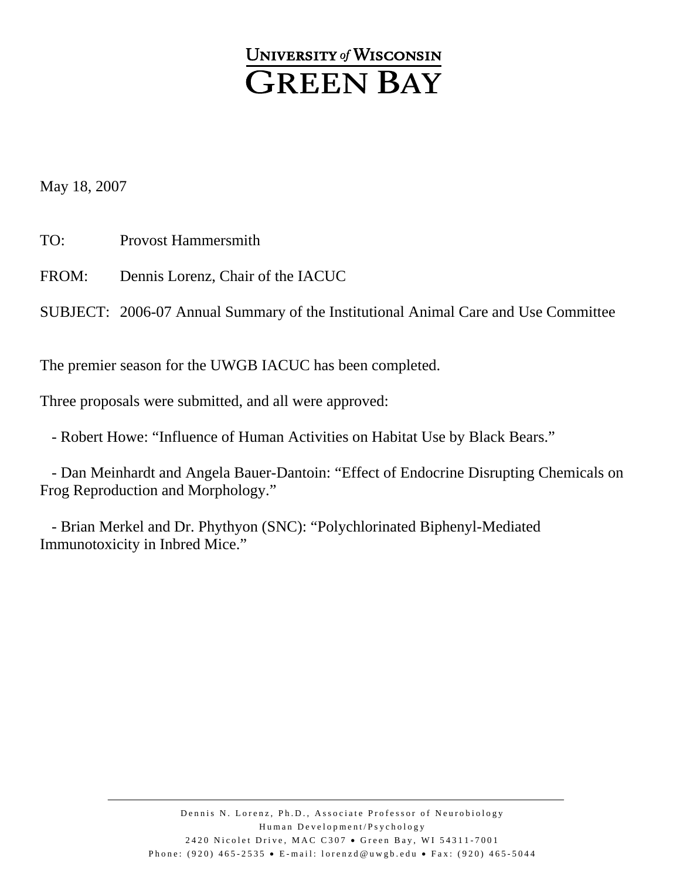# University *of* Wisconsin Green Bay

May 18, 2007

TO: Provost Hammersmith

FROM: Dennis Lorenz, Chair of the IACUC

SUBJECT: 2006-07 Annual Summary of the Institutional Animal Care and Use Committee

The premier season for the UWGB IACUC has been completed.

Three proposals were submitted, and all were approved:

- Robert Howe: "Influence of Human Activities on Habitat Use by Black Bears."
- Dan Meinhardt and Angela Bauer-Dantoin: "Effect of Endocrine Disrupting Chemicals on Frog Reproduction and Morphology."
- Brian Merkel and Dr. Phythyon (SNC): "Polychlorinated Biphenyl-Mediated Immunotoxicity in Inbred Mice."

Dennis N. Lorenz, Ph.D., Associate Professor of Neurobiology
Human Development/Psychology
2420 Nicolet Drive, MAC C307 • Green Bay, WI 54311-7001
Phone: (920) 465-2535 • E-mail: lorenzd@uwgb.edu • Fax: (920) 465-5044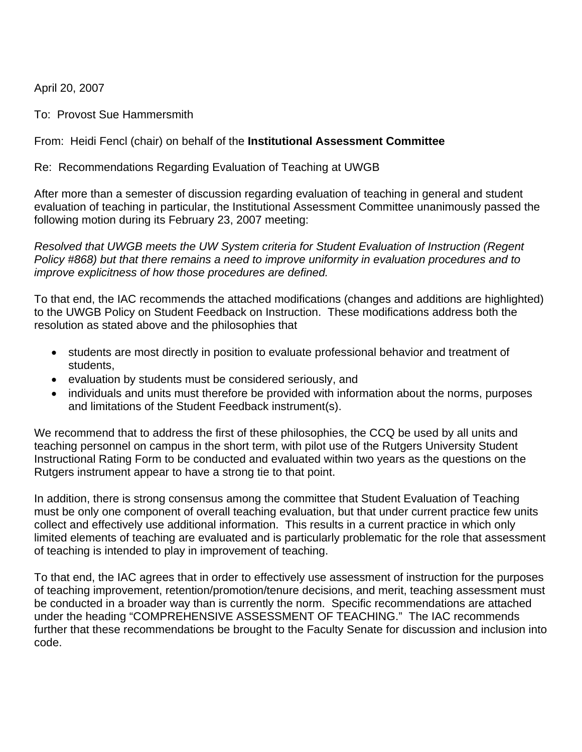April 20, 2007

To: Provost Sue Hammersmith

From: Heidi Fencl (chair) on behalf of the **Institutional Assessment Committee**

Re: Recommendations Regarding Evaluation of Teaching at UWGB

After more than a semester of discussion regarding evaluation of teaching in general and student evaluation of teaching in particular, the Institutional Assessment Committee unanimously passed the following motion during its February 23, 2007 meeting:

*Resolved that UWGB meets the UW System criteria for Student Evaluation of Instruction (Regent Policy #868) but that there remains a need to improve uniformity in evaluation procedures and to improve explicitness of how those procedures are defined.*

To that end, the IAC recommends the attached modifications (changes and additions are highlighted) to the UWGB Policy on Student Feedback on Instruction. These modifications address both the resolution as stated above and the philosophies that

- students are most directly in position to evaluate professional behavior and treatment of students,
- evaluation by students must be considered seriously, and
- individuals and units must therefore be provided with information about the norms, purposes and limitations of the Student Feedback instrument(s).

We recommend that to address the first of these philosophies, the CCQ be used by all units and teaching personnel on campus in the short term, with pilot use of the Rutgers University Student Instructional Rating Form to be conducted and evaluated within two years as the questions on the Rutgers instrument appear to have a strong tie to that point.

In addition, there is strong consensus among the committee that Student Evaluation of Teaching must be only one component of overall teaching evaluation, but that under current practice few units collect and effectively use additional information. This results in a current practice in which only limited elements of teaching are evaluated and is particularly problematic for the role that assessment of teaching is intended to play in improvement of teaching.

To that end, the IAC agrees that in order to effectively use assessment of instruction for the purposes of teaching improvement, retention/promotion/tenure decisions, and merit, teaching assessment must be conducted in a broader way than is currently the norm. Specific recommendations are attached under the heading "COMPREHENSIVE ASSESSMENT OF TEACHING." The IAC recommends further that these recommendations be brought to the Faculty Senate for discussion and inclusion into code.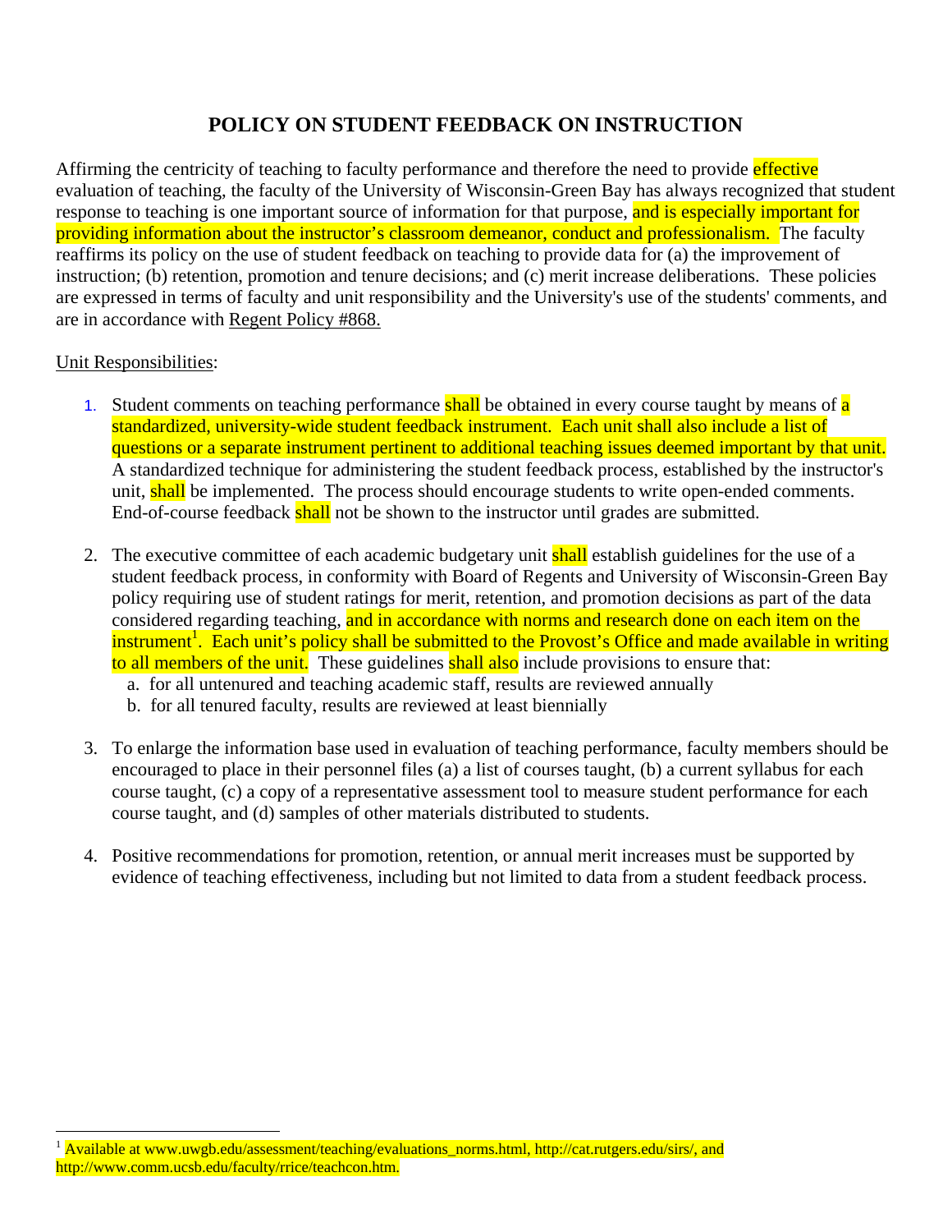# POLICY ON STUDENT FEEDBACK ON INSTRUCTION

Affirming the centricity of teaching to faculty performance and therefore the need to provide effective evaluation of teaching, the faculty of the University of Wisconsin-Green Bay has always recognized that student response to teaching is one important source of information for that purpose, and is especially important for providing information about the instructor's classroom demeanor, conduct and professionalism. The faculty reaffirms its policy on the use of student feedback on teaching to provide data for (a) the improvement of instruction; (b) retention, promotion and tenure decisions; and (c) merit increase deliberations. These policies are expressed in terms of faculty and unit responsibility and the University's use of the students' comments, and are in accordance with Regent Policy #868.

Unit Responsibilities:

1. Student comments on teaching performance shall be obtained in every course taught by means of a standardized, university-wide student feedback instrument. Each unit shall also include a list of questions or a separate instrument pertinent to additional teaching issues deemed important by that unit. A standardized technique for administering the student feedback process, established by the instructor's unit, shall be implemented. The process should encourage students to write open-ended comments. End-of-course feedback shall not be shown to the instructor until grades are submitted.

2. The executive committee of each academic budgetary unit shall establish guidelines for the use of a student feedback process, in conformity with Board of Regents and University of Wisconsin-Green Bay policy requiring use of student ratings for merit, retention, and promotion decisions as part of the data considered regarding teaching, and in accordance with norms and research done on each item on the instrument[1]. Each unit's policy shall be submitted to the Provost's Office and made available in writing to all members of the unit. These guidelines shall also include provisions to ensure that:
   a. for all untenured and teaching academic staff, results are reviewed annually
   b. for all tenured faculty, results are reviewed at least biennially

3. To enlarge the information base used in evaluation of teaching performance, faculty members should be encouraged to place in their personnel files (a) a list of courses taught, (b) a current syllabus for each course taught, (c) a copy of a representative assessment tool to measure student performance for each course taught, and (d) samples of other materials distributed to students.

4. Positive recommendations for promotion, retention, or annual merit increases must be supported by evidence of teaching effectiveness, including but not limited to data from a student feedback process.

---

[1] Available at www.uwgb.edu/assessment/teaching/evaluations_norms.html, http://cat.rutgers.edu/sirs/, and http://www.comm.ucsb.edu/faculty/rrice/teachcon.htm.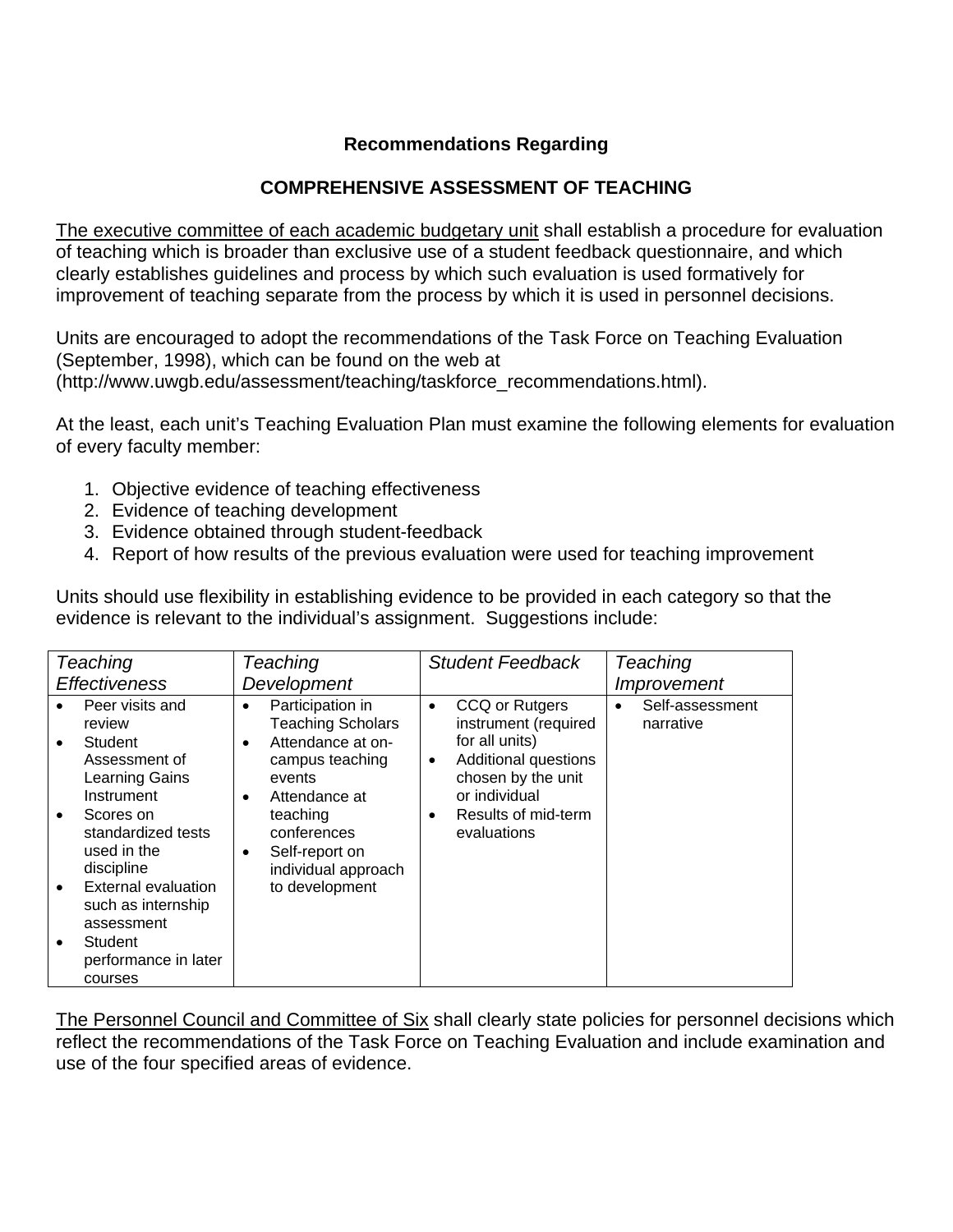**Recommendations Regarding**

**COMPREHENSIVE ASSESSMENT OF TEACHING**

<u>The executive committee of each academic budgetary unit</u> shall establish a procedure for evaluation of teaching which is broader than exclusive use of a student feedback questionnaire, and which clearly establishes guidelines and process by which such evaluation is used formatively for improvement of teaching separate from the process by which it is used in personnel decisions.

Units are encouraged to adopt the recommendations of the Task Force on Teaching Evaluation (September, 1998), which can be found on the web at (http://www.uwgb.edu/assessment/teaching/taskforce_recommendations.html).

At the least, each unit's Teaching Evaluation Plan must examine the following elements for evaluation of every faculty member:

1. Objective evidence of teaching effectiveness
2. Evidence of teaching development
3. Evidence obtained through student-feedback
4. Report of how results of the previous evaluation were used for teaching improvement

Units should use flexibility in establishing evidence to be provided in each category so that the evidence is relevant to the individual's assignment. Suggestions include:

| *Teaching Effectiveness* | *Teaching Development* | *Student Feedback* | *Teaching Improvement* |
|---|---|---|---|
| • Peer visits and review<br>• Student Assessment of Learning Gains Instrument<br>• Scores on standardized tests used in the discipline<br>• External evaluation such as internship assessment<br>• Student performance in later courses | • Participation in Teaching Scholars<br>• Attendance at on-campus teaching events<br>• Attendance at teaching conferences<br>• Self-report on individual approach to development | • CCQ or Rutgers instrument (required for all units)<br>• Additional questions chosen by the unit or individual<br>• Results of mid-term evaluations | • Self-assessment narrative |

<u>The Personnel Council and Committee of Six</u> shall clearly state policies for personnel decisions which reflect the recommendations of the Task Force on Teaching Evaluation and include examination and use of the four specified areas of evidence.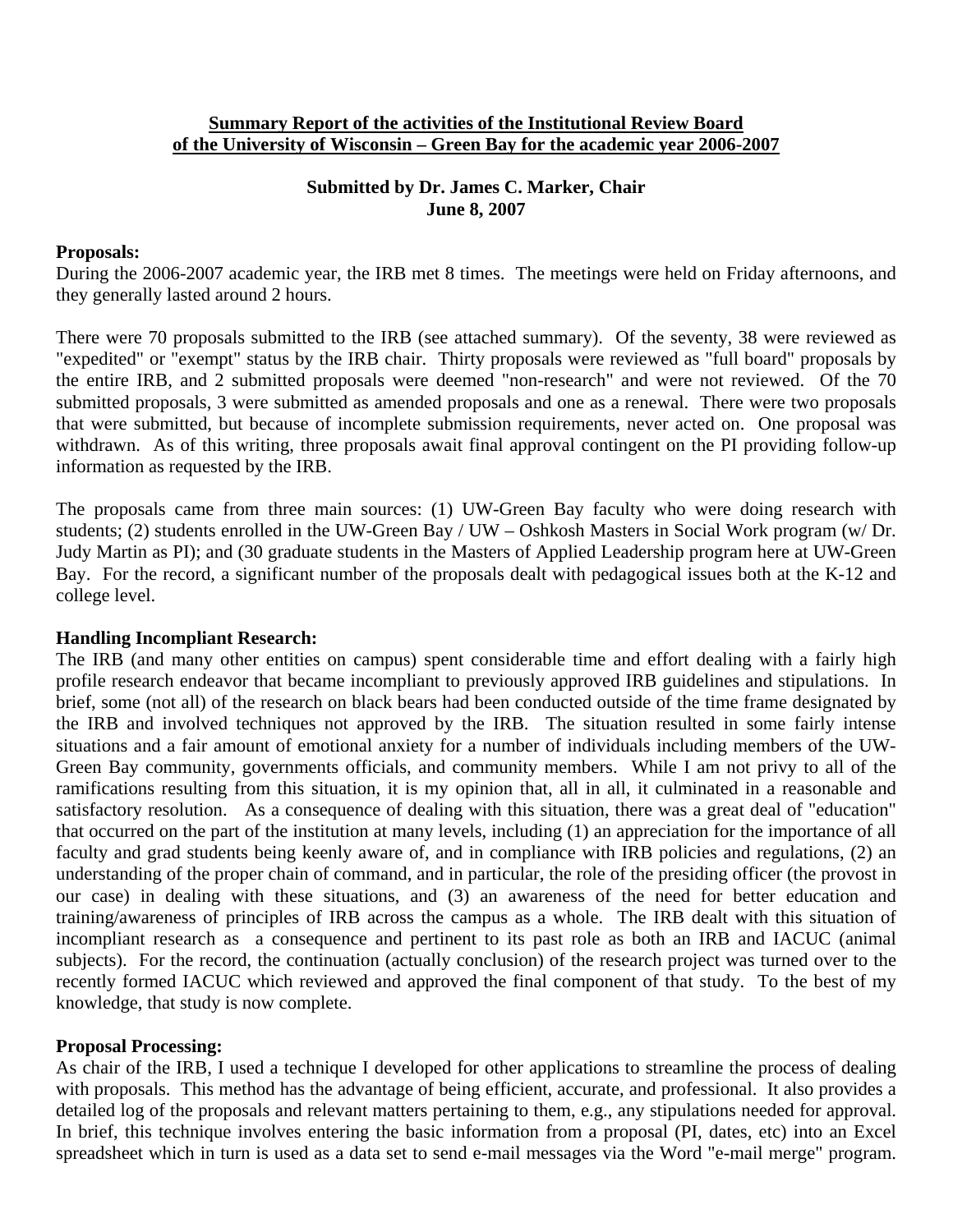**Summary Report of the activities of the Institutional Review Board of the University of Wisconsin – Green Bay for the academic year 2006-2007**

**Submitted by Dr. James C. Marker, Chair**
**June 8, 2007**

**Proposals:**
During the 2006-2007 academic year, the IRB met 8 times. The meetings were held on Friday afternoons, and they generally lasted around 2 hours.

There were 70 proposals submitted to the IRB (see attached summary). Of the seventy, 38 were reviewed as "expedited" or "exempt" status by the IRB chair. Thirty proposals were reviewed as "full board" proposals by the entire IRB, and 2 submitted proposals were deemed "non-research" and were not reviewed. Of the 70 submitted proposals, 3 were submitted as amended proposals and one as a renewal. There were two proposals that were submitted, but because of incomplete submission requirements, never acted on. One proposal was withdrawn. As of this writing, three proposals await final approval contingent on the PI providing follow-up information as requested by the IRB.

The proposals came from three main sources: (1) UW-Green Bay faculty who were doing research with students; (2) students enrolled in the UW-Green Bay / UW – Oshkosh Masters in Social Work program (w/ Dr. Judy Martin as PI); and (30 graduate students in the Masters of Applied Leadership program here at UW-Green Bay. For the record, a significant number of the proposals dealt with pedagogical issues both at the K-12 and college level.

**Handling Incompliant Research:**
The IRB (and many other entities on campus) spent considerable time and effort dealing with a fairly high profile research endeavor that became incompliant to previously approved IRB guidelines and stipulations. In brief, some (not all) of the research on black bears had been conducted outside of the time frame designated by the IRB and involved techniques not approved by the IRB. The situation resulted in some fairly intense situations and a fair amount of emotional anxiety for a number of individuals including members of the UW-Green Bay community, governments officials, and community members. While I am not privy to all of the ramifications resulting from this situation, it is my opinion that, all in all, it culminated in a reasonable and satisfactory resolution. As a consequence of dealing with this situation, there was a great deal of "education" that occurred on the part of the institution at many levels, including (1) an appreciation for the importance of all faculty and grad students being keenly aware of, and in compliance with IRB policies and regulations, (2) an understanding of the proper chain of command, and in particular, the role of the presiding officer (the provost in our case) in dealing with these situations, and (3) an awareness of the need for better education and training/awareness of principles of IRB across the campus as a whole. The IRB dealt with this situation of incompliant research as a consequence and pertinent to its past role as both an IRB and IACUC (animal subjects). For the record, the continuation (actually conclusion) of the research project was turned over to the recently formed IACUC which reviewed and approved the final component of that study. To the best of my knowledge, that study is now complete.

**Proposal Processing:**
As chair of the IRB, I used a technique I developed for other applications to streamline the process of dealing with proposals. This method has the advantage of being efficient, accurate, and professional. It also provides a detailed log of the proposals and relevant matters pertaining to them, e.g., any stipulations needed for approval. In brief, this technique involves entering the basic information from a proposal (PI, dates, etc) into an Excel spreadsheet which in turn is used as a data set to send e-mail messages via the Word "e-mail merge" program.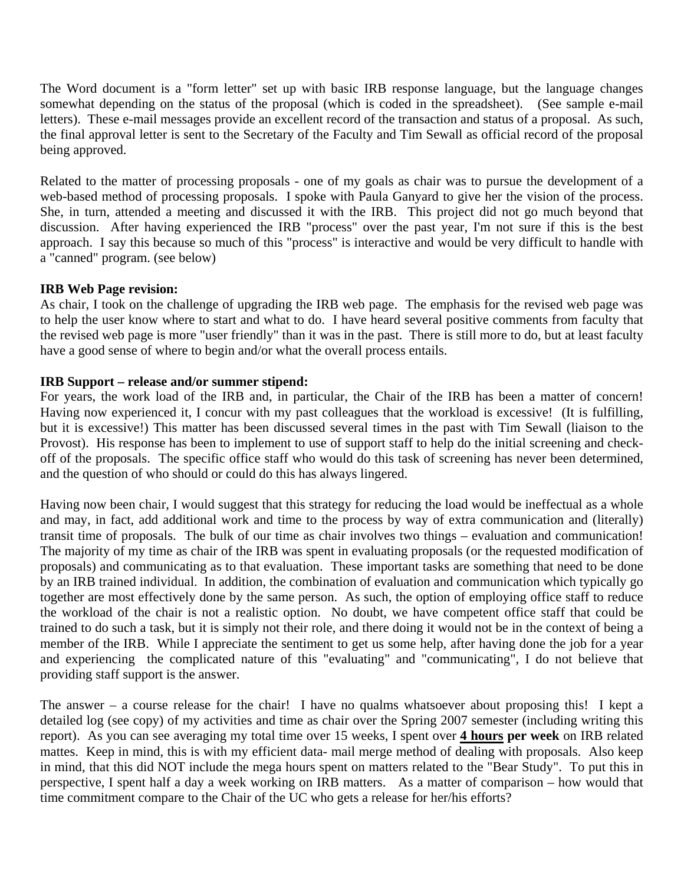The Word document is a "form letter" set up with basic IRB response language, but the language changes somewhat depending on the status of the proposal (which is coded in the spreadsheet). (See sample e-mail letters). These e-mail messages provide an excellent record of the transaction and status of a proposal. As such, the final approval letter is sent to the Secretary of the Faculty and Tim Sewall as official record of the proposal being approved.

Related to the matter of processing proposals - one of my goals as chair was to pursue the development of a web-based method of processing proposals. I spoke with Paula Ganyard to give her the vision of the process. She, in turn, attended a meeting and discussed it with the IRB. This project did not go much beyond that discussion. After having experienced the IRB "process" over the past year, I'm not sure if this is the best approach. I say this because so much of this "process" is interactive and would be very difficult to handle with a "canned" program. (see below)

**IRB Web Page revision:**
As chair, I took on the challenge of upgrading the IRB web page. The emphasis for the revised web page was to help the user know where to start and what to do. I have heard several positive comments from faculty that the revised web page is more "user friendly" than it was in the past. There is still more to do, but at least faculty have a good sense of where to begin and/or what the overall process entails.

**IRB Support – release and/or summer stipend:**
For years, the work load of the IRB and, in particular, the Chair of the IRB has been a matter of concern! Having now experienced it, I concur with my past colleagues that the workload is excessive! (It is fulfilling, but it is excessive!) This matter has been discussed several times in the past with Tim Sewall (liaison to the Provost). His response has been to implement to use of support staff to help do the initial screening and check-off of the proposals. The specific office staff who would do this task of screening has never been determined, and the question of who should or could do this has always lingered.

Having now been chair, I would suggest that this strategy for reducing the load would be ineffectual as a whole and may, in fact, add additional work and time to the process by way of extra communication and (literally) transit time of proposals. The bulk of our time as chair involves two things – evaluation and communication! The majority of my time as chair of the IRB was spent in evaluating proposals (or the requested modification of proposals) and communicating as to that evaluation. These important tasks are something that need to be done by an IRB trained individual. In addition, the combination of evaluation and communication which typically go together are most effectively done by the same person. As such, the option of employing office staff to reduce the workload of the chair is not a realistic option. No doubt, we have competent office staff that could be trained to do such a task, but it is simply not their role, and there doing it would not be in the context of being a member of the IRB. While I appreciate the sentiment to get us some help, after having done the job for a year and experiencing the complicated nature of this "evaluating" and "communicating", I do not believe that providing staff support is the answer.

The answer – a course release for the chair! I have no qualms whatsoever about proposing this! I kept a detailed log (see copy) of my activities and time as chair over the Spring 2007 semester (including writing this report). As you can see averaging my total time over 15 weeks, I spent over **4 hours per week** on IRB related mattes. Keep in mind, this is with my efficient data- mail merge method of dealing with proposals. Also keep in mind, that this did NOT include the mega hours spent on matters related to the "Bear Study". To put this in perspective, I spent half a day a week working on IRB matters. As a matter of comparison – how would that time commitment compare to the Chair of the UC who gets a release for her/his efforts?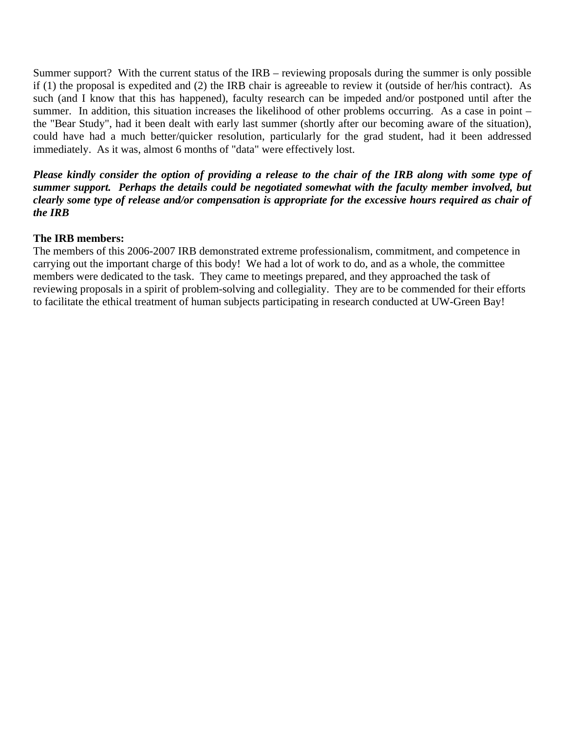Summer support? With the current status of the IRB – reviewing proposals during the summer is only possible if (1) the proposal is expedited and (2) the IRB chair is agreeable to review it (outside of her/his contract). As such (and I know that this has happened), faculty research can be impeded and/or postponed until after the summer. In addition, this situation increases the likelihood of other problems occurring. As a case in point – the "Bear Study", had it been dealt with early last summer (shortly after our becoming aware of the situation), could have had a much better/quicker resolution, particularly for the grad student, had it been addressed immediately. As it was, almost 6 months of "data" were effectively lost.

***Please kindly consider the option of providing a release to the chair of the IRB along with some type of summer support. Perhaps the details could be negotiated somewhat with the faculty member involved, but clearly some type of release and/or compensation is appropriate for the excessive hours required as chair of the IRB***

**The IRB members:**

The members of this 2006-2007 IRB demonstrated extreme professionalism, commitment, and competence in carrying out the important charge of this body! We had a lot of work to do, and as a whole, the committee members were dedicated to the task. They came to meetings prepared, and they approached the task of reviewing proposals in a spirit of problem-solving and collegiality. They are to be commended for their efforts to facilitate the ethical treatment of human subjects participating in research conducted at UW-Green Bay!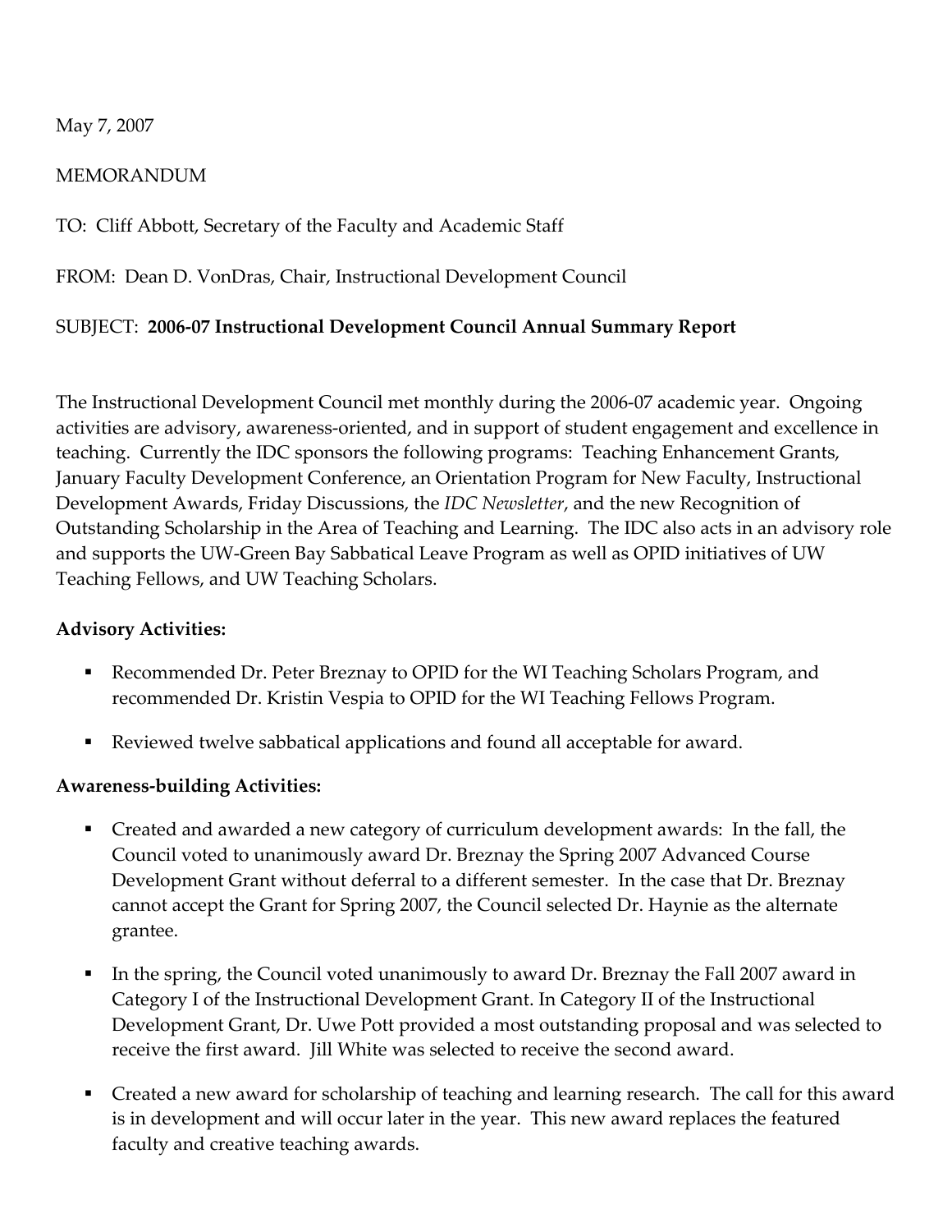May 7, 2007

MEMORANDUM

TO: Cliff Abbott, Secretary of the Faculty and Academic Staff

FROM: Dean D. VonDras, Chair, Instructional Development Council

SUBJECT: **2006-07 Instructional Development Council Annual Summary Report**

The Instructional Development Council met monthly during the 2006-07 academic year. Ongoing activities are advisory, awareness-oriented, and in support of student engagement and excellence in teaching. Currently the IDC sponsors the following programs: Teaching Enhancement Grants, January Faculty Development Conference, an Orientation Program for New Faculty, Instructional Development Awards, Friday Discussions, the *IDC Newsletter*, and the new Recognition of Outstanding Scholarship in the Area of Teaching and Learning. The IDC also acts in an advisory role and supports the UW-Green Bay Sabbatical Leave Program as well as OPID initiatives of UW Teaching Fellows, and UW Teaching Scholars.

**Advisory Activities:**

- Recommended Dr. Peter Breznay to OPID for the WI Teaching Scholars Program, and recommended Dr. Kristin Vespia to OPID for the WI Teaching Fellows Program.
- Reviewed twelve sabbatical applications and found all acceptable for award.

**Awareness-building Activities:**

- Created and awarded a new category of curriculum development awards: In the fall, the Council voted to unanimously award Dr. Breznay the Spring 2007 Advanced Course Development Grant without deferral to a different semester. In the case that Dr. Breznay cannot accept the Grant for Spring 2007, the Council selected Dr. Haynie as the alternate grantee.
- In the spring, the Council voted unanimously to award Dr. Breznay the Fall 2007 award in Category I of the Instructional Development Grant. In Category II of the Instructional Development Grant, Dr. Uwe Pott provided a most outstanding proposal and was selected to receive the first award. Jill White was selected to receive the second award.
- Created a new award for scholarship of teaching and learning research. The call for this award is in development and will occur later in the year. This new award replaces the featured faculty and creative teaching awards.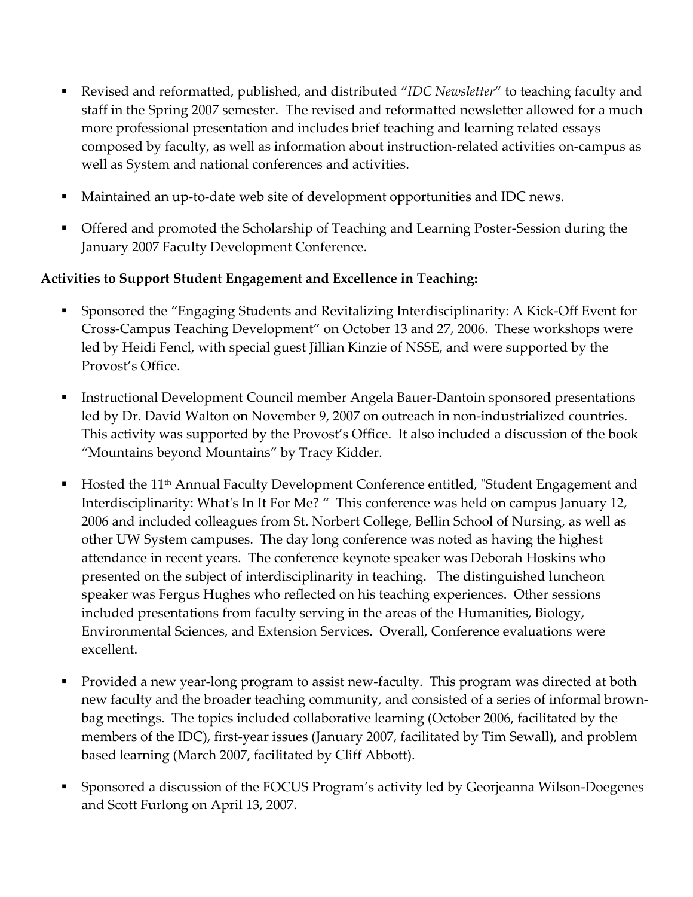- Revised and reformatted, published, and distributed "*IDC Newsletter*" to teaching faculty and staff in the Spring 2007 semester. The revised and reformatted newsletter allowed for a much more professional presentation and includes brief teaching and learning related essays composed by faculty, as well as information about instruction-related activities on-campus as well as System and national conferences and activities.

- Maintained an up-to-date web site of development opportunities and IDC news.

- Offered and promoted the Scholarship of Teaching and Learning Poster-Session during the January 2007 Faculty Development Conference.

**Activities to Support Student Engagement and Excellence in Teaching:**

- Sponsored the "Engaging Students and Revitalizing Interdisciplinarity: A Kick-Off Event for Cross-Campus Teaching Development" on October 13 and 27, 2006. These workshops were led by Heidi Fencl, with special guest Jillian Kinzie of NSSE, and were supported by the Provost's Office.

- Instructional Development Council member Angela Bauer-Dantoin sponsored presentations led by Dr. David Walton on November 9, 2007 on outreach in non-industrialized countries. This activity was supported by the Provost's Office. It also included a discussion of the book "Mountains beyond Mountains" by Tracy Kidder.

- Hosted the 11th Annual Faculty Development Conference entitled, "Student Engagement and Interdisciplinarity: What's In It For Me? " This conference was held on campus January 12, 2006 and included colleagues from St. Norbert College, Bellin School of Nursing, as well as other UW System campuses. The day long conference was noted as having the highest attendance in recent years. The conference keynote speaker was Deborah Hoskins who presented on the subject of interdisciplinarity in teaching. The distinguished luncheon speaker was Fergus Hughes who reflected on his teaching experiences. Other sessions included presentations from faculty serving in the areas of the Humanities, Biology, Environmental Sciences, and Extension Services. Overall, Conference evaluations were excellent.

- Provided a new year-long program to assist new-faculty. This program was directed at both new faculty and the broader teaching community, and consisted of a series of informal brown-bag meetings. The topics included collaborative learning (October 2006, facilitated by the members of the IDC), first-year issues (January 2007, facilitated by Tim Sewall), and problem based learning (March 2007, facilitated by Cliff Abbott).

- Sponsored a discussion of the FOCUS Program's activity led by Georjeanna Wilson-Doegenes and Scott Furlong on April 13, 2007.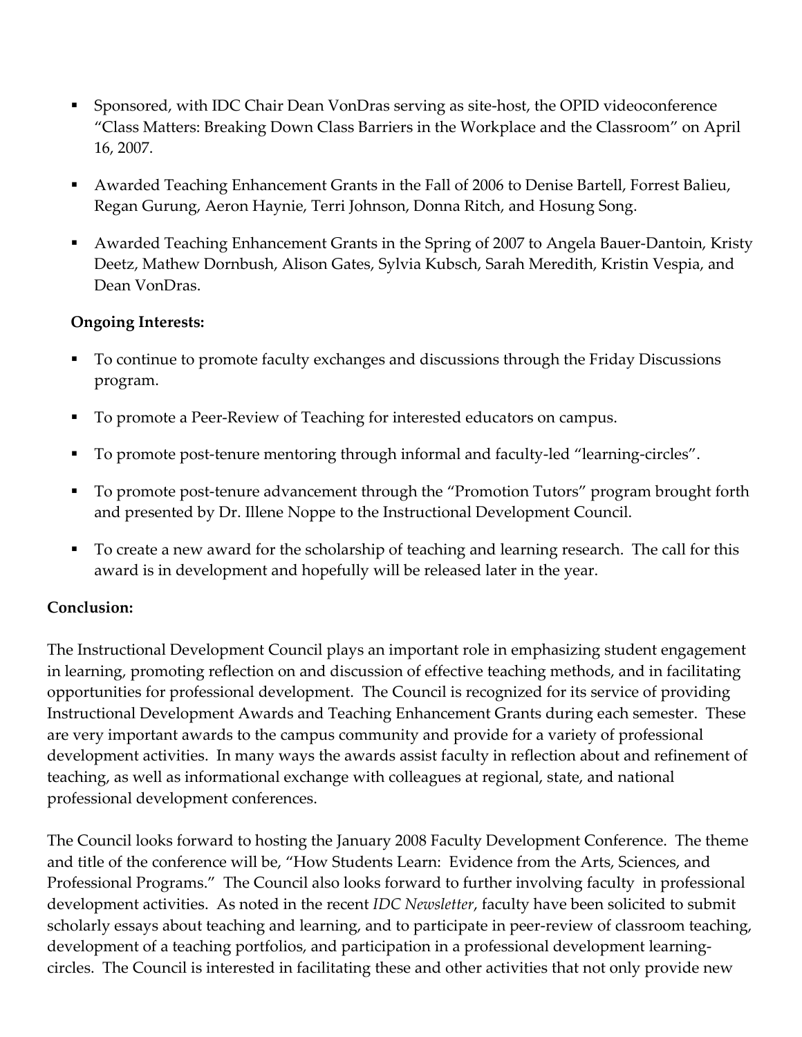- Sponsored, with IDC Chair Dean VonDras serving as site-host, the OPID videoconference "Class Matters: Breaking Down Class Barriers in the Workplace and the Classroom" on April 16, 2007.

- Awarded Teaching Enhancement Grants in the Fall of 2006 to Denise Bartell, Forrest Balieu, Regan Gurung, Aeron Haynie, Terri Johnson, Donna Ritch, and Hosung Song.

- Awarded Teaching Enhancement Grants in the Spring of 2007 to Angela Bauer-Dantoin, Kristy Deetz, Mathew Dornbush, Alison Gates, Sylvia Kubsch, Sarah Meredith, Kristin Vespia, and Dean VonDras.

**Ongoing Interests:**

- To continue to promote faculty exchanges and discussions through the Friday Discussions program.

- To promote a Peer-Review of Teaching for interested educators on campus.

- To promote post-tenure mentoring through informal and faculty-led "learning-circles".

- To promote post-tenure advancement through the "Promotion Tutors" program brought forth and presented by Dr. Illene Noppe to the Instructional Development Council.

- To create a new award for the scholarship of teaching and learning research. The call for this award is in development and hopefully will be released later in the year.

**Conclusion:**

The Instructional Development Council plays an important role in emphasizing student engagement in learning, promoting reflection on and discussion of effective teaching methods, and in facilitating opportunities for professional development. The Council is recognized for its service of providing Instructional Development Awards and Teaching Enhancement Grants during each semester. These are very important awards to the campus community and provide for a variety of professional development activities. In many ways the awards assist faculty in reflection about and refinement of teaching, as well as informational exchange with colleagues at regional, state, and national professional development conferences.

The Council looks forward to hosting the January 2008 Faculty Development Conference. The theme and title of the conference will be, "How Students Learn: Evidence from the Arts, Sciences, and Professional Programs." The Council also looks forward to further involving faculty in professional development activities. As noted in the recent *IDC Newsletter*, faculty have been solicited to submit scholarly essays about teaching and learning, and to participate in peer-review of classroom teaching, development of a teaching portfolios, and participation in a professional development learning-circles. The Council is interested in facilitating these and other activities that not only provide new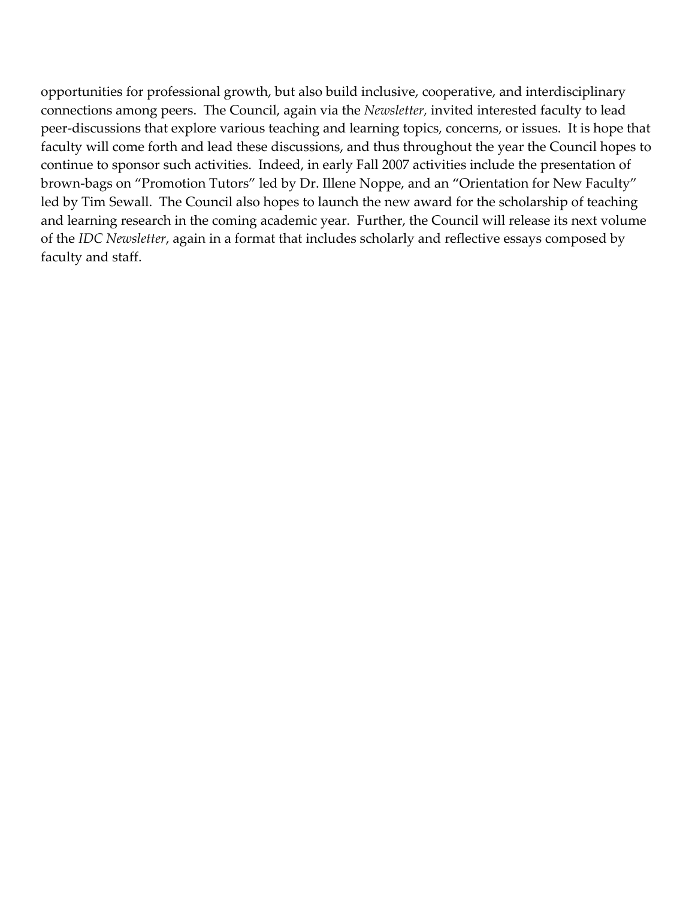opportunities for professional growth, but also build inclusive, cooperative, and interdisciplinary connections among peers. The Council, again via the *Newsletter,* invited interested faculty to lead peer-discussions that explore various teaching and learning topics, concerns, or issues. It is hope that faculty will come forth and lead these discussions, and thus throughout the year the Council hopes to continue to sponsor such activities. Indeed, in early Fall 2007 activities include the presentation of brown-bags on "Promotion Tutors" led by Dr. Illene Noppe, and an "Orientation for New Faculty" led by Tim Sewall. The Council also hopes to launch the new award for the scholarship of teaching and learning research in the coming academic year. Further, the Council will release its next volume of the *IDC Newsletter*, again in a format that includes scholarly and reflective essays composed by faculty and staff.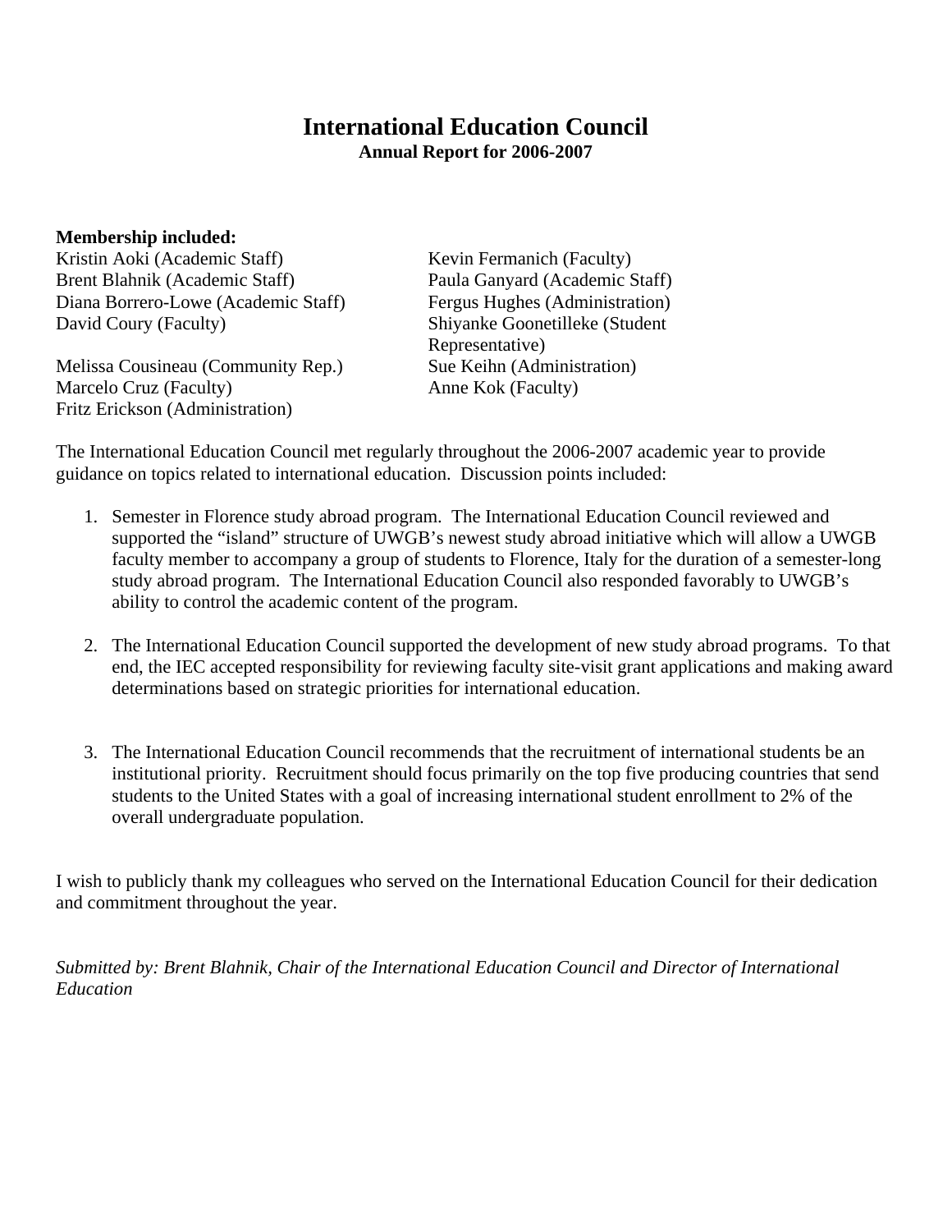# International Education Council

**Annual Report for 2006-2007**

**Membership included:**

Kristin Aoki (Academic Staff)
Brent Blahnik (Academic Staff)
Diana Borrero-Lowe (Academic Staff)
David Coury (Faculty)
Melissa Cousineau (Community Rep.)
Marcelo Cruz (Faculty)
Fritz Erickson (Administration)
Kevin Fermanich (Faculty)
Paula Ganyard (Academic Staff)
Fergus Hughes (Administration)
Shiyanke Goonetilleke (Student Representative)
Sue Keihn (Administration)
Anne Kok (Faculty)

The International Education Council met regularly throughout the 2006-2007 academic year to provide guidance on topics related to international education. Discussion points included:

1. Semester in Florence study abroad program. The International Education Council reviewed and supported the "island" structure of UWGB's newest study abroad initiative which will allow a UWGB faculty member to accompany a group of students to Florence, Italy for the duration of a semester-long study abroad program. The International Education Council also responded favorably to UWGB's ability to control the academic content of the program.

2. The International Education Council supported the development of new study abroad programs. To that end, the IEC accepted responsibility for reviewing faculty site-visit grant applications and making award determinations based on strategic priorities for international education.

3. The International Education Council recommends that the recruitment of international students be an institutional priority. Recruitment should focus primarily on the top five producing countries that send students to the United States with a goal of increasing international student enrollment to 2% of the overall undergraduate population.

I wish to publicly thank my colleagues who served on the International Education Council for their dedication and commitment throughout the year.

*Submitted by: Brent Blahnik, Chair of the International Education Council and Director of International Education*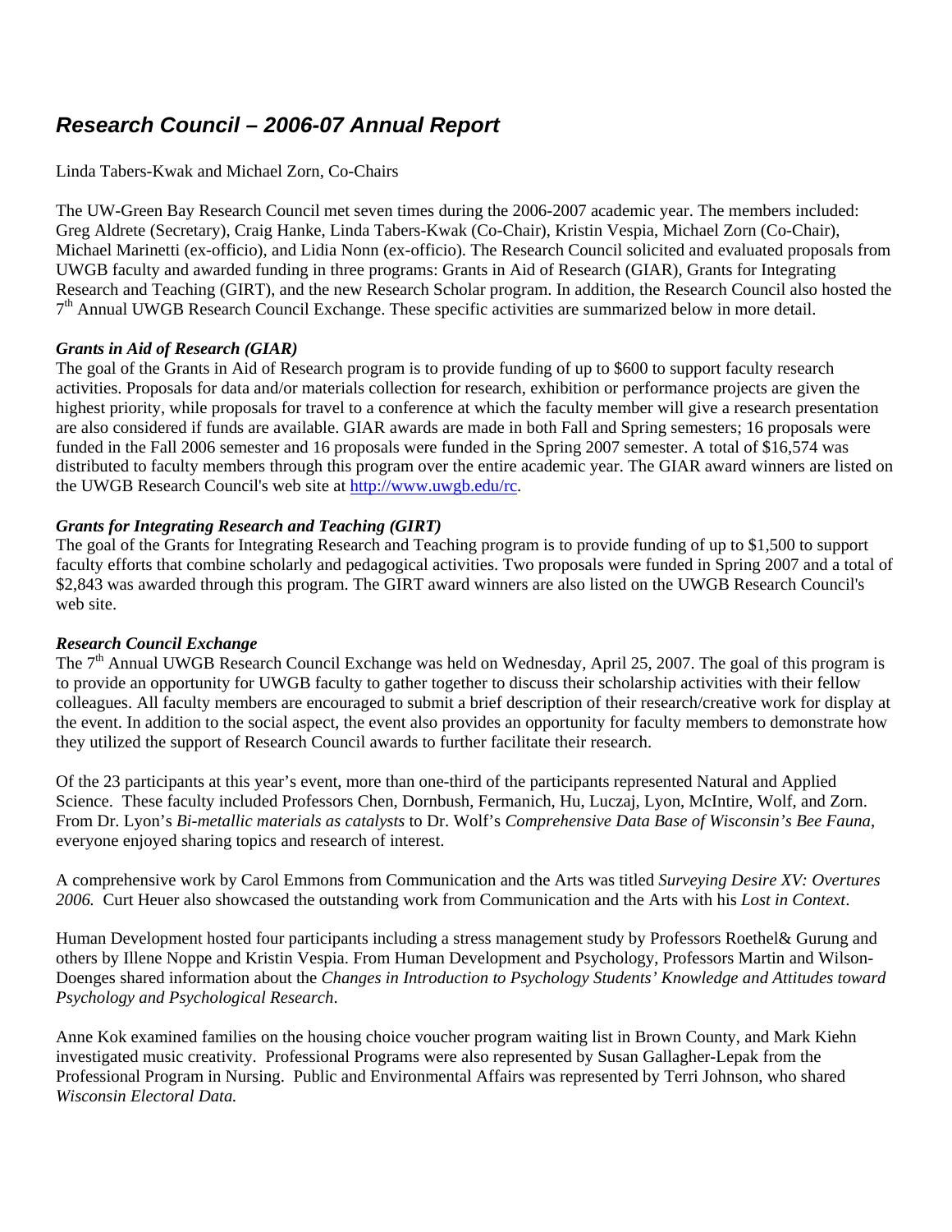# *Research Council – 2006-07 Annual Report*

Linda Tabers-Kwak and Michael Zorn, Co-Chairs

The UW-Green Bay Research Council met seven times during the 2006-2007 academic year. The members included: Greg Aldrete (Secretary), Craig Hanke, Linda Tabers-Kwak (Co-Chair), Kristin Vespia, Michael Zorn (Co-Chair), Michael Marinetti (ex-officio), and Lidia Nonn (ex-officio). The Research Council solicited and evaluated proposals from UWGB faculty and awarded funding in three programs: Grants in Aid of Research (GIAR), Grants for Integrating Research and Teaching (GIRT), and the new Research Scholar program. In addition, the Research Council also hosted the 7th Annual UWGB Research Council Exchange. These specific activities are summarized below in more detail.

### *Grants in Aid of Research (GIAR)*

The goal of the Grants in Aid of Research program is to provide funding of up to $600 to support faculty research activities. Proposals for data and/or materials collection for research, exhibition or performance projects are given the highest priority, while proposals for travel to a conference at which the faculty member will give a research presentation are also considered if funds are available. GIAR awards are made in both Fall and Spring semesters; 16 proposals were funded in the Fall 2006 semester and 16 proposals were funded in the Spring 2007 semester. A total of $16,574 was distributed to faculty members through this program over the entire academic year. The GIAR award winners are listed on the UWGB Research Council's web site at http://www.uwgb.edu/rc.

### *Grants for Integrating Research and Teaching (GIRT)*

The goal of the Grants for Integrating Research and Teaching program is to provide funding of up to $1,500 to support faculty efforts that combine scholarly and pedagogical activities. Two proposals were funded in Spring 2007 and a total of $2,843 was awarded through this program. The GIRT award winners are also listed on the UWGB Research Council's web site.

### *Research Council Exchange*

The 7th Annual UWGB Research Council Exchange was held on Wednesday, April 25, 2007. The goal of this program is to provide an opportunity for UWGB faculty to gather together to discuss their scholarship activities with their fellow colleagues. All faculty members are encouraged to submit a brief description of their research/creative work for display at the event. In addition to the social aspect, the event also provides an opportunity for faculty members to demonstrate how they utilized the support of Research Council awards to further facilitate their research.

Of the 23 participants at this year's event, more than one-third of the participants represented Natural and Applied Science. These faculty included Professors Chen, Dornbush, Fermanich, Hu, Luczaj, Lyon, McIntire, Wolf, and Zorn. From Dr. Lyon's *Bi-metallic materials as catalysts* to Dr. Wolf's *Comprehensive Data Base of Wisconsin's Bee Fauna*, everyone enjoyed sharing topics and research of interest.

A comprehensive work by Carol Emmons from Communication and the Arts was titled *Surveying Desire XV: Overtures 2006.* Curt Heuer also showcased the outstanding work from Communication and the Arts with his *Lost in Context*.

Human Development hosted four participants including a stress management study by Professors Roethel& Gurung and others by Illene Noppe and Kristin Vespia. From Human Development and Psychology, Professors Martin and Wilson-Doenges shared information about the *Changes in Introduction to Psychology Students' Knowledge and Attitudes toward Psychology and Psychological Research*.

Anne Kok examined families on the housing choice voucher program waiting list in Brown County, and Mark Kiehn investigated music creativity. Professional Programs were also represented by Susan Gallagher-Lepak from the Professional Program in Nursing. Public and Environmental Affairs was represented by Terri Johnson, who shared *Wisconsin Electoral Data.*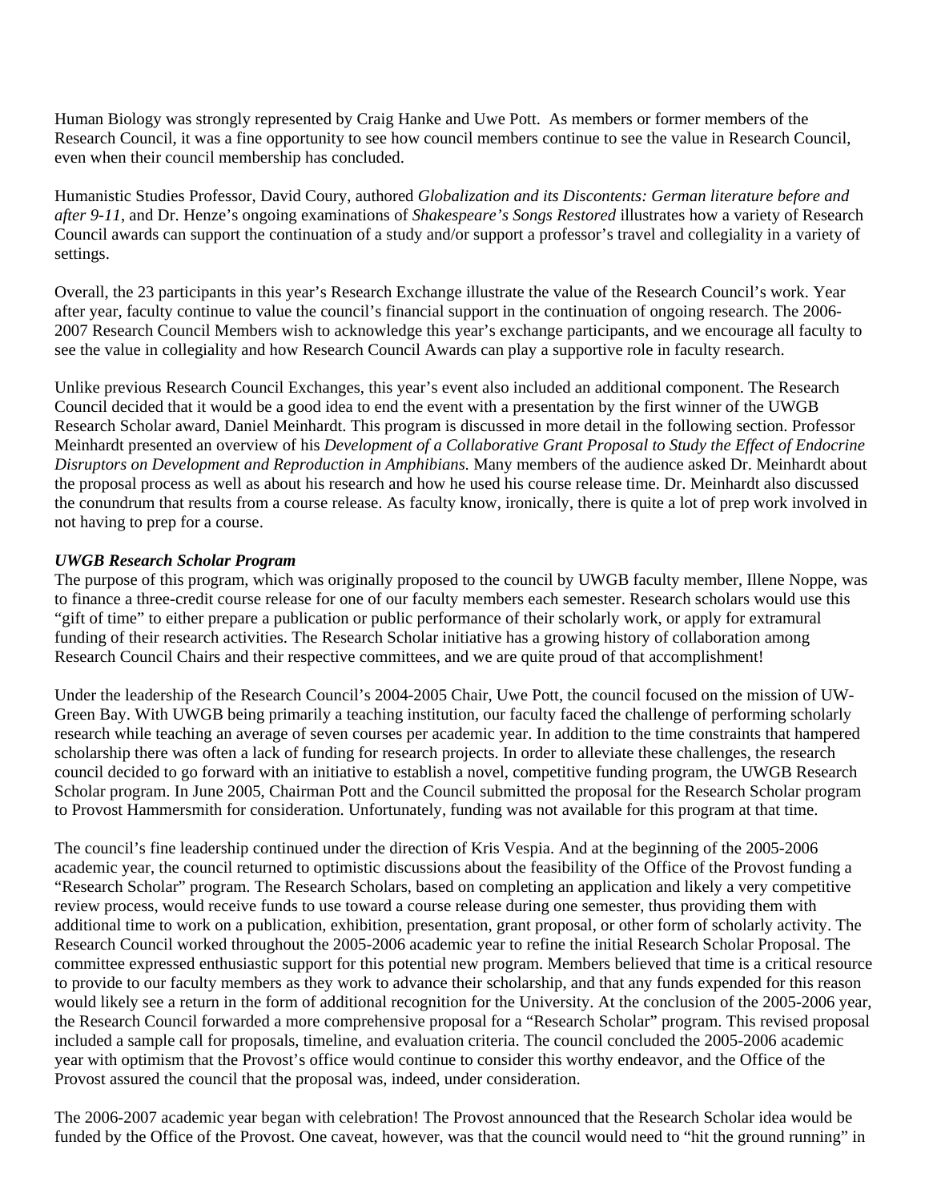Human Biology was strongly represented by Craig Hanke and Uwe Pott. As members or former members of the Research Council, it was a fine opportunity to see how council members continue to see the value in Research Council, even when their council membership has concluded.

Humanistic Studies Professor, David Coury, authored *Globalization and its Discontents: German literature before and after 9-11*, and Dr. Henze's ongoing examinations of *Shakespeare's Songs Restored* illustrates how a variety of Research Council awards can support the continuation of a study and/or support a professor's travel and collegiality in a variety of settings.

Overall, the 23 participants in this year's Research Exchange illustrate the value of the Research Council's work. Year after year, faculty continue to value the council's financial support in the continuation of ongoing research. The 2006-2007 Research Council Members wish to acknowledge this year's exchange participants, and we encourage all faculty to see the value in collegiality and how Research Council Awards can play a supportive role in faculty research.

Unlike previous Research Council Exchanges, this year's event also included an additional component. The Research Council decided that it would be a good idea to end the event with a presentation by the first winner of the UWGB Research Scholar award, Daniel Meinhardt. This program is discussed in more detail in the following section. Professor Meinhardt presented an overview of his *Development of a Collaborative Grant Proposal to Study the Effect of Endocrine Disruptors on Development and Reproduction in Amphibians.* Many members of the audience asked Dr. Meinhardt about the proposal process as well as about his research and how he used his course release time. Dr. Meinhardt also discussed the conundrum that results from a course release. As faculty know, ironically, there is quite a lot of prep work involved in not having to prep for a course.

***UWGB Research Scholar Program***

The purpose of this program, which was originally proposed to the council by UWGB faculty member, Illene Noppe, was to finance a three-credit course release for one of our faculty members each semester. Research scholars would use this "gift of time" to either prepare a publication or public performance of their scholarly work, or apply for extramural funding of their research activities. The Research Scholar initiative has a growing history of collaboration among Research Council Chairs and their respective committees, and we are quite proud of that accomplishment!

Under the leadership of the Research Council's 2004-2005 Chair, Uwe Pott, the council focused on the mission of UW-Green Bay. With UWGB being primarily a teaching institution, our faculty faced the challenge of performing scholarly research while teaching an average of seven courses per academic year. In addition to the time constraints that hampered scholarship there was often a lack of funding for research projects. In order to alleviate these challenges, the research council decided to go forward with an initiative to establish a novel, competitive funding program, the UWGB Research Scholar program. In June 2005, Chairman Pott and the Council submitted the proposal for the Research Scholar program to Provost Hammersmith for consideration. Unfortunately, funding was not available for this program at that time.

The council's fine leadership continued under the direction of Kris Vespia. And at the beginning of the 2005-2006 academic year, the council returned to optimistic discussions about the feasibility of the Office of the Provost funding a "Research Scholar" program. The Research Scholars, based on completing an application and likely a very competitive review process, would receive funds to use toward a course release during one semester, thus providing them with additional time to work on a publication, exhibition, presentation, grant proposal, or other form of scholarly activity. The Research Council worked throughout the 2005-2006 academic year to refine the initial Research Scholar Proposal. The committee expressed enthusiastic support for this potential new program. Members believed that time is a critical resource to provide to our faculty members as they work to advance their scholarship, and that any funds expended for this reason would likely see a return in the form of additional recognition for the University. At the conclusion of the 2005-2006 year, the Research Council forwarded a more comprehensive proposal for a "Research Scholar" program. This revised proposal included a sample call for proposals, timeline, and evaluation criteria. The council concluded the 2005-2006 academic year with optimism that the Provost's office would continue to consider this worthy endeavor, and the Office of the Provost assured the council that the proposal was, indeed, under consideration.

The 2006-2007 academic year began with celebration! The Provost announced that the Research Scholar idea would be funded by the Office of the Provost. One caveat, however, was that the council would need to "hit the ground running" in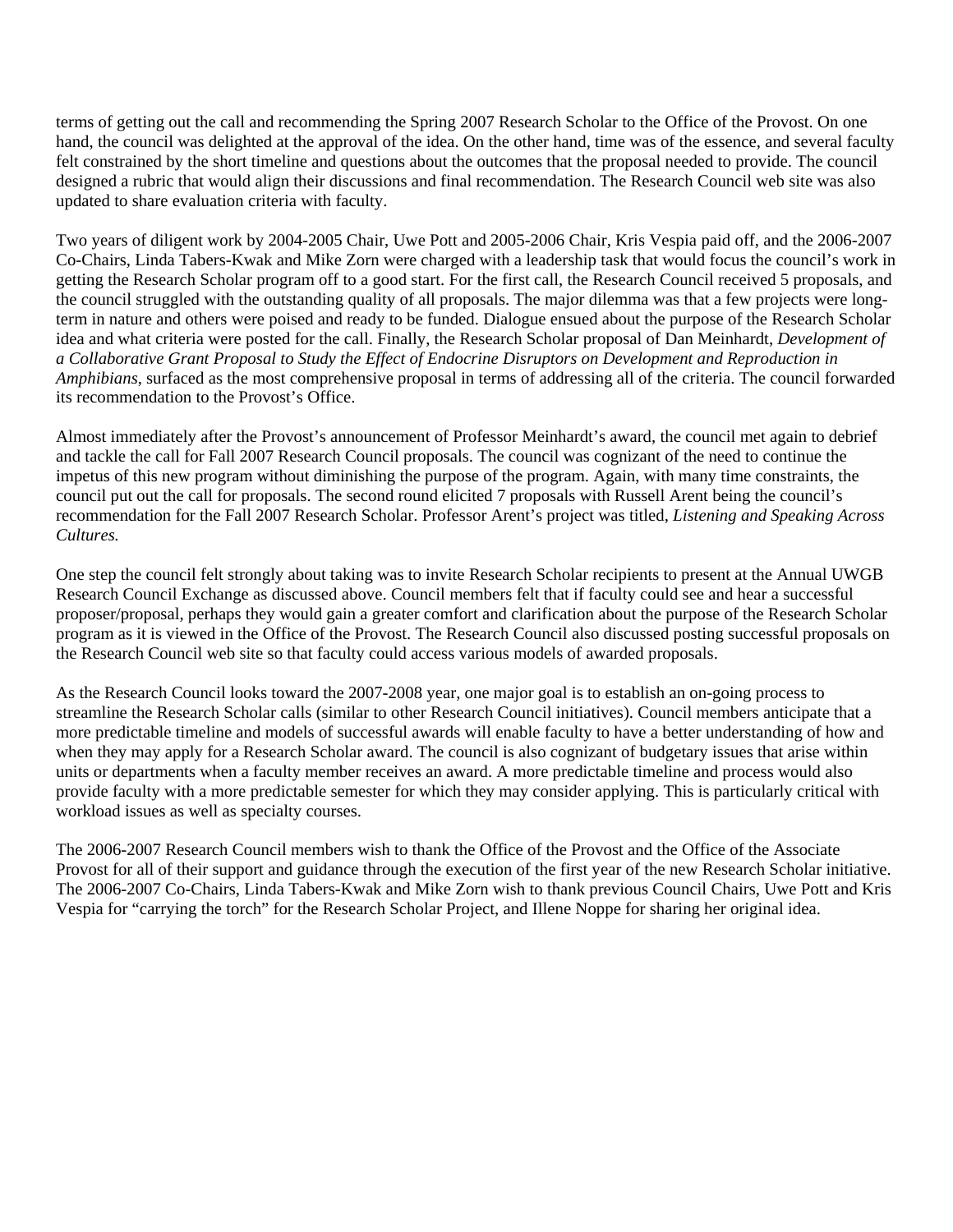terms of getting out the call and recommending the Spring 2007 Research Scholar to the Office of the Provost. On one hand, the council was delighted at the approval of the idea. On the other hand, time was of the essence, and several faculty felt constrained by the short timeline and questions about the outcomes that the proposal needed to provide. The council designed a rubric that would align their discussions and final recommendation. The Research Council web site was also updated to share evaluation criteria with faculty.

Two years of diligent work by 2004-2005 Chair, Uwe Pott and 2005-2006 Chair, Kris Vespia paid off, and the 2006-2007 Co-Chairs, Linda Tabers-Kwak and Mike Zorn were charged with a leadership task that would focus the council's work in getting the Research Scholar program off to a good start. For the first call, the Research Council received 5 proposals, and the council struggled with the outstanding quality of all proposals. The major dilemma was that a few projects were long-term in nature and others were poised and ready to be funded. Dialogue ensued about the purpose of the Research Scholar idea and what criteria were posted for the call. Finally, the Research Scholar proposal of Dan Meinhardt, *Development of a Collaborative Grant Proposal to Study the Effect of Endocrine Disruptors on Development and Reproduction in Amphibians*, surfaced as the most comprehensive proposal in terms of addressing all of the criteria. The council forwarded its recommendation to the Provost's Office.

Almost immediately after the Provost's announcement of Professor Meinhardt's award, the council met again to debrief and tackle the call for Fall 2007 Research Council proposals. The council was cognizant of the need to continue the impetus of this new program without diminishing the purpose of the program. Again, with many time constraints, the council put out the call for proposals. The second round elicited 7 proposals with Russell Arent being the council's recommendation for the Fall 2007 Research Scholar. Professor Arent's project was titled, *Listening and Speaking Across Cultures.*

One step the council felt strongly about taking was to invite Research Scholar recipients to present at the Annual UWGB Research Council Exchange as discussed above. Council members felt that if faculty could see and hear a successful proposer/proposal, perhaps they would gain a greater comfort and clarification about the purpose of the Research Scholar program as it is viewed in the Office of the Provost. The Research Council also discussed posting successful proposals on the Research Council web site so that faculty could access various models of awarded proposals.

As the Research Council looks toward the 2007-2008 year, one major goal is to establish an on-going process to streamline the Research Scholar calls (similar to other Research Council initiatives). Council members anticipate that a more predictable timeline and models of successful awards will enable faculty to have a better understanding of how and when they may apply for a Research Scholar award. The council is also cognizant of budgetary issues that arise within units or departments when a faculty member receives an award. A more predictable timeline and process would also provide faculty with a more predictable semester for which they may consider applying. This is particularly critical with workload issues as well as specialty courses.

The 2006-2007 Research Council members wish to thank the Office of the Provost and the Office of the Associate Provost for all of their support and guidance through the execution of the first year of the new Research Scholar initiative. The 2006-2007 Co-Chairs, Linda Tabers-Kwak and Mike Zorn wish to thank previous Council Chairs, Uwe Pott and Kris Vespia for "carrying the torch" for the Research Scholar Project, and Illene Noppe for sharing her original idea.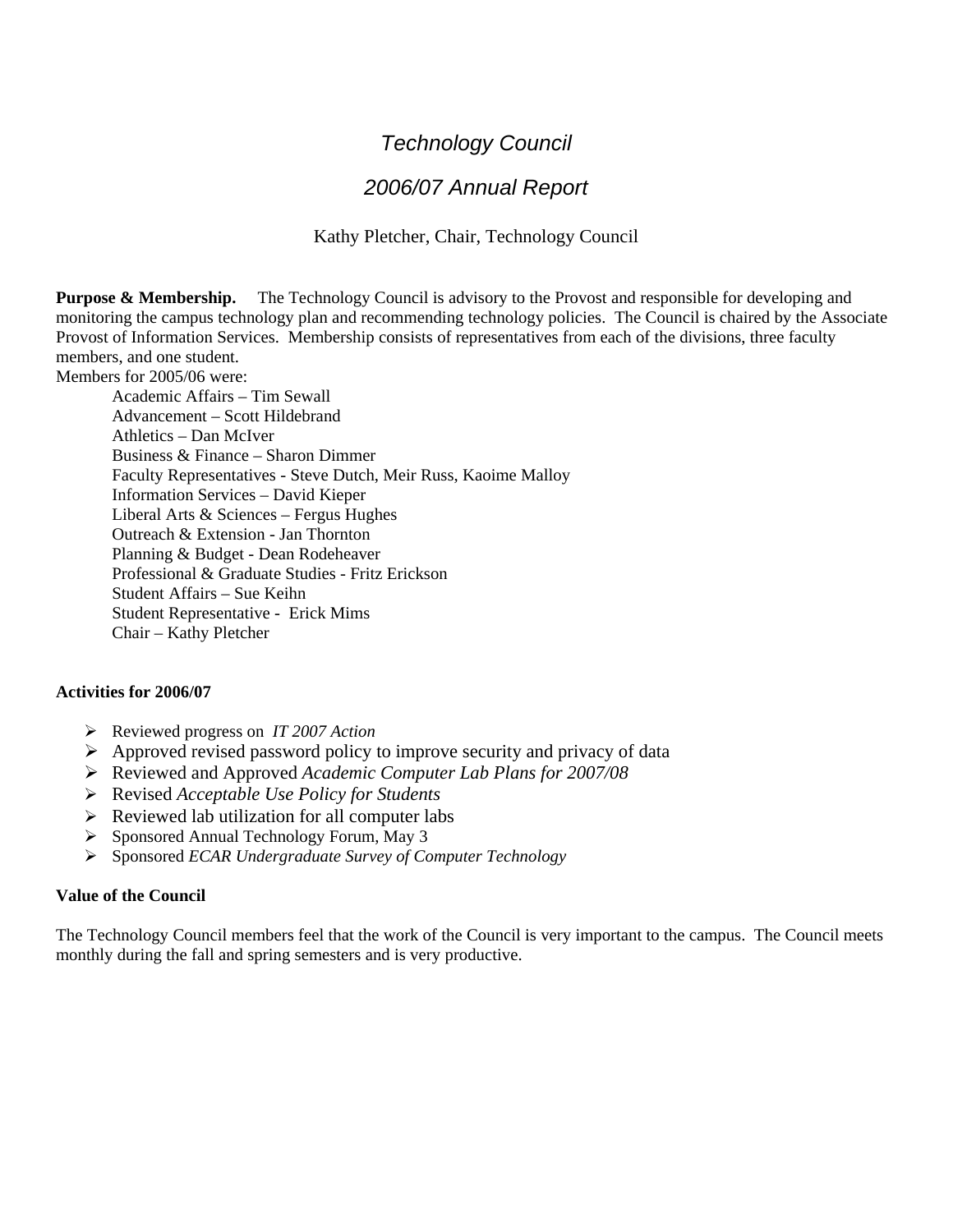# *Technology Council*

## *2006/07 Annual Report*

Kathy Pletcher, Chair, Technology Council

**Purpose & Membership.** The Technology Council is advisory to the Provost and responsible for developing and monitoring the campus technology plan and recommending technology policies. The Council is chaired by the Associate Provost of Information Services. Membership consists of representatives from each of the divisions, three faculty members, and one student.

Members for 2005/06 were:

Academic Affairs – Tim Sewall
Advancement – Scott Hildebrand
Athletics – Dan McIver
Business & Finance – Sharon Dimmer
Faculty Representatives - Steve Dutch, Meir Russ, Kaoime Malloy
Information Services – David Kieper
Liberal Arts & Sciences – Fergus Hughes
Outreach & Extension - Jan Thornton
Planning & Budget - Dean Rodeheaver
Professional & Graduate Studies - Fritz Erickson
Student Affairs – Sue Keihn
Student Representative - Erick Mims
Chair – Kathy Pletcher

**Activities for 2006/07**

- Reviewed progress on *IT 2007 Action*
- Approved revised password policy to improve security and privacy of data
- Reviewed and Approved *Academic Computer Lab Plans for 2007/08*
- Revised *Acceptable Use Policy for Students*
- Reviewed lab utilization for all computer labs
- Sponsored Annual Technology Forum, May 3
- Sponsored *ECAR Undergraduate Survey of Computer Technology*

**Value of the Council**

The Technology Council members feel that the work of the Council is very important to the campus. The Council meets monthly during the fall and spring semesters and is very productive.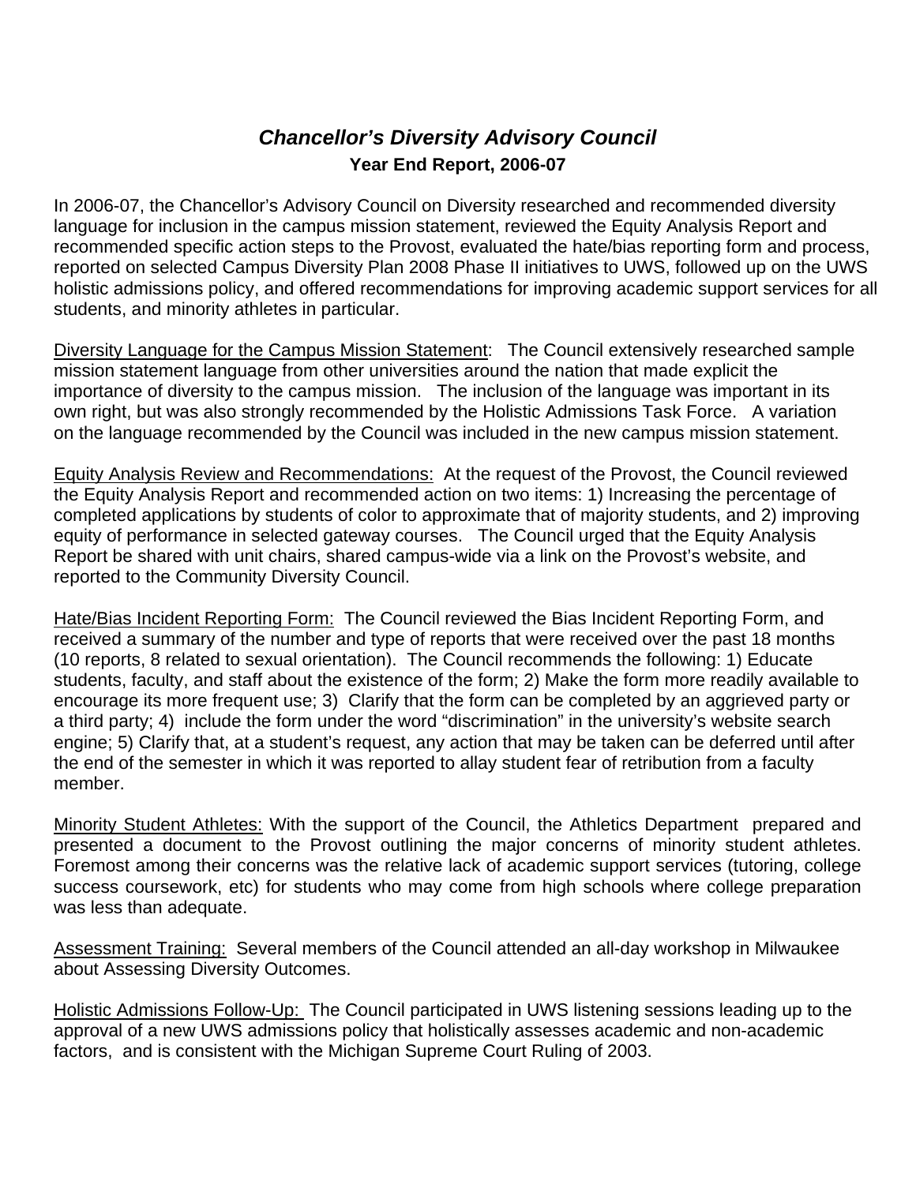# *Chancellor's Diversity Advisory Council*

## Year End Report, 2006-07

In 2006-07, the Chancellor's Advisory Council on Diversity researched and recommended diversity language for inclusion in the campus mission statement, reviewed the Equity Analysis Report and recommended specific action steps to the Provost, evaluated the hate/bias reporting form and process, reported on selected Campus Diversity Plan 2008 Phase II initiatives to UWS, followed up on the UWS holistic admissions policy, and offered recommendations for improving academic support services for all students, and minority athletes in particular.

Diversity Language for the Campus Mission Statement: The Council extensively researched sample mission statement language from other universities around the nation that made explicit the importance of diversity to the campus mission. The inclusion of the language was important in its own right, but was also strongly recommended by the Holistic Admissions Task Force. A variation on the language recommended by the Council was included in the new campus mission statement.

Equity Analysis Review and Recommendations: At the request of the Provost, the Council reviewed the Equity Analysis Report and recommended action on two items: 1) Increasing the percentage of completed applications by students of color to approximate that of majority students, and 2) improving equity of performance in selected gateway courses. The Council urged that the Equity Analysis Report be shared with unit chairs, shared campus-wide via a link on the Provost's website, and reported to the Community Diversity Council.

Hate/Bias Incident Reporting Form: The Council reviewed the Bias Incident Reporting Form, and received a summary of the number and type of reports that were received over the past 18 months (10 reports, 8 related to sexual orientation). The Council recommends the following: 1) Educate students, faculty, and staff about the existence of the form; 2) Make the form more readily available to encourage its more frequent use; 3) Clarify that the form can be completed by an aggrieved party or a third party; 4) include the form under the word "discrimination" in the university's website search engine; 5) Clarify that, at a student's request, any action that may be taken can be deferred until after the end of the semester in which it was reported to allay student fear of retribution from a faculty member.

Minority Student Athletes: With the support of the Council, the Athletics Department prepared and presented a document to the Provost outlining the major concerns of minority student athletes. Foremost among their concerns was the relative lack of academic support services (tutoring, college success coursework, etc) for students who may come from high schools where college preparation was less than adequate.

Assessment Training: Several members of the Council attended an all-day workshop in Milwaukee about Assessing Diversity Outcomes.

Holistic Admissions Follow-Up: The Council participated in UWS listening sessions leading up to the approval of a new UWS admissions policy that holistically assesses academic and non-academic factors, and is consistent with the Michigan Supreme Court Ruling of 2003.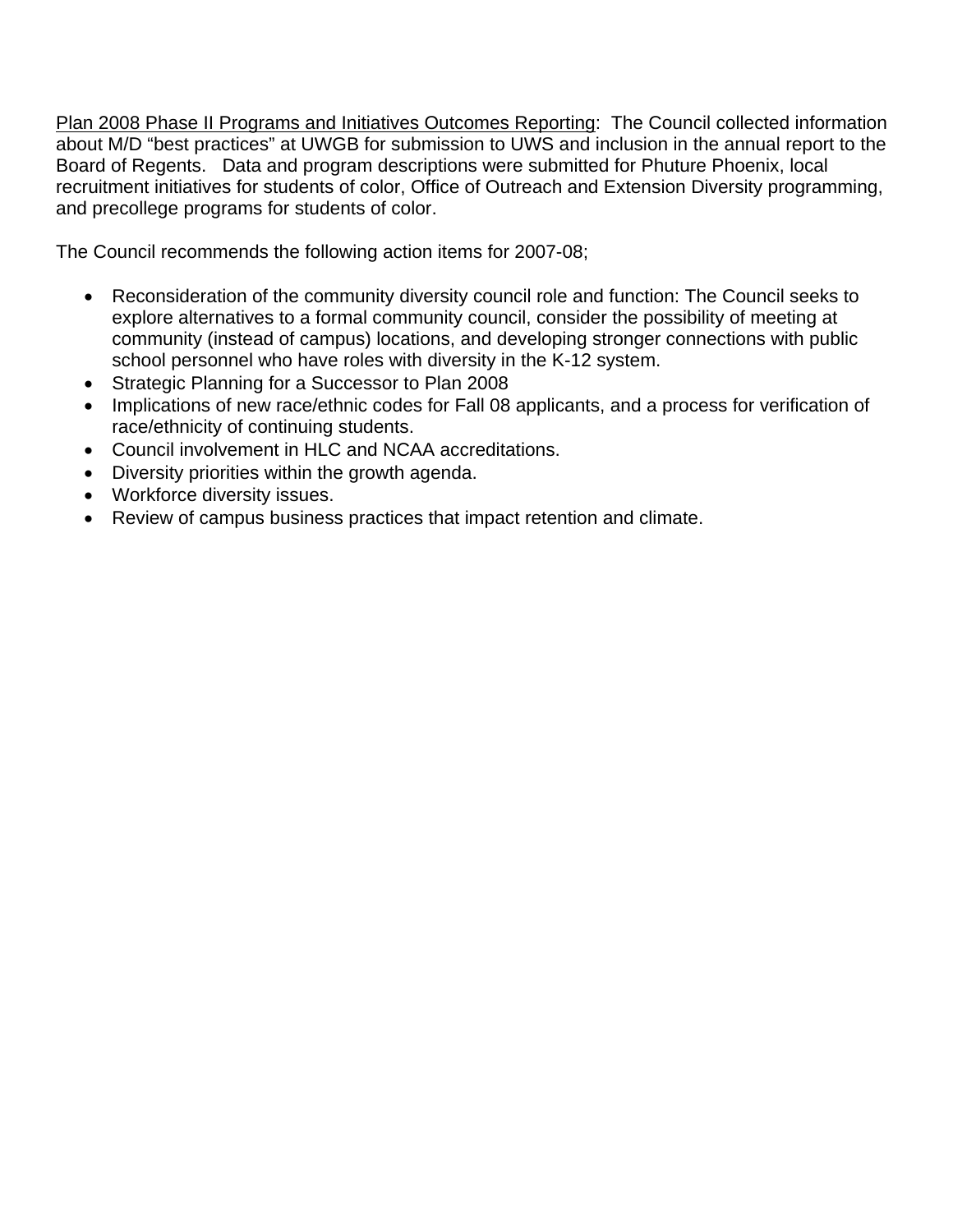<u>Plan 2008 Phase II Programs and Initiatives Outcomes Reporting</u>: The Council collected information about M/D "best practices" at UWGB for submission to UWS and inclusion in the annual report to the Board of Regents. Data and program descriptions were submitted for Phuture Phoenix, local recruitment initiatives for students of color, Office of Outreach and Extension Diversity programming, and precollege programs for students of color.

The Council recommends the following action items for 2007-08;

- Reconsideration of the community diversity council role and function: The Council seeks to explore alternatives to a formal community council, consider the possibility of meeting at community (instead of campus) locations, and developing stronger connections with public school personnel who have roles with diversity in the K-12 system.
- Strategic Planning for a Successor to Plan 2008
- Implications of new race/ethnic codes for Fall 08 applicants, and a process for verification of race/ethnicity of continuing students.
- Council involvement in HLC and NCAA accreditations.
- Diversity priorities within the growth agenda.
- Workforce diversity issues.
- Review of campus business practices that impact retention and climate.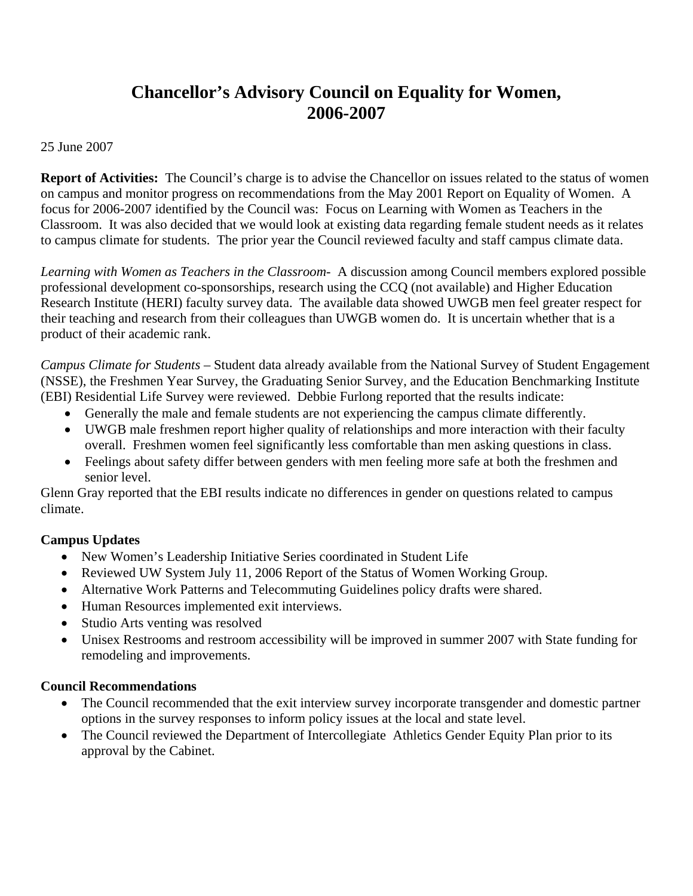# Chancellor's Advisory Council on Equality for Women, 2006-2007

25 June 2007

**Report of Activities:** The Council's charge is to advise the Chancellor on issues related to the status of women on campus and monitor progress on recommendations from the May 2001 Report on Equality of Women. A focus for 2006-2007 identified by the Council was: Focus on Learning with Women as Teachers in the Classroom. It was also decided that we would look at existing data regarding female student needs as it relates to campus climate for students. The prior year the Council reviewed faculty and staff campus climate data.

*Learning with Women as Teachers in the Classroom-* A discussion among Council members explored possible professional development co-sponsorships, research using the CCQ (not available) and Higher Education Research Institute (HERI) faculty survey data. The available data showed UWGB men feel greater respect for their teaching and research from their colleagues than UWGB women do. It is uncertain whether that is a product of their academic rank.

*Campus Climate for Students* – Student data already available from the National Survey of Student Engagement (NSSE), the Freshmen Year Survey, the Graduating Senior Survey, and the Education Benchmarking Institute (EBI) Residential Life Survey were reviewed. Debbie Furlong reported that the results indicate:

- Generally the male and female students are not experiencing the campus climate differently.
- UWGB male freshmen report higher quality of relationships and more interaction with their faculty overall. Freshmen women feel significantly less comfortable than men asking questions in class.
- Feelings about safety differ between genders with men feeling more safe at both the freshmen and senior level.

Glenn Gray reported that the EBI results indicate no differences in gender on questions related to campus climate.

**Campus Updates**

- New Women's Leadership Initiative Series coordinated in Student Life
- Reviewed UW System July 11, 2006 Report of the Status of Women Working Group.
- Alternative Work Patterns and Telecommuting Guidelines policy drafts were shared.
- Human Resources implemented exit interviews.
- Studio Arts venting was resolved
- Unisex Restrooms and restroom accessibility will be improved in summer 2007 with State funding for remodeling and improvements.

**Council Recommendations**

- The Council recommended that the exit interview survey incorporate transgender and domestic partner options in the survey responses to inform policy issues at the local and state level.
- The Council reviewed the Department of Intercollegiate Athletics Gender Equity Plan prior to its approval by the Cabinet.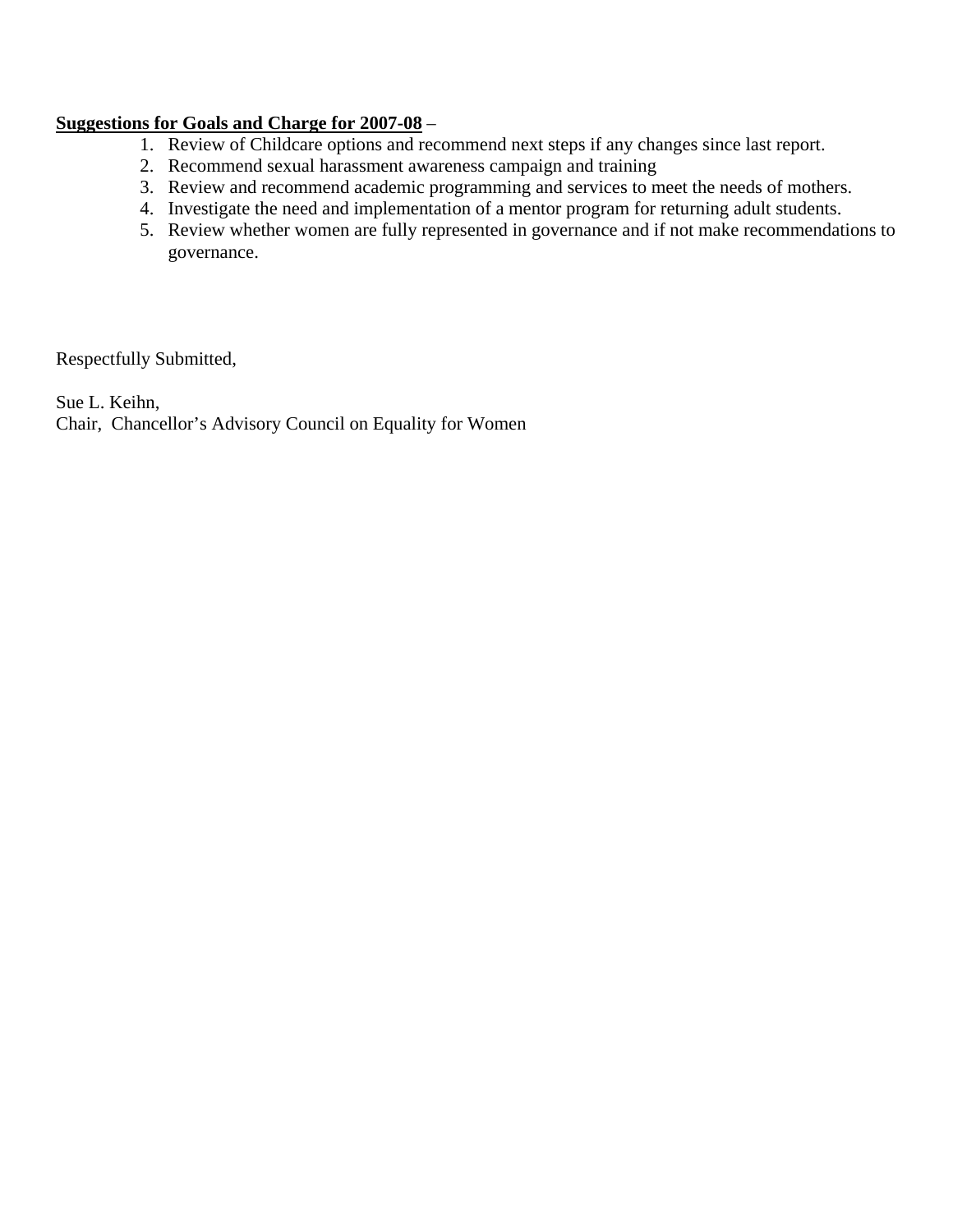**<u>Suggestions for Goals and Charge for 2007-08</u>** –

1. Review of Childcare options and recommend next steps if any changes since last report.
2. Recommend sexual harassment awareness campaign and training
3. Review and recommend academic programming and services to meet the needs of mothers.
4. Investigate the need and implementation of a mentor program for returning adult students.
5. Review whether women are fully represented in governance and if not make recommendations to governance.

Respectfully Submitted,

Sue L. Keihn,
Chair, Chancellor's Advisory Council on Equality for Women